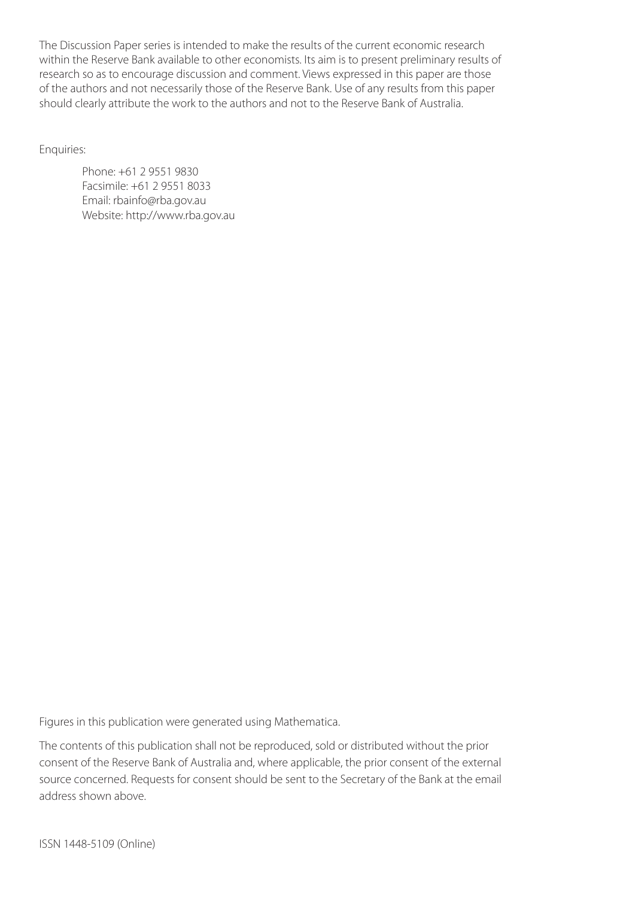The Discussion Paper series is intended to make the results of the current economic research within the Reserve Bank available to other economists. Its aim is to present preliminary results of research so as to encourage discussion and comment. Views expressed in this paper are those of the authors and not necessarily those of the Reserve Bank. Use of any results from this paper should clearly attribute the work to the authors and not to the Reserve Bank of Australia.

Enquiries:

Phone: +61 2 9551 9830
Facsimile: +61 2 9551 8033
Email: rbainfo@rba.gov.au
Website: http://www.rba.gov.au

Figures in this publication were generated using Mathematica.

The contents of this publication shall not be reproduced, sold or distributed without the prior consent of the Reserve Bank of Australia and, where applicable, the prior consent of the external source concerned. Requests for consent should be sent to the Secretary of the Bank at the email address shown above.

ISSN 1448-5109 (Online)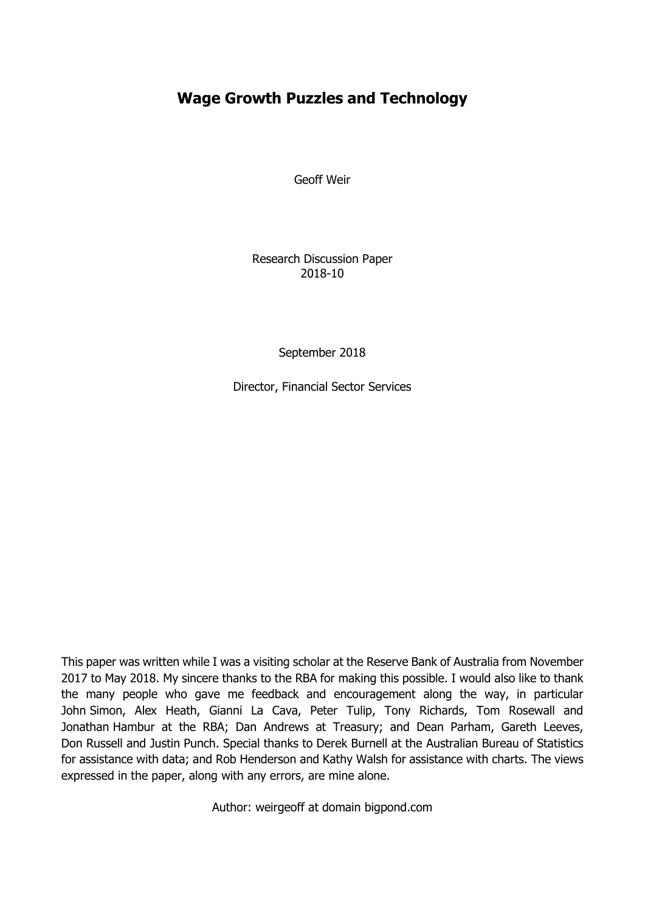# Wage Growth Puzzles and Technology

Geoff Weir

Research Discussion Paper
2018-10

September 2018

Director, Financial Sector Services

This paper was written while I was a visiting scholar at the Reserve Bank of Australia from November 2017 to May 2018. My sincere thanks to the RBA for making this possible. I would also like to thank the many people who gave me feedback and encouragement along the way, in particular John Simon, Alex Heath, Gianni La Cava, Peter Tulip, Tony Richards, Tom Rosewall and Jonathan Hambur at the RBA; Dan Andrews at Treasury; and Dean Parham, Gareth Leeves, Don Russell and Justin Punch. Special thanks to Derek Burnell at the Australian Bureau of Statistics for assistance with data; and Rob Henderson and Kathy Walsh for assistance with charts. The views expressed in the paper, along with any errors, are mine alone.

Author: weirgeoff at domain bigpond.com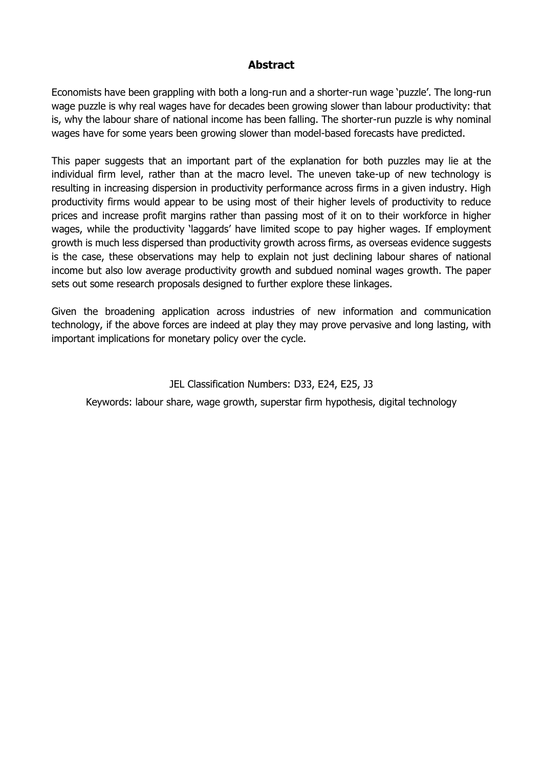## Abstract

Economists have been grappling with both a long-run and a shorter-run wage 'puzzle'. The long-run wage puzzle is why real wages have for decades been growing slower than labour productivity: that is, why the labour share of national income has been falling. The shorter-run puzzle is why nominal wages have for some years been growing slower than model-based forecasts have predicted.

This paper suggests that an important part of the explanation for both puzzles may lie at the individual firm level, rather than at the macro level. The uneven take-up of new technology is resulting in increasing dispersion in productivity performance across firms in a given industry. High productivity firms would appear to be using most of their higher levels of productivity to reduce prices and increase profit margins rather than passing most of it on to their workforce in higher wages, while the productivity 'laggards' have limited scope to pay higher wages. If employment growth is much less dispersed than productivity growth across firms, as overseas evidence suggests is the case, these observations may help to explain not just declining labour shares of national income but also low average productivity growth and subdued nominal wages growth. The paper sets out some research proposals designed to further explore these linkages.

Given the broadening application across industries of new information and communication technology, if the above forces are indeed at play they may prove pervasive and long lasting, with important implications for monetary policy over the cycle.

JEL Classification Numbers: D33, E24, E25, J3

Keywords: labour share, wage growth, superstar firm hypothesis, digital technology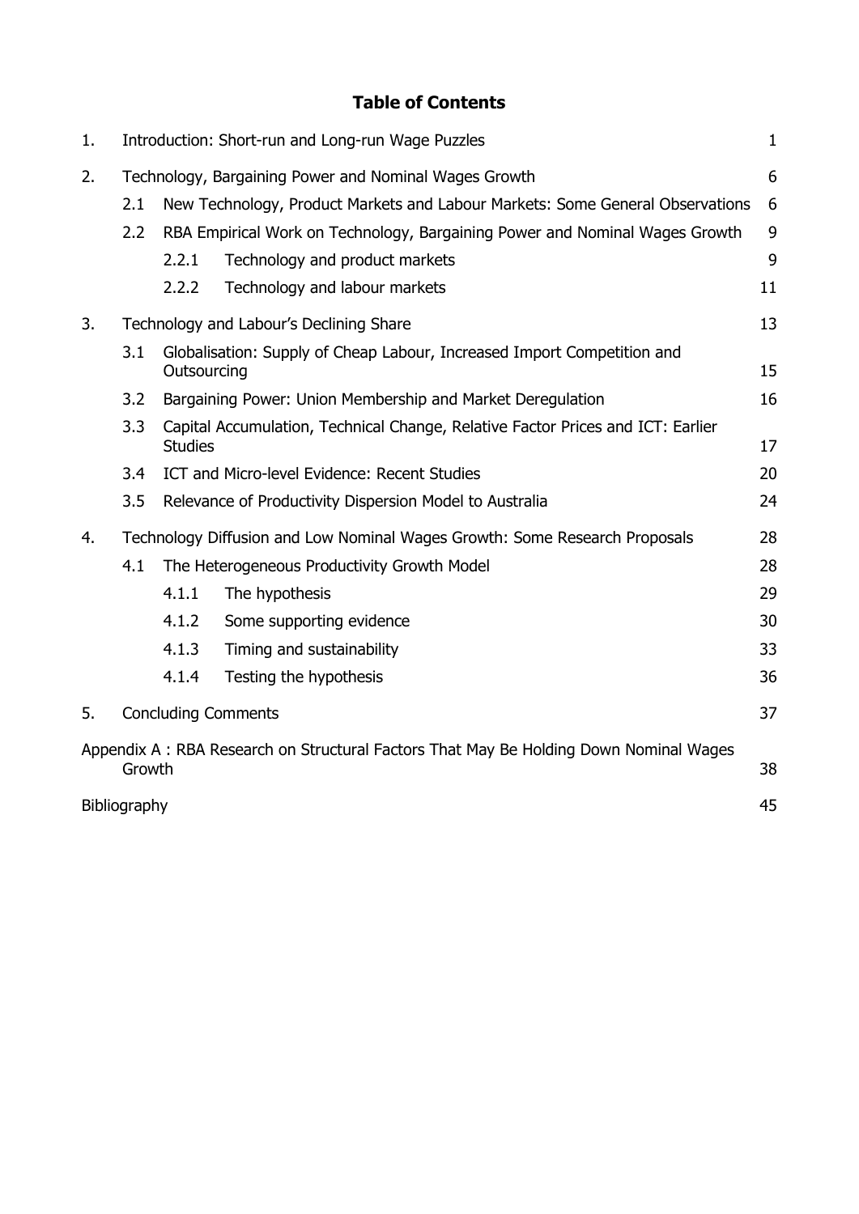# Table of Contents

| | | | |
|---|---|---|---|
| 1. | Introduction: Short-run and Long-run Wage Puzzles | | 1 |
| 2. | Technology, Bargaining Power and Nominal Wages Growth | | 6 |
| | 2.1 | New Technology, Product Markets and Labour Markets: Some General Observations | 6 |
| | 2.2 | RBA Empirical Work on Technology, Bargaining Power and Nominal Wages Growth | 9 |
| | | 2.2.1 Technology and product markets | 9 |
| | | 2.2.2 Technology and labour markets | 11 |
| 3. | Technology and Labour's Declining Share | | 13 |
| | 3.1 | Globalisation: Supply of Cheap Labour, Increased Import Competition and Outsourcing | 15 |
| | 3.2 | Bargaining Power: Union Membership and Market Deregulation | 16 |
| | 3.3 | Capital Accumulation, Technical Change, Relative Factor Prices and ICT: Earlier Studies | 17 |
| | 3.4 | ICT and Micro-level Evidence: Recent Studies | 20 |
| | 3.5 | Relevance of Productivity Dispersion Model to Australia | 24 |
| 4. | Technology Diffusion and Low Nominal Wages Growth: Some Research Proposals | | 28 |
| | 4.1 | The Heterogeneous Productivity Growth Model | 28 |
| | | 4.1.1 The hypothesis | 29 |
| | | 4.1.2 Some supporting evidence | 30 |
| | | 4.1.3 Timing and sustainability | 33 |
| | | 4.1.4 Testing the hypothesis | 36 |
| 5. | Concluding Comments | | 37 |
| Appendix A : RBA Research on Structural Factors That May Be Holding Down Nominal Wages Growth | | | 38 |
| Bibliography | | | 45 |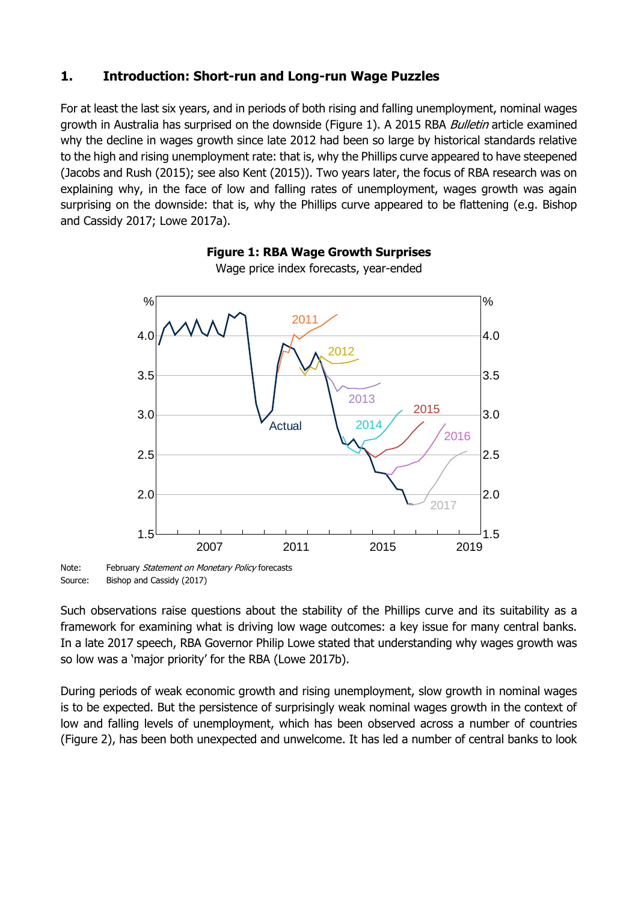## 1. Introduction: Short-run and Long-run Wage Puzzles

For at least the last six years, and in periods of both rising and falling unemployment, nominal wages growth in Australia has surprised on the downside (Figure 1). A 2015 RBA *Bulletin* article examined why the decline in wages growth since late 2012 had been so large by historical standards relative to the high and rising unemployment rate: that is, why the Phillips curve appeared to have steepened (Jacobs and Rush (2015); see also Kent (2015)). Two years later, the focus of RBA research was on explaining why, in the face of low and falling rates of unemployment, wages growth was again surprising on the downside: that is, why the Phillips curve appeared to be flattening (e.g. Bishop and Cassidy 2017; Lowe 2017a).

**Figure 1: RBA Wage Growth Surprises**

Wage price index forecasts, year-ended

Note: February *Statement on Monetary Policy* forecasts

Source: Bishop and Cassidy (2017)

Such observations raise questions about the stability of the Phillips curve and its suitability as a framework for examining what is driving low wage outcomes: a key issue for many central banks. In a late 2017 speech, RBA Governor Philip Lowe stated that understanding why wages growth was so low was a 'major priority' for the RBA (Lowe 2017b).

During periods of weak economic growth and rising unemployment, slow growth in nominal wages is to be expected. But the persistence of surprisingly weak nominal wages growth in the context of low and falling levels of unemployment, which has been observed across a number of countries (Figure 2), has been both unexpected and unwelcome. It has led a number of central banks to look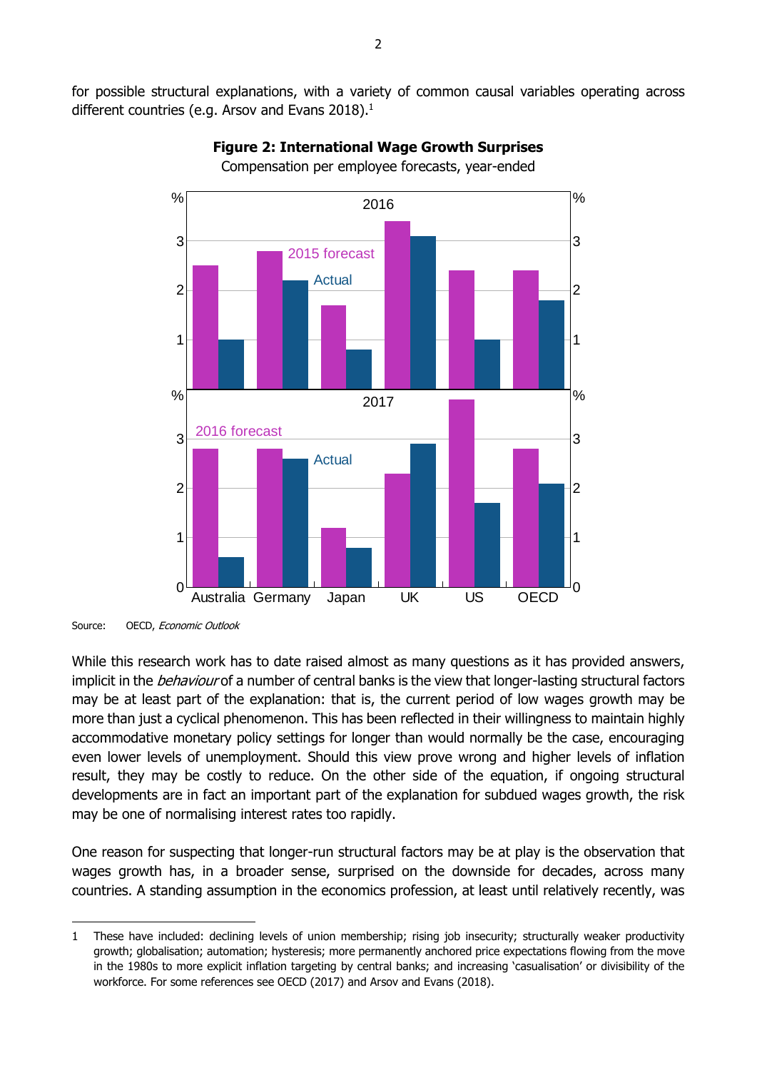for possible structural explanations, with a variety of common causal variables operating across different countries (e.g. Arsov and Evans 2018).[1]

**Figure 2: International Wage Growth Surprises**

Compensation per employee forecasts, year-ended

Source: OECD, *Economic Outlook*

While this research work has to date raised almost as many questions as it has provided answers, implicit in the *behaviour* of a number of central banks is the view that longer-lasting structural factors may be at least part of the explanation: that is, the current period of low wages growth may be more than just a cyclical phenomenon. This has been reflected in their willingness to maintain highly accommodative monetary policy settings for longer than would normally be the case, encouraging even lower levels of unemployment. Should this view prove wrong and higher levels of inflation result, they may be costly to reduce. On the other side of the equation, if ongoing structural developments are in fact an important part of the explanation for subdued wages growth, the risk may be one of normalising interest rates too rapidly.

One reason for suspecting that longer-run structural factors may be at play is the observation that wages growth has, in a broader sense, surprised on the downside for decades, across many countries. A standing assumption in the economics profession, at least until relatively recently, was

---

1 These have included: declining levels of union membership; rising job insecurity; structurally weaker productivity growth; globalisation; automation; hysteresis; more permanently anchored price expectations flowing from the move in the 1980s to more explicit inflation targeting by central banks; and increasing 'casualisation' or divisibility of the workforce. For some references see OECD (2017) and Arsov and Evans (2018).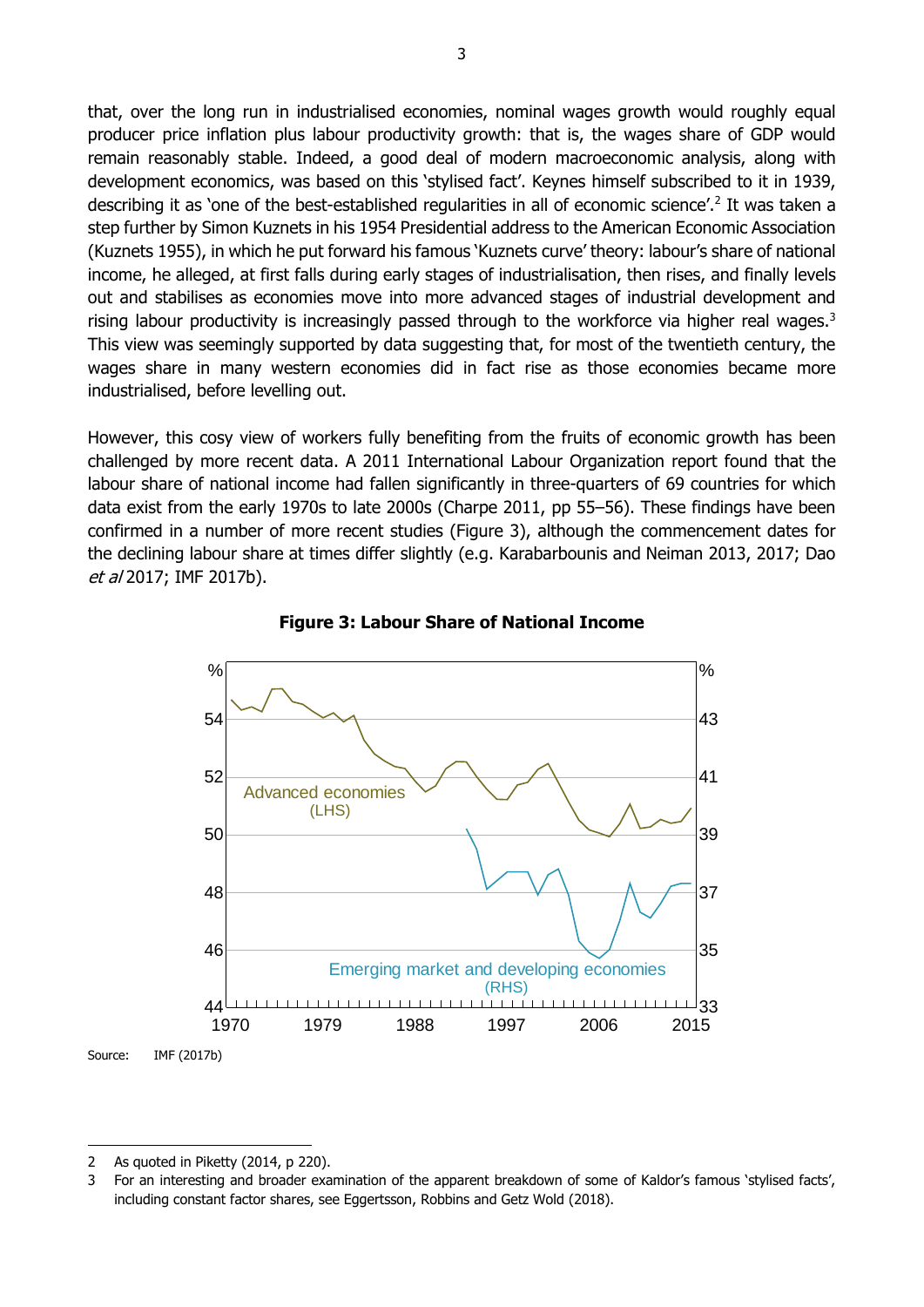that, over the long run in industrialised economies, nominal wages growth would roughly equal producer price inflation plus labour productivity growth: that is, the wages share of GDP would remain reasonably stable. Indeed, a good deal of modern macroeconomic analysis, along with development economics, was based on this 'stylised fact'. Keynes himself subscribed to it in 1939, describing it as 'one of the best-established regularities in all of economic science'.[2] It was taken a step further by Simon Kuznets in his 1954 Presidential address to the American Economic Association (Kuznets 1955), in which he put forward his famous 'Kuznets curve' theory: labour's share of national income, he alleged, at first falls during early stages of industrialisation, then rises, and finally levels out and stabilises as economies move into more advanced stages of industrial development and rising labour productivity is increasingly passed through to the workforce via higher real wages.[3] This view was seemingly supported by data suggesting that, for most of the twentieth century, the wages share in many western economies did in fact rise as those economies became more industrialised, before levelling out.

However, this cosy view of workers fully benefiting from the fruits of economic growth has been challenged by more recent data. A 2011 International Labour Organization report found that the labour share of national income had fallen significantly in three-quarters of 69 countries for which data exist from the early 1970s to late 2000s (Charpe 2011, pp 55–56). These findings have been confirmed in a number of more recent studies (Figure 3), although the commencement dates for the declining labour share at times differ slightly (e.g. Karabarbounis and Neiman 2013, 2017; Dao *et al* 2017; IMF 2017b).

**Figure 3: Labour Share of National Income**

Source: IMF (2017b)

---

2 As quoted in Piketty (2014, p 220).

3 For an interesting and broader examination of the apparent breakdown of some of Kaldor's famous 'stylised facts', including constant factor shares, see Eggertsson, Robbins and Getz Wold (2018).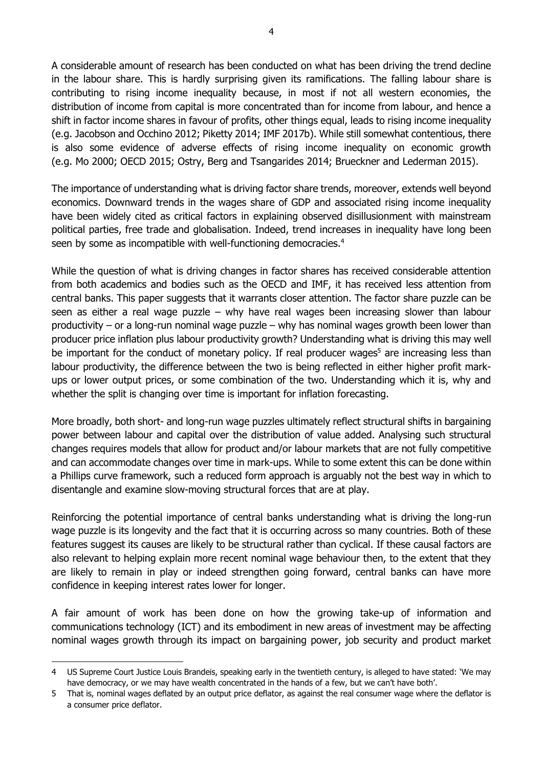A considerable amount of research has been conducted on what has been driving the trend decline in the labour share. This is hardly surprising given its ramifications. The falling labour share is contributing to rising income inequality because, in most if not all western economies, the distribution of income from capital is more concentrated than for income from labour, and hence a shift in factor income shares in favour of profits, other things equal, leads to rising income inequality (e.g. Jacobson and Occhino 2012; Piketty 2014; IMF 2017b). While still somewhat contentious, there is also some evidence of adverse effects of rising income inequality on economic growth (e.g. Mo 2000; OECD 2015; Ostry, Berg and Tsangarides 2014; Brueckner and Lederman 2015).

The importance of understanding what is driving factor share trends, moreover, extends well beyond economics. Downward trends in the wages share of GDP and associated rising income inequality have been widely cited as critical factors in explaining observed disillusionment with mainstream political parties, free trade and globalisation. Indeed, trend increases in inequality have long been seen by some as incompatible with well-functioning democracies.[4]

While the question of what is driving changes in factor shares has received considerable attention from both academics and bodies such as the OECD and IMF, it has received less attention from central banks. This paper suggests that it warrants closer attention. The factor share puzzle can be seen as either a real wage puzzle – why have real wages been increasing slower than labour productivity – or a long-run nominal wage puzzle – why has nominal wages growth been lower than producer price inflation plus labour productivity growth? Understanding what is driving this may well be important for the conduct of monetary policy. If real producer wages[5] are increasing less than labour productivity, the difference between the two is being reflected in either higher profit mark-ups or lower output prices, or some combination of the two. Understanding which it is, why and whether the split is changing over time is important for inflation forecasting.

More broadly, both short- and long-run wage puzzles ultimately reflect structural shifts in bargaining power between labour and capital over the distribution of value added. Analysing such structural changes requires models that allow for product and/or labour markets that are not fully competitive and can accommodate changes over time in mark-ups. While to some extent this can be done within a Phillips curve framework, such a reduced form approach is arguably not the best way in which to disentangle and examine slow-moving structural forces that are at play.

Reinforcing the potential importance of central banks understanding what is driving the long-run wage puzzle is its longevity and the fact that it is occurring across so many countries. Both of these features suggest its causes are likely to be structural rather than cyclical. If these causal factors are also relevant to helping explain more recent nominal wage behaviour then, to the extent that they are likely to remain in play or indeed strengthen going forward, central banks can have more confidence in keeping interest rates lower for longer.

A fair amount of work has been done on how the growing take-up of information and communications technology (ICT) and its embodiment in new areas of investment may be affecting nominal wages growth through its impact on bargaining power, job security and product market

---

4 US Supreme Court Justice Louis Brandeis, speaking early in the twentieth century, is alleged to have stated: 'We may have democracy, or we may have wealth concentrated in the hands of a few, but we can't have both'.

5 That is, nominal wages deflated by an output price deflator, as against the real consumer wage where the deflator is a consumer price deflator.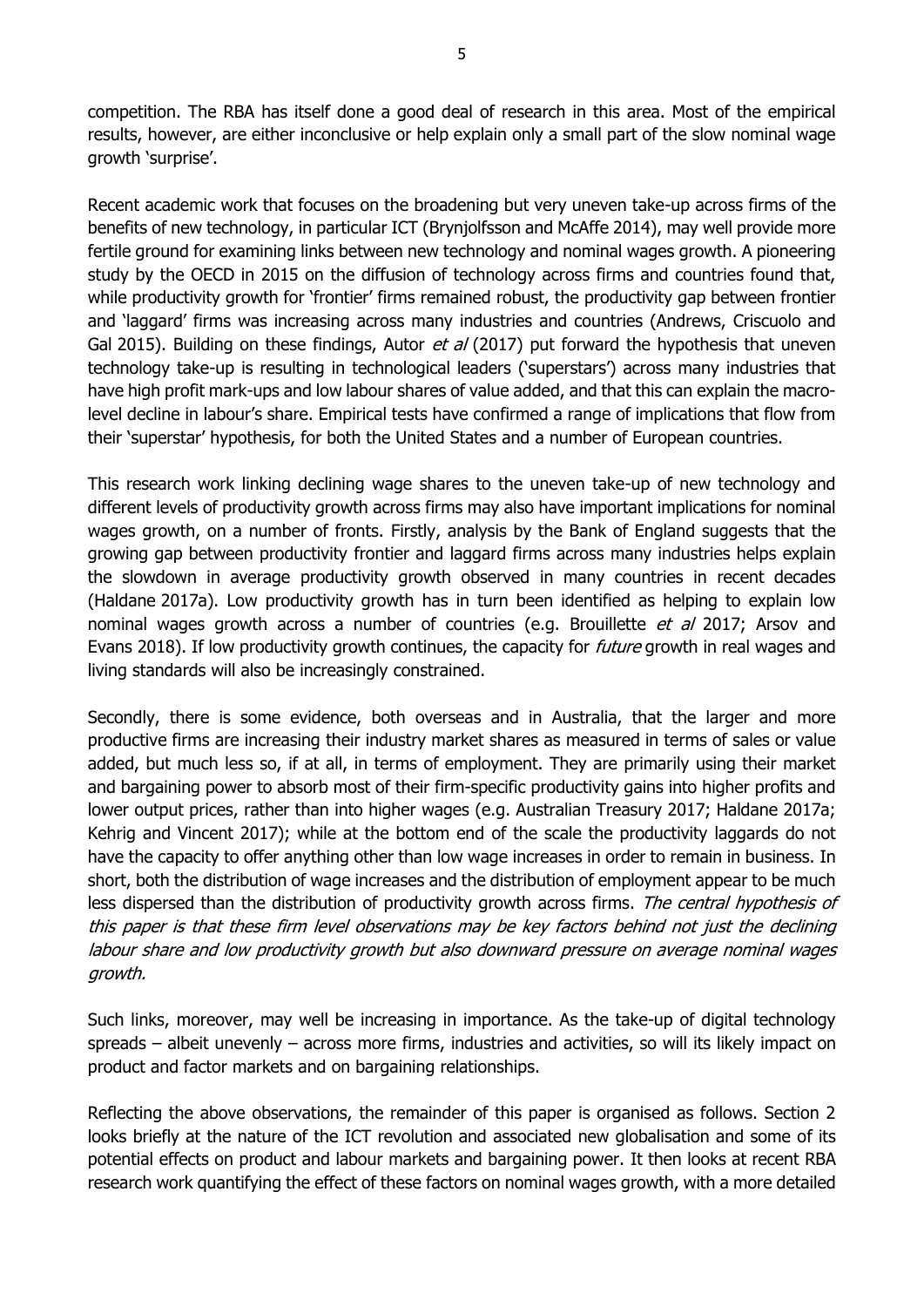competition. The RBA has itself done a good deal of research in this area. Most of the empirical results, however, are either inconclusive or help explain only a small part of the slow nominal wage growth 'surprise'.

Recent academic work that focuses on the broadening but very uneven take-up across firms of the benefits of new technology, in particular ICT (Brynjolfsson and McAffe 2014), may well provide more fertile ground for examining links between new technology and nominal wages growth. A pioneering study by the OECD in 2015 on the diffusion of technology across firms and countries found that, while productivity growth for 'frontier' firms remained robust, the productivity gap between frontier and 'laggard' firms was increasing across many industries and countries (Andrews, Criscuolo and Gal 2015). Building on these findings, Autor *et al* (2017) put forward the hypothesis that uneven technology take-up is resulting in technological leaders ('superstars') across many industries that have high profit mark-ups and low labour shares of value added, and that this can explain the macro-level decline in labour's share. Empirical tests have confirmed a range of implications that flow from their 'superstar' hypothesis, for both the United States and a number of European countries.

This research work linking declining wage shares to the uneven take-up of new technology and different levels of productivity growth across firms may also have important implications for nominal wages growth, on a number of fronts. Firstly, analysis by the Bank of England suggests that the growing gap between productivity frontier and laggard firms across many industries helps explain the slowdown in average productivity growth observed in many countries in recent decades (Haldane 2017a). Low productivity growth has in turn been identified as helping to explain low nominal wages growth across a number of countries (e.g. Brouillette *et al* 2017; Arsov and Evans 2018). If low productivity growth continues, the capacity for *future* growth in real wages and living standards will also be increasingly constrained.

Secondly, there is some evidence, both overseas and in Australia, that the larger and more productive firms are increasing their industry market shares as measured in terms of sales or value added, but much less so, if at all, in terms of employment. They are primarily using their market and bargaining power to absorb most of their firm-specific productivity gains into higher profits and lower output prices, rather than into higher wages (e.g. Australian Treasury 2017; Haldane 2017a; Kehrig and Vincent 2017); while at the bottom end of the scale the productivity laggards do not have the capacity to offer anything other than low wage increases in order to remain in business. In short, both the distribution of wage increases and the distribution of employment appear to be much less dispersed than the distribution of productivity growth across firms. *The central hypothesis of this paper is that these firm level observations may be key factors behind not just the declining labour share and low productivity growth but also downward pressure on average nominal wages growth.*

Such links, moreover, may well be increasing in importance. As the take-up of digital technology spreads – albeit unevenly – across more firms, industries and activities, so will its likely impact on product and factor markets and on bargaining relationships.

Reflecting the above observations, the remainder of this paper is organised as follows. Section 2 looks briefly at the nature of the ICT revolution and associated new globalisation and some of its potential effects on product and labour markets and bargaining power. It then looks at recent RBA research work quantifying the effect of these factors on nominal wages growth, with a more detailed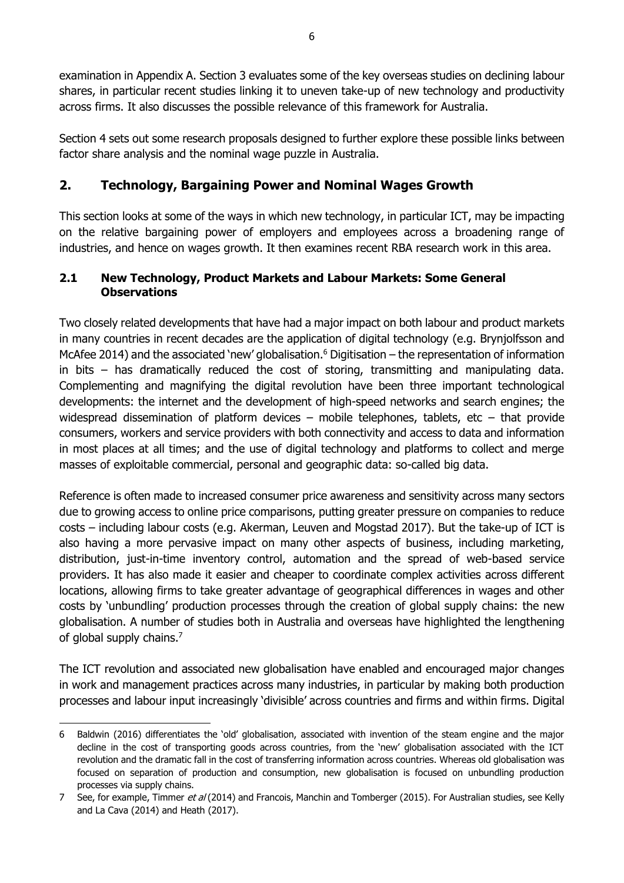examination in Appendix A. Section 3 evaluates some of the key overseas studies on declining labour shares, in particular recent studies linking it to uneven take-up of new technology and productivity across firms. It also discusses the possible relevance of this framework for Australia.

Section 4 sets out some research proposals designed to further explore these possible links between factor share analysis and the nominal wage puzzle in Australia.

## 2. Technology, Bargaining Power and Nominal Wages Growth

This section looks at some of the ways in which new technology, in particular ICT, may be impacting on the relative bargaining power of employers and employees across a broadening range of industries, and hence on wages growth. It then examines recent RBA research work in this area.

### 2.1 New Technology, Product Markets and Labour Markets: Some General Observations

Two closely related developments that have had a major impact on both labour and product markets in many countries in recent decades are the application of digital technology (e.g. Brynjolfsson and McAfee 2014) and the associated 'new' globalisation.[6] Digitisation – the representation of information in bits – has dramatically reduced the cost of storing, transmitting and manipulating data. Complementing and magnifying the digital revolution have been three important technological developments: the internet and the development of high-speed networks and search engines; the widespread dissemination of platform devices – mobile telephones, tablets, etc – that provide consumers, workers and service providers with both connectivity and access to data and information in most places at all times; and the use of digital technology and platforms to collect and merge masses of exploitable commercial, personal and geographic data: so-called big data.

Reference is often made to increased consumer price awareness and sensitivity across many sectors due to growing access to online price comparisons, putting greater pressure on companies to reduce costs – including labour costs (e.g. Akerman, Leuven and Mogstad 2017). But the take-up of ICT is also having a more pervasive impact on many other aspects of business, including marketing, distribution, just-in-time inventory control, automation and the spread of web-based service providers. It has also made it easier and cheaper to coordinate complex activities across different locations, allowing firms to take greater advantage of geographical differences in wages and other costs by 'unbundling' production processes through the creation of global supply chains: the new globalisation. A number of studies both in Australia and overseas have highlighted the lengthening of global supply chains.[7]

The ICT revolution and associated new globalisation have enabled and encouraged major changes in work and management practices across many industries, in particular by making both production processes and labour input increasingly 'divisible' across countries and firms and within firms. Digital

---

6 Baldwin (2016) differentiates the 'old' globalisation, associated with invention of the steam engine and the major decline in the cost of transporting goods across countries, from the 'new' globalisation associated with the ICT revolution and the dramatic fall in the cost of transferring information across countries. Whereas old globalisation was focused on separation of production and consumption, new globalisation is focused on unbundling production processes via supply chains.

7 See, for example, Timmer *et al* (2014) and Francois, Manchin and Tomberger (2015). For Australian studies, see Kelly and La Cava (2014) and Heath (2017).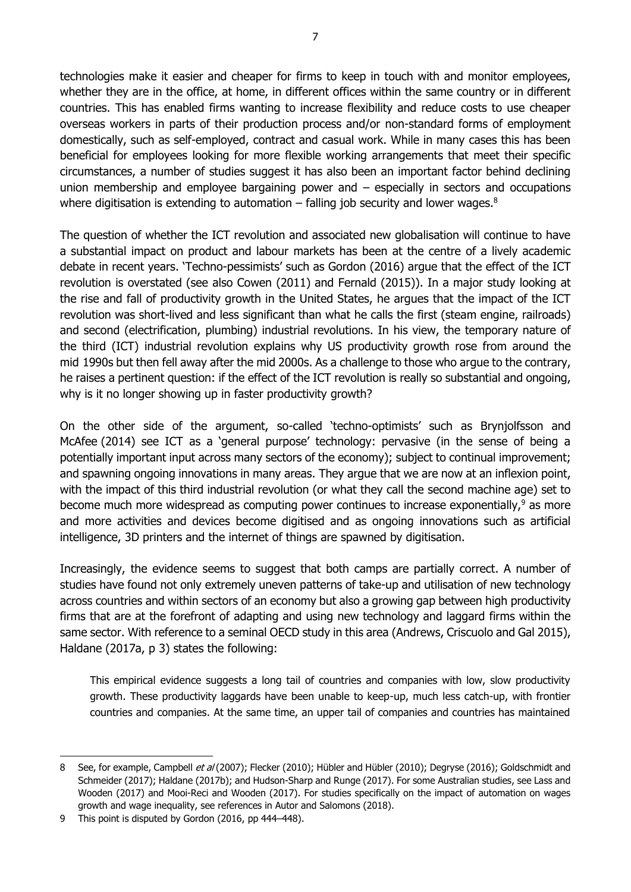technologies make it easier and cheaper for firms to keep in touch with and monitor employees, whether they are in the office, at home, in different offices within the same country or in different countries. This has enabled firms wanting to increase flexibility and reduce costs to use cheaper overseas workers in parts of their production process and/or non-standard forms of employment domestically, such as self-employed, contract and casual work. While in many cases this has been beneficial for employees looking for more flexible working arrangements that meet their specific circumstances, a number of studies suggest it has also been an important factor behind declining union membership and employee bargaining power and – especially in sectors and occupations where digitisation is extending to automation – falling job security and lower wages.[8]

The question of whether the ICT revolution and associated new globalisation will continue to have a substantial impact on product and labour markets has been at the centre of a lively academic debate in recent years. 'Techno-pessimists' such as Gordon (2016) argue that the effect of the ICT revolution is overstated (see also Cowen (2011) and Fernald (2015)). In a major study looking at the rise and fall of productivity growth in the United States, he argues that the impact of the ICT revolution was short-lived and less significant than what he calls the first (steam engine, railroads) and second (electrification, plumbing) industrial revolutions. In his view, the temporary nature of the third (ICT) industrial revolution explains why US productivity growth rose from around the mid 1990s but then fell away after the mid 2000s. As a challenge to those who argue to the contrary, he raises a pertinent question: if the effect of the ICT revolution is really so substantial and ongoing, why is it no longer showing up in faster productivity growth?

On the other side of the argument, so-called 'techno-optimists' such as Brynjolfsson and McAfee (2014) see ICT as a 'general purpose' technology: pervasive (in the sense of being a potentially important input across many sectors of the economy); subject to continual improvement; and spawning ongoing innovations in many areas. They argue that we are now at an inflexion point, with the impact of this third industrial revolution (or what they call the second machine age) set to become much more widespread as computing power continues to increase exponentially,[9] as more and more activities and devices become digitised and as ongoing innovations such as artificial intelligence, 3D printers and the internet of things are spawned by digitisation.

Increasingly, the evidence seems to suggest that both camps are partially correct. A number of studies have found not only extremely uneven patterns of take-up and utilisation of new technology across countries and within sectors of an economy but also a growing gap between high productivity firms that are at the forefront of adapting and using new technology and laggard firms within the same sector. With reference to a seminal OECD study in this area (Andrews, Criscuolo and Gal 2015), Haldane (2017a, p 3) states the following:

> This empirical evidence suggests a long tail of countries and companies with low, slow productivity growth. These productivity laggards have been unable to keep-up, much less catch-up, with frontier countries and companies. At the same time, an upper tail of companies and countries has maintained

---

8 See, for example, Campbell *et al* (2007); Flecker (2010); Hübler and Hübler (2010); Degryse (2016); Goldschmidt and Schmeider (2017); Haldane (2017b); and Hudson-Sharp and Runge (2017). For some Australian studies, see Lass and Wooden (2017) and Mooi-Reci and Wooden (2017). For studies specifically on the impact of automation on wages growth and wage inequality, see references in Autor and Salomons (2018).

9 This point is disputed by Gordon (2016, pp 444–448).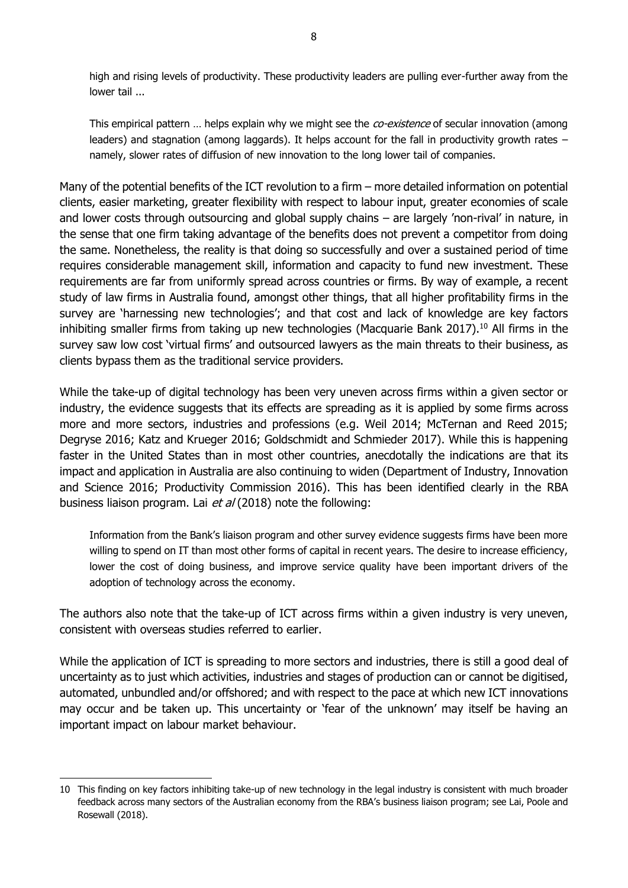> high and rising levels of productivity. These productivity leaders are pulling ever-further away from the lower tail ...
>
> This empirical pattern … helps explain why we might see the *co-existence* of secular innovation (among leaders) and stagnation (among laggards). It helps account for the fall in productivity growth rates – namely, slower rates of diffusion of new innovation to the long lower tail of companies.

Many of the potential benefits of the ICT revolution to a firm – more detailed information on potential clients, easier marketing, greater flexibility with respect to labour input, greater economies of scale and lower costs through outsourcing and global supply chains – are largely 'non-rival' in nature, in the sense that one firm taking advantage of the benefits does not prevent a competitor from doing the same. Nonetheless, the reality is that doing so successfully and over a sustained period of time requires considerable management skill, information and capacity to fund new investment. These requirements are far from uniformly spread across countries or firms. By way of example, a recent study of law firms in Australia found, amongst other things, that all higher profitability firms in the survey are 'harnessing new technologies'; and that cost and lack of knowledge are key factors inhibiting smaller firms from taking up new technologies (Macquarie Bank 2017).[10] All firms in the survey saw low cost 'virtual firms' and outsourced lawyers as the main threats to their business, as clients bypass them as the traditional service providers.

While the take-up of digital technology has been very uneven across firms within a given sector or industry, the evidence suggests that its effects are spreading as it is applied by some firms across more and more sectors, industries and professions (e.g. Weil 2014; McTernan and Reed 2015; Degryse 2016; Katz and Krueger 2016; Goldschmidt and Schmieder 2017). While this is happening faster in the United States than in most other countries, anecdotally the indications are that its impact and application in Australia are also continuing to widen (Department of Industry, Innovation and Science 2016; Productivity Commission 2016). This has been identified clearly in the RBA business liaison program. Lai *et al* (2018) note the following:

> Information from the Bank's liaison program and other survey evidence suggests firms have been more willing to spend on IT than most other forms of capital in recent years. The desire to increase efficiency, lower the cost of doing business, and improve service quality have been important drivers of the adoption of technology across the economy.

The authors also note that the take-up of ICT across firms within a given industry is very uneven, consistent with overseas studies referred to earlier.

While the application of ICT is spreading to more sectors and industries, there is still a good deal of uncertainty as to just which activities, industries and stages of production can or cannot be digitised, automated, unbundled and/or offshored; and with respect to the pace at which new ICT innovations may occur and be taken up. This uncertainty or 'fear of the unknown' may itself be having an important impact on labour market behaviour.

---

10 This finding on key factors inhibiting take-up of new technology in the legal industry is consistent with much broader feedback across many sectors of the Australian economy from the RBA's business liaison program; see Lai, Poole and Rosewall (2018).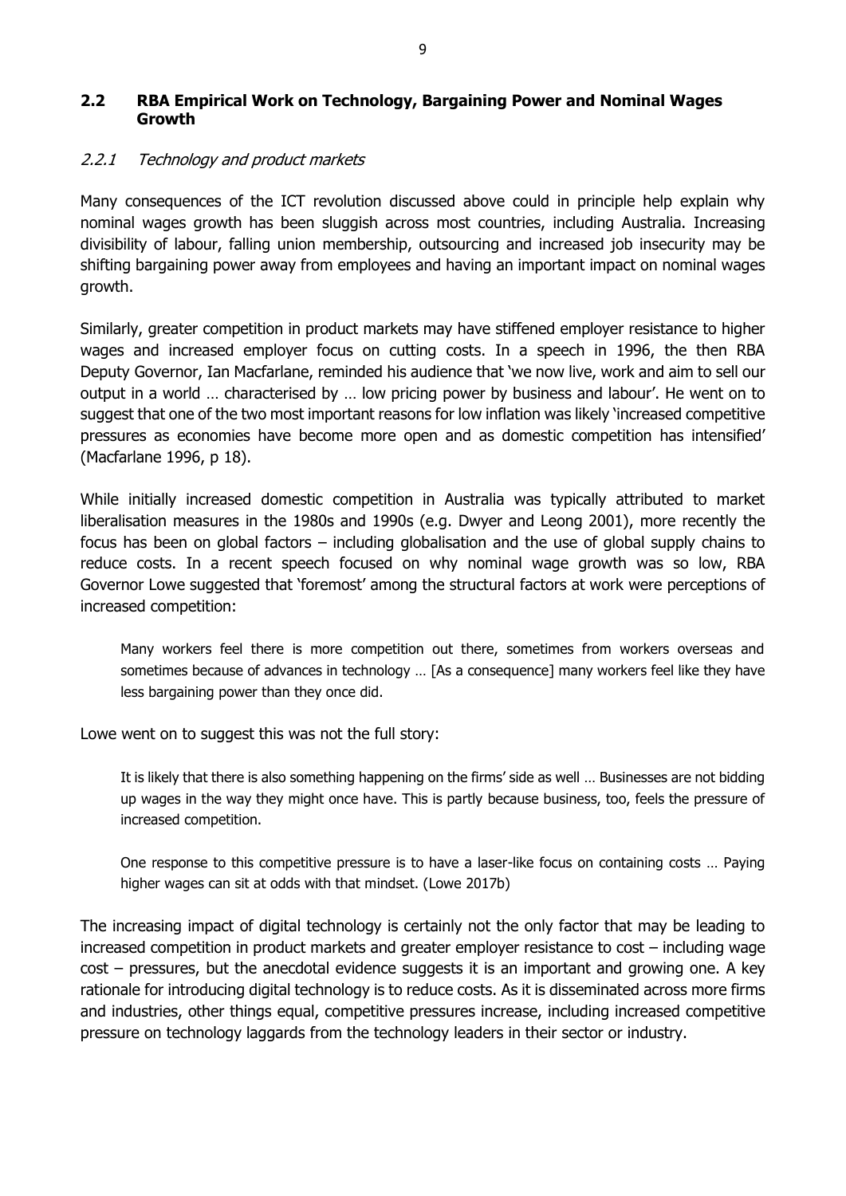## 2.2 RBA Empirical Work on Technology, Bargaining Power and Nominal Wages Growth

### *2.2.1 Technology and product markets*

Many consequences of the ICT revolution discussed above could in principle help explain why nominal wages growth has been sluggish across most countries, including Australia. Increasing divisibility of labour, falling union membership, outsourcing and increased job insecurity may be shifting bargaining power away from employees and having an important impact on nominal wages growth.

Similarly, greater competition in product markets may have stiffened employer resistance to higher wages and increased employer focus on cutting costs. In a speech in 1996, the then RBA Deputy Governor, Ian Macfarlane, reminded his audience that 'we now live, work and aim to sell our output in a world … characterised by … low pricing power by business and labour'. He went on to suggest that one of the two most important reasons for low inflation was likely 'increased competitive pressures as economies have become more open and as domestic competition has intensified' (Macfarlane 1996, p 18).

While initially increased domestic competition in Australia was typically attributed to market liberalisation measures in the 1980s and 1990s (e.g. Dwyer and Leong 2001), more recently the focus has been on global factors – including globalisation and the use of global supply chains to reduce costs. In a recent speech focused on why nominal wage growth was so low, RBA Governor Lowe suggested that 'foremost' among the structural factors at work were perceptions of increased competition:

> Many workers feel there is more competition out there, sometimes from workers overseas and sometimes because of advances in technology … [As a consequence] many workers feel like they have less bargaining power than they once did.

Lowe went on to suggest this was not the full story:

> It is likely that there is also something happening on the firms' side as well … Businesses are not bidding up wages in the way they might once have. This is partly because business, too, feels the pressure of increased competition.
>
> One response to this competitive pressure is to have a laser-like focus on containing costs … Paying higher wages can sit at odds with that mindset. (Lowe 2017b)

The increasing impact of digital technology is certainly not the only factor that may be leading to increased competition in product markets and greater employer resistance to cost – including wage cost – pressures, but the anecdotal evidence suggests it is an important and growing one. A key rationale for introducing digital technology is to reduce costs. As it is disseminated across more firms and industries, other things equal, competitive pressures increase, including increased competitive pressure on technology laggards from the technology leaders in their sector or industry.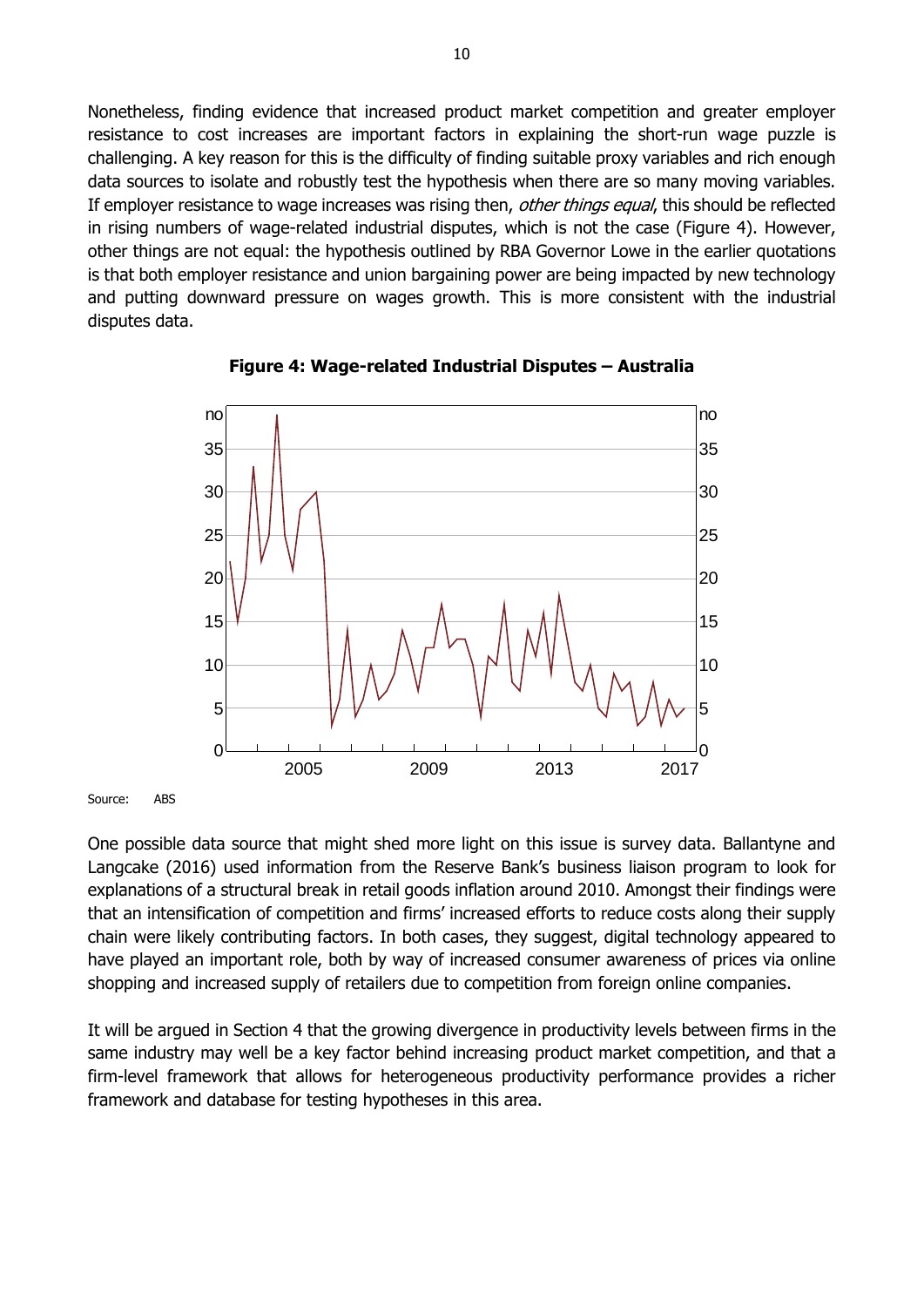Nonetheless, finding evidence that increased product market competition and greater employer resistance to cost increases are important factors in explaining the short-run wage puzzle is challenging. A key reason for this is the difficulty of finding suitable proxy variables and rich enough data sources to isolate and robustly test the hypothesis when there are so many moving variables. If employer resistance to wage increases was rising then, *other things equal*, this should be reflected in rising numbers of wage-related industrial disputes, which is not the case (Figure 4). However, other things are not equal: the hypothesis outlined by RBA Governor Lowe in the earlier quotations is that both employer resistance and union bargaining power are being impacted by new technology and putting downward pressure on wages growth. This is more consistent with the industrial disputes data.

**Figure 4: Wage-related Industrial Disputes – Australia**

Source: ABS

One possible data source that might shed more light on this issue is survey data. Ballantyne and Langcake (2016) used information from the Reserve Bank's business liaison program to look for explanations of a structural break in retail goods inflation around 2010. Amongst their findings were that an intensification of competition and firms' increased efforts to reduce costs along their supply chain were likely contributing factors. In both cases, they suggest, digital technology appeared to have played an important role, both by way of increased consumer awareness of prices via online shopping and increased supply of retailers due to competition from foreign online companies.

It will be argued in Section 4 that the growing divergence in productivity levels between firms in the same industry may well be a key factor behind increasing product market competition, and that a firm-level framework that allows for heterogeneous productivity performance provides a richer framework and database for testing hypotheses in this area.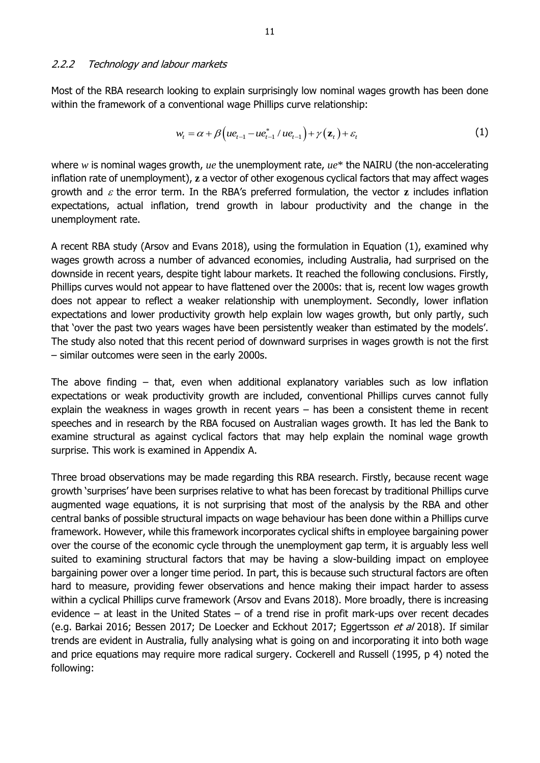### *2.2.2 Technology and labour markets*

Most of the RBA research looking to explain surprisingly low nominal wages growth has been done within the framework of a conventional wage Phillips curve relationship:

$$w_t = \alpha + \beta\left(ue_{t-1} - ue^*_{t-1} / ue_{t-1}\right) + \gamma\left(\mathbf{z}_t\right) + \varepsilon_t \tag{1}$$

where $w$ is nominal wages growth, $ue$ the unemployment rate, $ue^*$ the NAIRU (the non-accelerating inflation rate of unemployment), $\mathbf{z}$ a vector of other exogenous cyclical factors that may affect wages growth and $\varepsilon$ the error term. In the RBA's preferred formulation, the vector $\mathbf{z}$ includes inflation expectations, actual inflation, trend growth in labour productivity and the change in the unemployment rate.

A recent RBA study (Arsov and Evans 2018), using the formulation in Equation (1), examined why wages growth across a number of advanced economies, including Australia, had surprised on the downside in recent years, despite tight labour markets. It reached the following conclusions. Firstly, Phillips curves would not appear to have flattened over the 2000s: that is, recent low wages growth does not appear to reflect a weaker relationship with unemployment. Secondly, lower inflation expectations and lower productivity growth help explain low wages growth, but only partly, such that 'over the past two years wages have been persistently weaker than estimated by the models'. The study also noted that this recent period of downward surprises in wages growth is not the first – similar outcomes were seen in the early 2000s.

The above finding – that, even when additional explanatory variables such as low inflation expectations or weak productivity growth are included, conventional Phillips curves cannot fully explain the weakness in wages growth in recent years – has been a consistent theme in recent speeches and in research by the RBA focused on Australian wages growth. It has led the Bank to examine structural as against cyclical factors that may help explain the nominal wage growth surprise. This work is examined in Appendix A.

Three broad observations may be made regarding this RBA research. Firstly, because recent wage growth 'surprises' have been surprises relative to what has been forecast by traditional Phillips curve augmented wage equations, it is not surprising that most of the analysis by the RBA and other central banks of possible structural impacts on wage behaviour has been done within a Phillips curve framework. However, while this framework incorporates cyclical shifts in employee bargaining power over the course of the economic cycle through the unemployment gap term, it is arguably less well suited to examining structural factors that may be having a slow-building impact on employee bargaining power over a longer time period. In part, this is because such structural factors are often hard to measure, providing fewer observations and hence making their impact harder to assess within a cyclical Phillips curve framework (Arsov and Evans 2018). More broadly, there is increasing evidence – at least in the United States – of a trend rise in profit mark-ups over recent decades (e.g. Barkai 2016; Bessen 2017; De Loecker and Eckhout 2017; Eggertsson *et al* 2018). If similar trends are evident in Australia, fully analysing what is going on and incorporating it into both wage and price equations may require more radical surgery. Cockerell and Russell (1995, p 4) noted the following: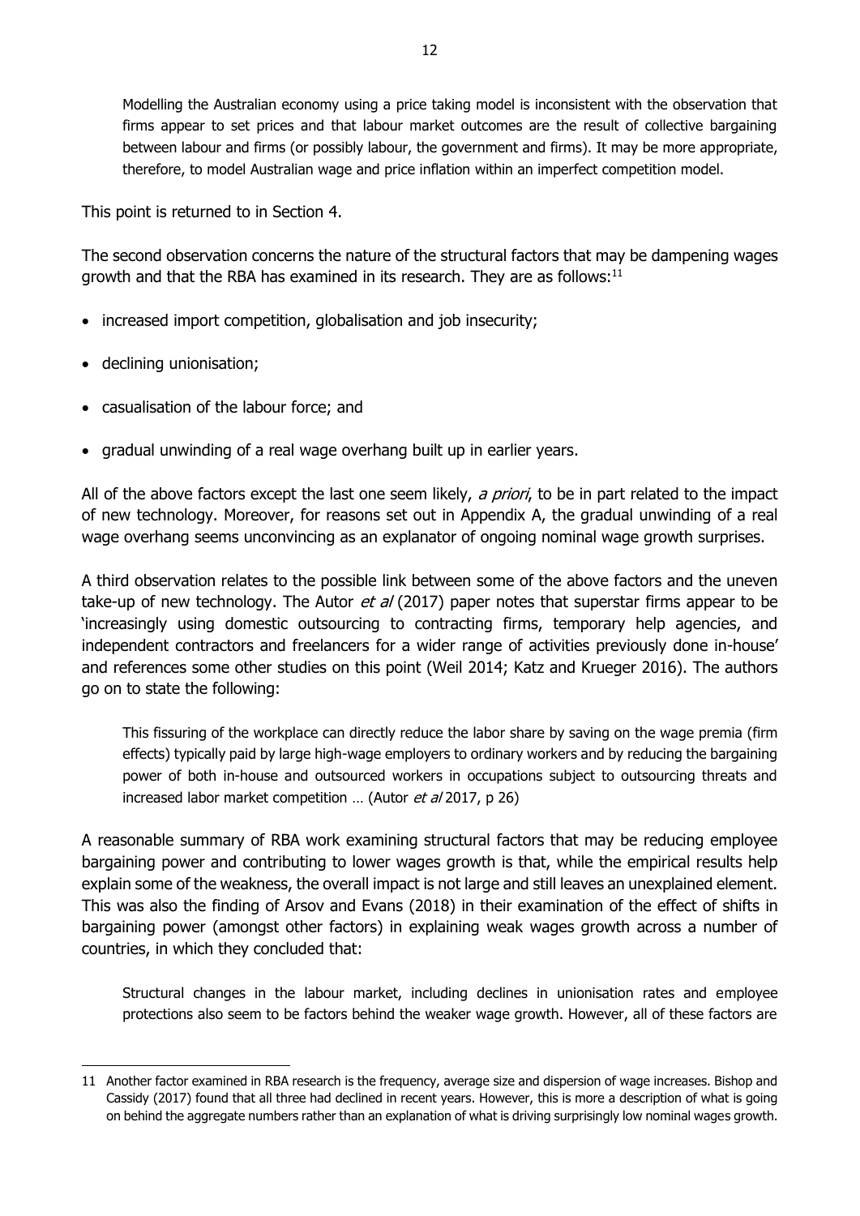> Modelling the Australian economy using a price taking model is inconsistent with the observation that firms appear to set prices and that labour market outcomes are the result of collective bargaining between labour and firms (or possibly labour, the government and firms). It may be more appropriate, therefore, to model Australian wage and price inflation within an imperfect competition model.

This point is returned to in Section 4.

The second observation concerns the nature of the structural factors that may be dampening wages growth and that the RBA has examined in its research. They are as follows:[11]

- increased import competition, globalisation and job insecurity;
- declining unionisation;
- casualisation of the labour force; and
- gradual unwinding of a real wage overhang built up in earlier years.

All of the above factors except the last one seem likely, *a priori*, to be in part related to the impact of new technology. Moreover, for reasons set out in Appendix A, the gradual unwinding of a real wage overhang seems unconvincing as an explanator of ongoing nominal wage growth surprises.

A third observation relates to the possible link between some of the above factors and the uneven take-up of new technology. The Autor *et al* (2017) paper notes that superstar firms appear to be 'increasingly using domestic outsourcing to contracting firms, temporary help agencies, and independent contractors and freelancers for a wider range of activities previously done in-house' and references some other studies on this point (Weil 2014; Katz and Krueger 2016). The authors go on to state the following:

> This fissuring of the workplace can directly reduce the labor share by saving on the wage premia (firm effects) typically paid by large high-wage employers to ordinary workers and by reducing the bargaining power of both in-house and outsourced workers in occupations subject to outsourcing threats and increased labor market competition … (Autor *et al* 2017, p 26)

A reasonable summary of RBA work examining structural factors that may be reducing employee bargaining power and contributing to lower wages growth is that, while the empirical results help explain some of the weakness, the overall impact is not large and still leaves an unexplained element. This was also the finding of Arsov and Evans (2018) in their examination of the effect of shifts in bargaining power (amongst other factors) in explaining weak wages growth across a number of countries, in which they concluded that:

> Structural changes in the labour market, including declines in unionisation rates and employee protections also seem to be factors behind the weaker wage growth. However, all of these factors are

---

[11] Another factor examined in RBA research is the frequency, average size and dispersion of wage increases. Bishop and Cassidy (2017) found that all three had declined in recent years. However, this is more a description of what is going on behind the aggregate numbers rather than an explanation of what is driving surprisingly low nominal wages growth.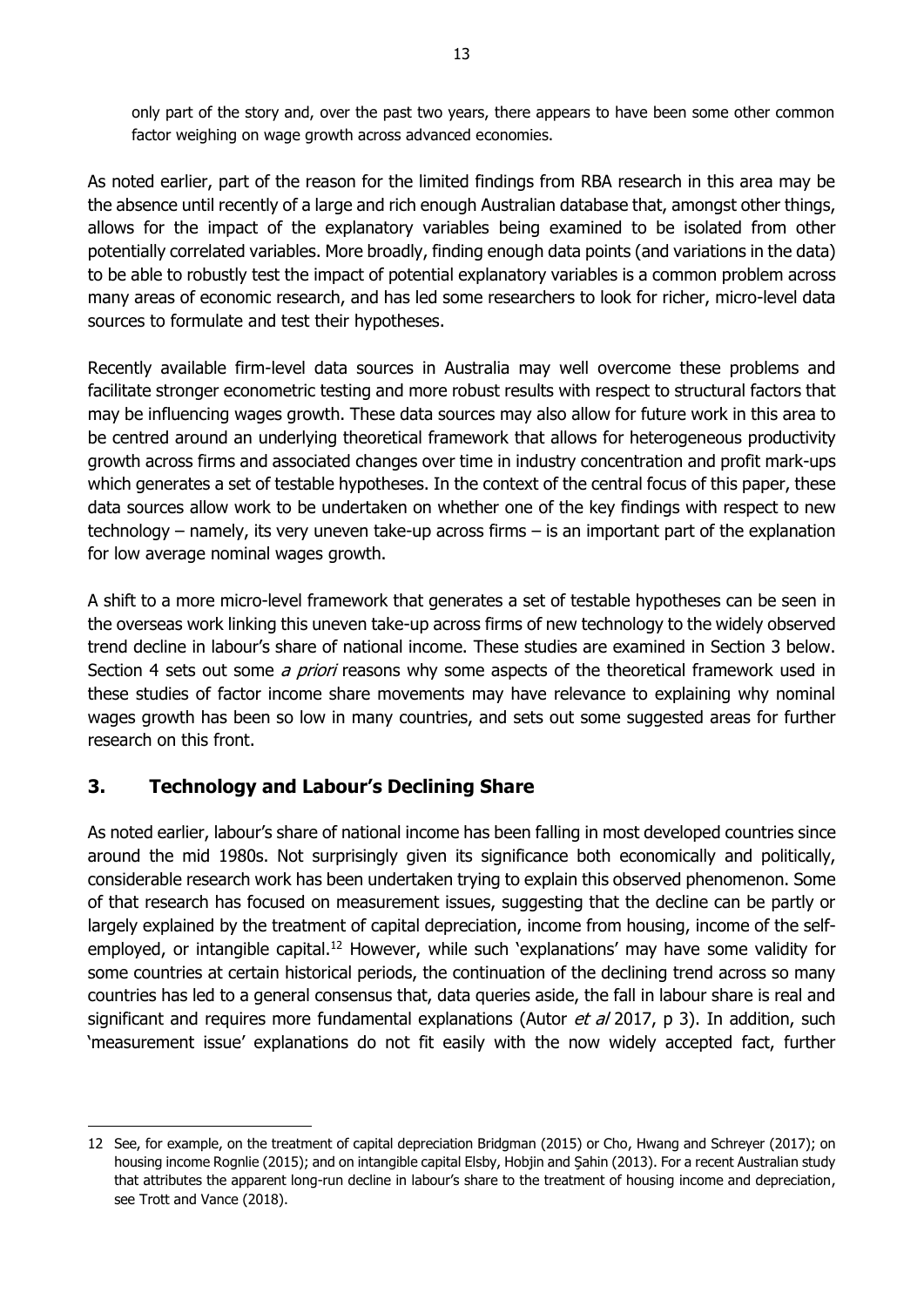only part of the story and, over the past two years, there appears to have been some other common factor weighing on wage growth across advanced economies.

As noted earlier, part of the reason for the limited findings from RBA research in this area may be the absence until recently of a large and rich enough Australian database that, amongst other things, allows for the impact of the explanatory variables being examined to be isolated from other potentially correlated variables. More broadly, finding enough data points (and variations in the data) to be able to robustly test the impact of potential explanatory variables is a common problem across many areas of economic research, and has led some researchers to look for richer, micro-level data sources to formulate and test their hypotheses.

Recently available firm-level data sources in Australia may well overcome these problems and facilitate stronger econometric testing and more robust results with respect to structural factors that may be influencing wages growth. These data sources may also allow for future work in this area to be centred around an underlying theoretical framework that allows for heterogeneous productivity growth across firms and associated changes over time in industry concentration and profit mark-ups which generates a set of testable hypotheses. In the context of the central focus of this paper, these data sources allow work to be undertaken on whether one of the key findings with respect to new technology – namely, its very uneven take-up across firms – is an important part of the explanation for low average nominal wages growth.

A shift to a more micro-level framework that generates a set of testable hypotheses can be seen in the overseas work linking this uneven take-up across firms of new technology to the widely observed trend decline in labour's share of national income. These studies are examined in Section 3 below. Section 4 sets out some *a priori* reasons why some aspects of the theoretical framework used in these studies of factor income share movements may have relevance to explaining why nominal wages growth has been so low in many countries, and sets out some suggested areas for further research on this front.

## 3. Technology and Labour's Declining Share

As noted earlier, labour's share of national income has been falling in most developed countries since around the mid 1980s. Not surprisingly given its significance both economically and politically, considerable research work has been undertaken trying to explain this observed phenomenon. Some of that research has focused on measurement issues, suggesting that the decline can be partly or largely explained by the treatment of capital depreciation, income from housing, income of the self-employed, or intangible capital.[12] However, while such 'explanations' may have some validity for some countries at certain historical periods, the continuation of the declining trend across so many countries has led to a general consensus that, data queries aside, the fall in labour share is real and significant and requires more fundamental explanations (Autor *et al* 2017, p 3). In addition, such 'measurement issue' explanations do not fit easily with the now widely accepted fact, further

---

12 See, for example, on the treatment of capital depreciation Bridgman (2015) or Cho, Hwang and Schreyer (2017); on housing income Rognlie (2015); and on intangible capital Elsby, Hobjin and Şahin (2013). For a recent Australian study that attributes the apparent long-run decline in labour's share to the treatment of housing income and depreciation, see Trott and Vance (2018).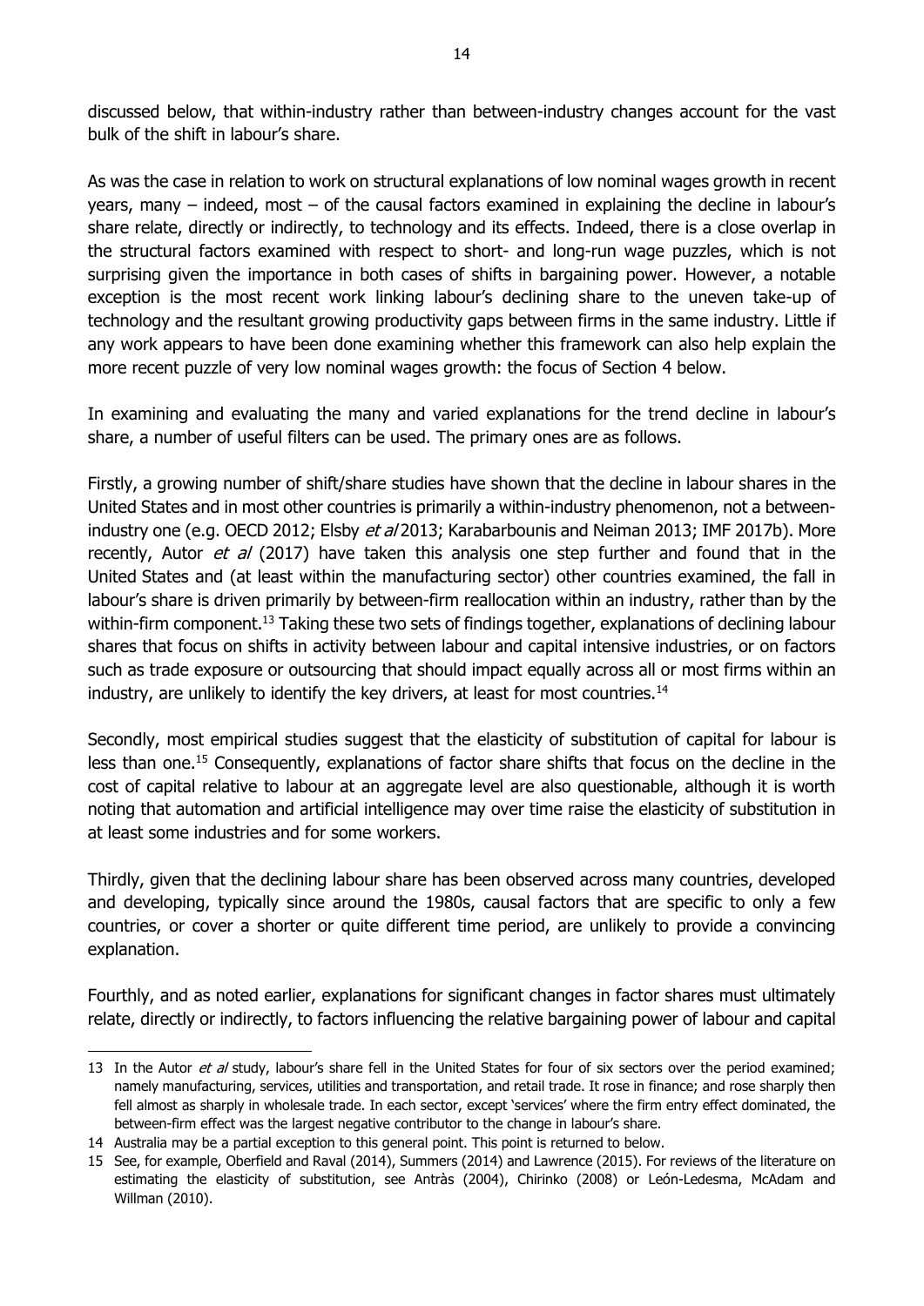discussed below, that within-industry rather than between-industry changes account for the vast bulk of the shift in labour's share.

As was the case in relation to work on structural explanations of low nominal wages growth in recent years, many – indeed, most – of the causal factors examined in explaining the decline in labour's share relate, directly or indirectly, to technology and its effects. Indeed, there is a close overlap in the structural factors examined with respect to short- and long-run wage puzzles, which is not surprising given the importance in both cases of shifts in bargaining power. However, a notable exception is the most recent work linking labour's declining share to the uneven take-up of technology and the resultant growing productivity gaps between firms in the same industry. Little if any work appears to have been done examining whether this framework can also help explain the more recent puzzle of very low nominal wages growth: the focus of Section 4 below.

In examining and evaluating the many and varied explanations for the trend decline in labour's share, a number of useful filters can be used. The primary ones are as follows.

Firstly, a growing number of shift/share studies have shown that the decline in labour shares in the United States and in most other countries is primarily a within-industry phenomenon, not a between-industry one (e.g. OECD 2012; Elsby *et al* 2013; Karabarbounis and Neiman 2013; IMF 2017b). More recently, Autor *et al* (2017) have taken this analysis one step further and found that in the United States and (at least within the manufacturing sector) other countries examined, the fall in labour's share is driven primarily by between-firm reallocation within an industry, rather than by the within-firm component.[13] Taking these two sets of findings together, explanations of declining labour shares that focus on shifts in activity between labour and capital intensive industries, or on factors such as trade exposure or outsourcing that should impact equally across all or most firms within an industry, are unlikely to identify the key drivers, at least for most countries.[14]

Secondly, most empirical studies suggest that the elasticity of substitution of capital for labour is less than one.[15] Consequently, explanations of factor share shifts that focus on the decline in the cost of capital relative to labour at an aggregate level are also questionable, although it is worth noting that automation and artificial intelligence may over time raise the elasticity of substitution in at least some industries and for some workers.

Thirdly, given that the declining labour share has been observed across many countries, developed and developing, typically since around the 1980s, causal factors that are specific to only a few countries, or cover a shorter or quite different time period, are unlikely to provide a convincing explanation.

Fourthly, and as noted earlier, explanations for significant changes in factor shares must ultimately relate, directly or indirectly, to factors influencing the relative bargaining power of labour and capital

---

13 In the Autor *et al* study, labour's share fell in the United States for four of six sectors over the period examined; namely manufacturing, services, utilities and transportation, and retail trade. It rose in finance; and rose sharply then fell almost as sharply in wholesale trade. In each sector, except 'services' where the firm entry effect dominated, the between-firm effect was the largest negative contributor to the change in labour's share.

14 Australia may be a partial exception to this general point. This point is returned to below.

15 See, for example, Oberfield and Raval (2014), Summers (2014) and Lawrence (2015). For reviews of the literature on estimating the elasticity of substitution, see Antràs (2004), Chirinko (2008) or León-Ledesma, McAdam and Willman (2010).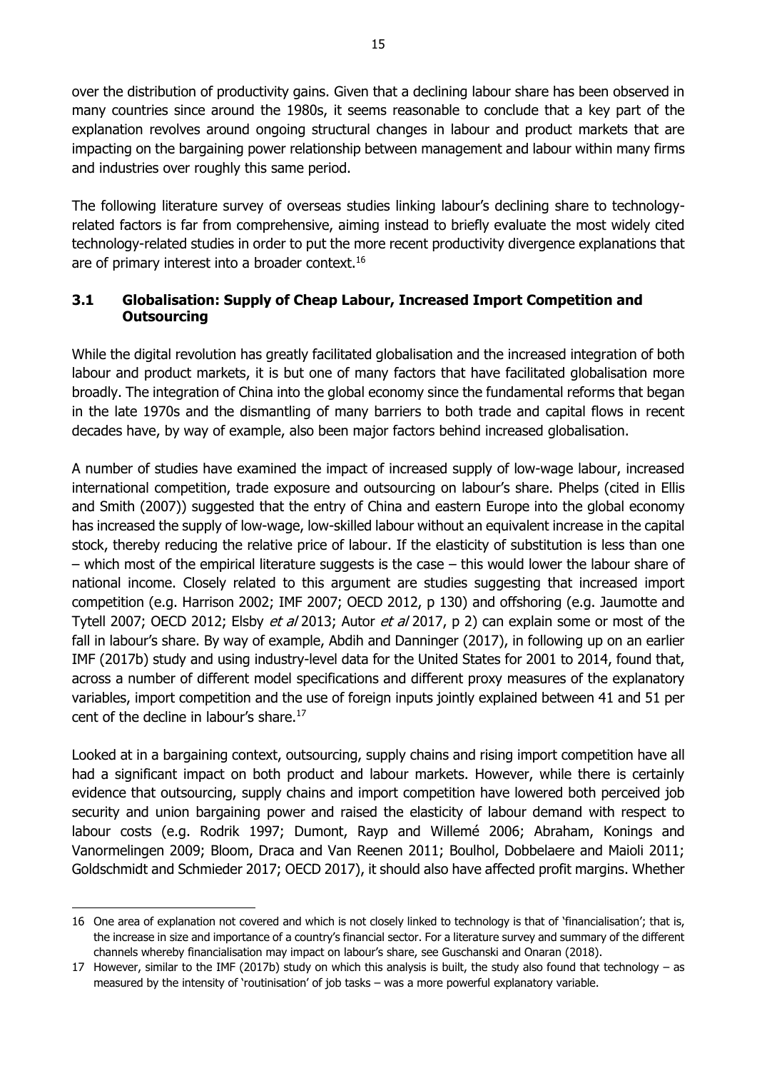over the distribution of productivity gains. Given that a declining labour share has been observed in many countries since around the 1980s, it seems reasonable to conclude that a key part of the explanation revolves around ongoing structural changes in labour and product markets that are impacting on the bargaining power relationship between management and labour within many firms and industries over roughly this same period.

The following literature survey of overseas studies linking labour's declining share to technology-related factors is far from comprehensive, aiming instead to briefly evaluate the most widely cited technology-related studies in order to put the more recent productivity divergence explanations that are of primary interest into a broader context.[16]

### 3.1 Globalisation: Supply of Cheap Labour, Increased Import Competition and Outsourcing

While the digital revolution has greatly facilitated globalisation and the increased integration of both labour and product markets, it is but one of many factors that have facilitated globalisation more broadly. The integration of China into the global economy since the fundamental reforms that began in the late 1970s and the dismantling of many barriers to both trade and capital flows in recent decades have, by way of example, also been major factors behind increased globalisation.

A number of studies have examined the impact of increased supply of low-wage labour, increased international competition, trade exposure and outsourcing on labour's share. Phelps (cited in Ellis and Smith (2007)) suggested that the entry of China and eastern Europe into the global economy has increased the supply of low-wage, low-skilled labour without an equivalent increase in the capital stock, thereby reducing the relative price of labour. If the elasticity of substitution is less than one – which most of the empirical literature suggests is the case – this would lower the labour share of national income. Closely related to this argument are studies suggesting that increased import competition (e.g. Harrison 2002; IMF 2007; OECD 2012, p 130) and offshoring (e.g. Jaumotte and Tytell 2007; OECD 2012; Elsby *et al* 2013; Autor *et al* 2017, p 2) can explain some or most of the fall in labour's share. By way of example, Abdih and Danninger (2017), in following up on an earlier IMF (2017b) study and using industry-level data for the United States for 2001 to 2014, found that, across a number of different model specifications and different proxy measures of the explanatory variables, import competition and the use of foreign inputs jointly explained between 41 and 51 per cent of the decline in labour's share.[17]

Looked at in a bargaining context, outsourcing, supply chains and rising import competition have all had a significant impact on both product and labour markets. However, while there is certainly evidence that outsourcing, supply chains and import competition have lowered both perceived job security and union bargaining power and raised the elasticity of labour demand with respect to labour costs (e.g. Rodrik 1997; Dumont, Rayp and Willemé 2006; Abraham, Konings and Vanormelingen 2009; Bloom, Draca and Van Reenen 2011; Boulhol, Dobbelaere and Maioli 2011; Goldschmidt and Schmieder 2017; OECD 2017), it should also have affected profit margins. Whether

---

16 One area of explanation not covered and which is not closely linked to technology is that of 'financialisation'; that is, the increase in size and importance of a country's financial sector. For a literature survey and summary of the different channels whereby financialisation may impact on labour's share, see Guschanski and Onaran (2018).

17 However, similar to the IMF (2017b) study on which this analysis is built, the study also found that technology – as measured by the intensity of 'routinisation' of job tasks – was a more powerful explanatory variable.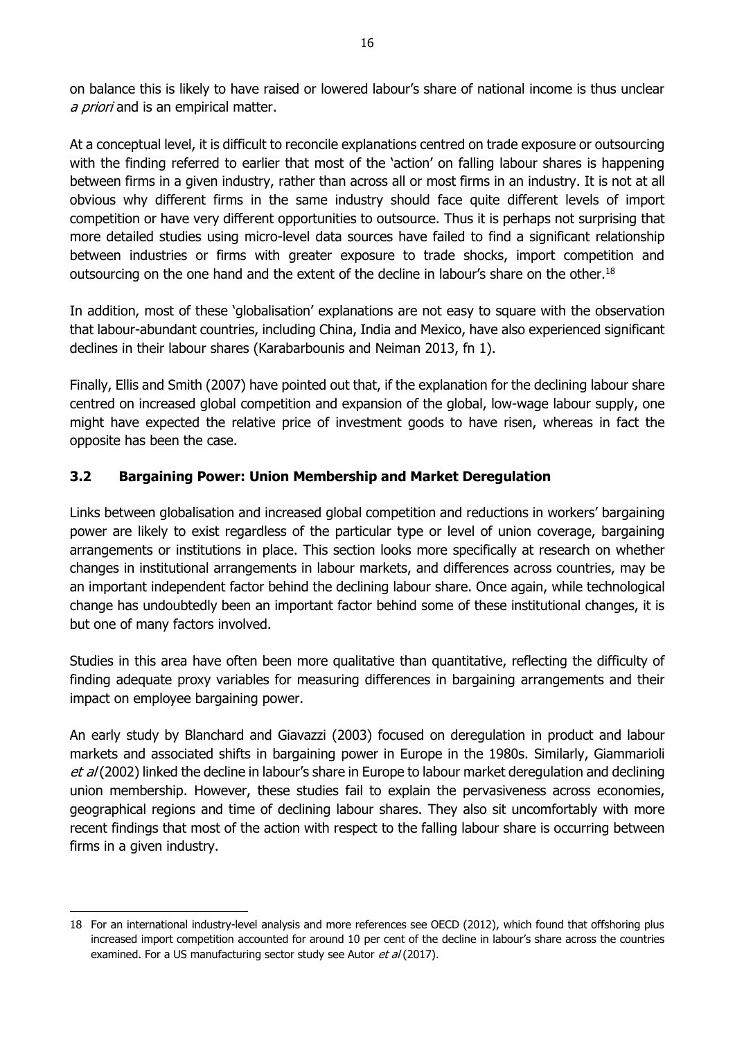on balance this is likely to have raised or lowered labour's share of national income is thus unclear *a priori* and is an empirical matter.

At a conceptual level, it is difficult to reconcile explanations centred on trade exposure or outsourcing with the finding referred to earlier that most of the 'action' on falling labour shares is happening between firms in a given industry, rather than across all or most firms in an industry. It is not at all obvious why different firms in the same industry should face quite different levels of import competition or have very different opportunities to outsource. Thus it is perhaps not surprising that more detailed studies using micro-level data sources have failed to find a significant relationship between industries or firms with greater exposure to trade shocks, import competition and outsourcing on the one hand and the extent of the decline in labour's share on the other.[18]

In addition, most of these 'globalisation' explanations are not easy to square with the observation that labour-abundant countries, including China, India and Mexico, have also experienced significant declines in their labour shares (Karabarbounis and Neiman 2013, fn 1).

Finally, Ellis and Smith (2007) have pointed out that, if the explanation for the declining labour share centred on increased global competition and expansion of the global, low-wage labour supply, one might have expected the relative price of investment goods to have risen, whereas in fact the opposite has been the case.

### 3.2 Bargaining Power: Union Membership and Market Deregulation

Links between globalisation and increased global competition and reductions in workers' bargaining power are likely to exist regardless of the particular type or level of union coverage, bargaining arrangements or institutions in place. This section looks more specifically at research on whether changes in institutional arrangements in labour markets, and differences across countries, may be an important independent factor behind the declining labour share. Once again, while technological change has undoubtedly been an important factor behind some of these institutional changes, it is but one of many factors involved.

Studies in this area have often been more qualitative than quantitative, reflecting the difficulty of finding adequate proxy variables for measuring differences in bargaining arrangements and their impact on employee bargaining power.

An early study by Blanchard and Giavazzi (2003) focused on deregulation in product and labour markets and associated shifts in bargaining power in Europe in the 1980s. Similarly, Giammarioli *et al* (2002) linked the decline in labour's share in Europe to labour market deregulation and declining union membership. However, these studies fail to explain the pervasiveness across economies, geographical regions and time of declining labour shares. They also sit uncomfortably with more recent findings that most of the action with respect to the falling labour share is occurring between firms in a given industry.

---

18 For an international industry-level analysis and more references see OECD (2012), which found that offshoring plus increased import competition accounted for around 10 per cent of the decline in labour's share across the countries examined. For a US manufacturing sector study see Autor *et al* (2017).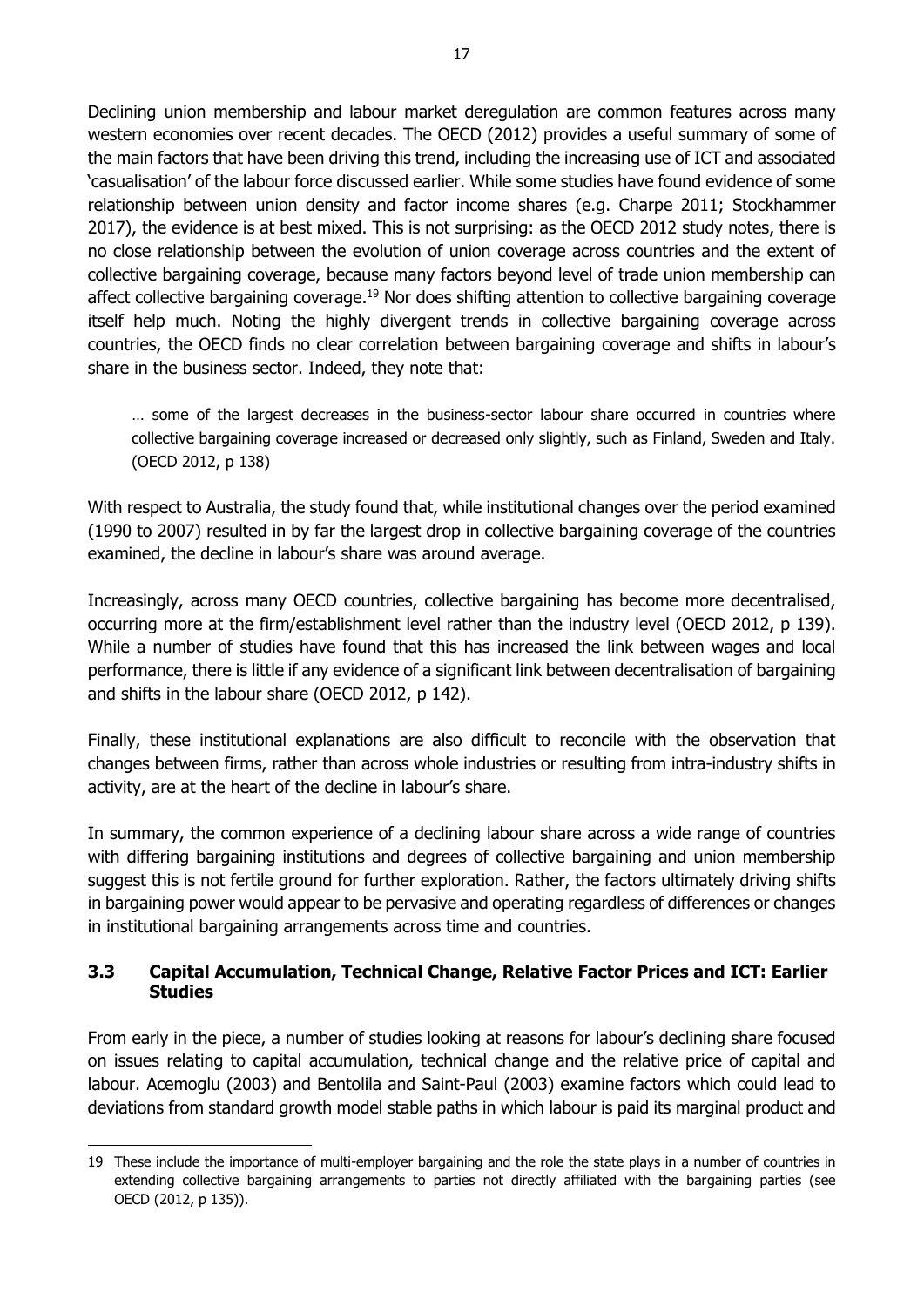Declining union membership and labour market deregulation are common features across many western economies over recent decades. The OECD (2012) provides a useful summary of some of the main factors that have been driving this trend, including the increasing use of ICT and associated 'casualisation' of the labour force discussed earlier. While some studies have found evidence of some relationship between union density and factor income shares (e.g. Charpe 2011; Stockhammer 2017), the evidence is at best mixed. This is not surprising: as the OECD 2012 study notes, there is no close relationship between the evolution of union coverage across countries and the extent of collective bargaining coverage, because many factors beyond level of trade union membership can affect collective bargaining coverage.[19] Nor does shifting attention to collective bargaining coverage itself help much. Noting the highly divergent trends in collective bargaining coverage across countries, the OECD finds no clear correlation between bargaining coverage and shifts in labour's share in the business sector. Indeed, they note that:

> … some of the largest decreases in the business-sector labour share occurred in countries where collective bargaining coverage increased or decreased only slightly, such as Finland, Sweden and Italy. (OECD 2012, p 138)

With respect to Australia, the study found that, while institutional changes over the period examined (1990 to 2007) resulted in by far the largest drop in collective bargaining coverage of the countries examined, the decline in labour's share was around average.

Increasingly, across many OECD countries, collective bargaining has become more decentralised, occurring more at the firm/establishment level rather than the industry level (OECD 2012, p 139). While a number of studies have found that this has increased the link between wages and local performance, there is little if any evidence of a significant link between decentralisation of bargaining and shifts in the labour share (OECD 2012, p 142).

Finally, these institutional explanations are also difficult to reconcile with the observation that changes between firms, rather than across whole industries or resulting from intra-industry shifts in activity, are at the heart of the decline in labour's share.

In summary, the common experience of a declining labour share across a wide range of countries with differing bargaining institutions and degrees of collective bargaining and union membership suggest this is not fertile ground for further exploration. Rather, the factors ultimately driving shifts in bargaining power would appear to be pervasive and operating regardless of differences or changes in institutional bargaining arrangements across time and countries.

### 3.3 Capital Accumulation, Technical Change, Relative Factor Prices and ICT: Earlier Studies

From early in the piece, a number of studies looking at reasons for labour's declining share focused on issues relating to capital accumulation, technical change and the relative price of capital and labour. Acemoglu (2003) and Bentolila and Saint-Paul (2003) examine factors which could lead to deviations from standard growth model stable paths in which labour is paid its marginal product and

---

19 These include the importance of multi-employer bargaining and the role the state plays in a number of countries in extending collective bargaining arrangements to parties not directly affiliated with the bargaining parties (see OECD (2012, p 135)).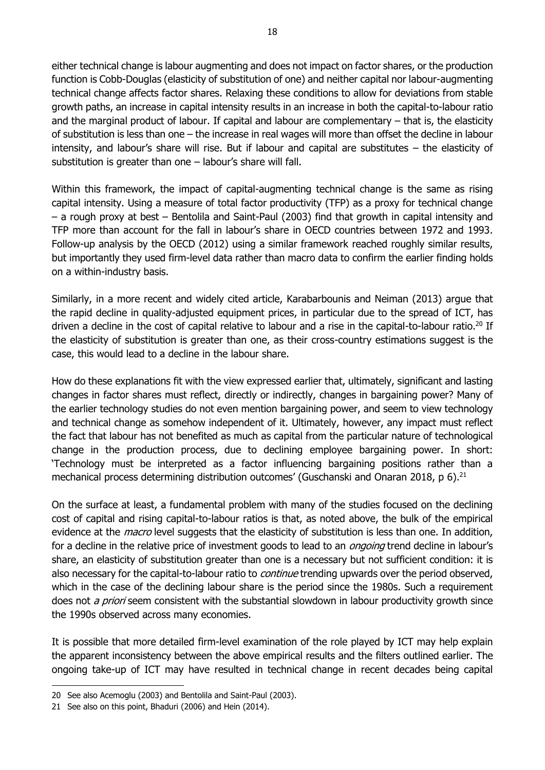either technical change is labour augmenting and does not impact on factor shares, or the production function is Cobb-Douglas (elasticity of substitution of one) and neither capital nor labour-augmenting technical change affects factor shares. Relaxing these conditions to allow for deviations from stable growth paths, an increase in capital intensity results in an increase in both the capital-to-labour ratio and the marginal product of labour. If capital and labour are complementary – that is, the elasticity of substitution is less than one – the increase in real wages will more than offset the decline in labour intensity, and labour's share will rise. But if labour and capital are substitutes – the elasticity of substitution is greater than one – labour's share will fall.

Within this framework, the impact of capital-augmenting technical change is the same as rising capital intensity. Using a measure of total factor productivity (TFP) as a proxy for technical change – a rough proxy at best – Bentolila and Saint-Paul (2003) find that growth in capital intensity and TFP more than account for the fall in labour's share in OECD countries between 1972 and 1993. Follow-up analysis by the OECD (2012) using a similar framework reached roughly similar results, but importantly they used firm-level data rather than macro data to confirm the earlier finding holds on a within-industry basis.

Similarly, in a more recent and widely cited article, Karabarbounis and Neiman (2013) argue that the rapid decline in quality-adjusted equipment prices, in particular due to the spread of ICT, has driven a decline in the cost of capital relative to labour and a rise in the capital-to-labour ratio.[20] If the elasticity of substitution is greater than one, as their cross-country estimations suggest is the case, this would lead to a decline in the labour share.

How do these explanations fit with the view expressed earlier that, ultimately, significant and lasting changes in factor shares must reflect, directly or indirectly, changes in bargaining power? Many of the earlier technology studies do not even mention bargaining power, and seem to view technology and technical change as somehow independent of it. Ultimately, however, any impact must reflect the fact that labour has not benefited as much as capital from the particular nature of technological change in the production process, due to declining employee bargaining power. In short: 'Technology must be interpreted as a factor influencing bargaining positions rather than a mechanical process determining distribution outcomes' (Guschanski and Onaran 2018, p 6).[21]

On the surface at least, a fundamental problem with many of the studies focused on the declining cost of capital and rising capital-to-labour ratios is that, as noted above, the bulk of the empirical evidence at the *macro* level suggests that the elasticity of substitution is less than one. In addition, for a decline in the relative price of investment goods to lead to an *ongoing* trend decline in labour's share, an elasticity of substitution greater than one is a necessary but not sufficient condition: it is also necessary for the capital-to-labour ratio to *continue* trending upwards over the period observed, which in the case of the declining labour share is the period since the 1980s. Such a requirement does not *a priori* seem consistent with the substantial slowdown in labour productivity growth since the 1990s observed across many economies.

It is possible that more detailed firm-level examination of the role played by ICT may help explain the apparent inconsistency between the above empirical results and the filters outlined earlier. The ongoing take-up of ICT may have resulted in technical change in recent decades being capital

---

20 See also Acemoglu (2003) and Bentolila and Saint-Paul (2003).

21 See also on this point, Bhaduri (2006) and Hein (2014).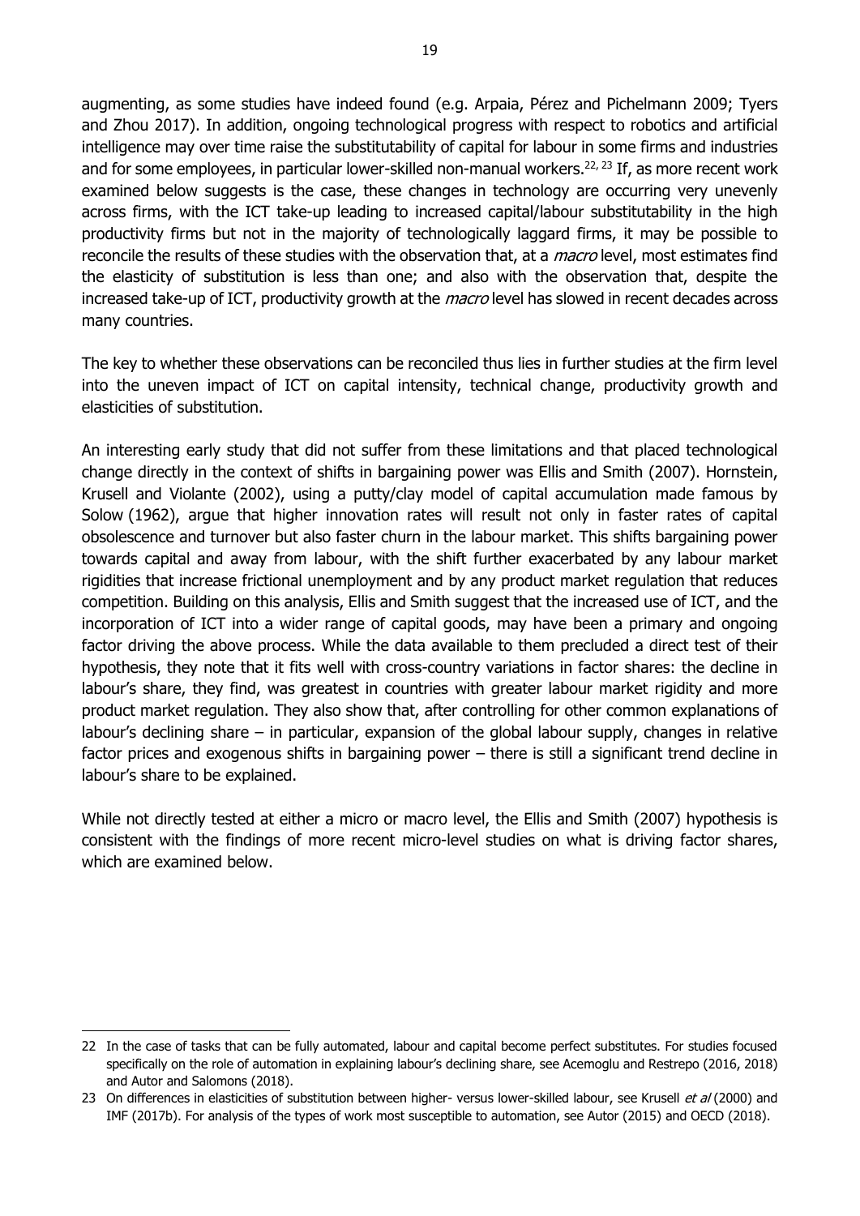augmenting, as some studies have indeed found (e.g. Arpaia, Pérez and Pichelmann 2009; Tyers and Zhou 2017). In addition, ongoing technological progress with respect to robotics and artificial intelligence may over time raise the substitutability of capital for labour in some firms and industries and for some employees, in particular lower-skilled non-manual workers.[22, 23] If, as more recent work examined below suggests is the case, these changes in technology are occurring very unevenly across firms, with the ICT take-up leading to increased capital/labour substitutability in the high productivity firms but not in the majority of technologically laggard firms, it may be possible to reconcile the results of these studies with the observation that, at a *macro* level, most estimates find the elasticity of substitution is less than one; and also with the observation that, despite the increased take-up of ICT, productivity growth at the *macro* level has slowed in recent decades across many countries.

The key to whether these observations can be reconciled thus lies in further studies at the firm level into the uneven impact of ICT on capital intensity, technical change, productivity growth and elasticities of substitution.

An interesting early study that did not suffer from these limitations and that placed technological change directly in the context of shifts in bargaining power was Ellis and Smith (2007). Hornstein, Krusell and Violante (2002), using a putty/clay model of capital accumulation made famous by Solow (1962), argue that higher innovation rates will result not only in faster rates of capital obsolescence and turnover but also faster churn in the labour market. This shifts bargaining power towards capital and away from labour, with the shift further exacerbated by any labour market rigidities that increase frictional unemployment and by any product market regulation that reduces competition. Building on this analysis, Ellis and Smith suggest that the increased use of ICT, and the incorporation of ICT into a wider range of capital goods, may have been a primary and ongoing factor driving the above process. While the data available to them precluded a direct test of their hypothesis, they note that it fits well with cross-country variations in factor shares: the decline in labour's share, they find, was greatest in countries with greater labour market rigidity and more product market regulation. They also show that, after controlling for other common explanations of labour's declining share – in particular, expansion of the global labour supply, changes in relative factor prices and exogenous shifts in bargaining power – there is still a significant trend decline in labour's share to be explained.

While not directly tested at either a micro or macro level, the Ellis and Smith (2007) hypothesis is consistent with the findings of more recent micro-level studies on what is driving factor shares, which are examined below.

---

22 In the case of tasks that can be fully automated, labour and capital become perfect substitutes. For studies focused specifically on the role of automation in explaining labour's declining share, see Acemoglu and Restrepo (2016, 2018) and Autor and Salomons (2018).

23 On differences in elasticities of substitution between higher- versus lower-skilled labour, see Krusell *et al* (2000) and IMF (2017b). For analysis of the types of work most susceptible to automation, see Autor (2015) and OECD (2018).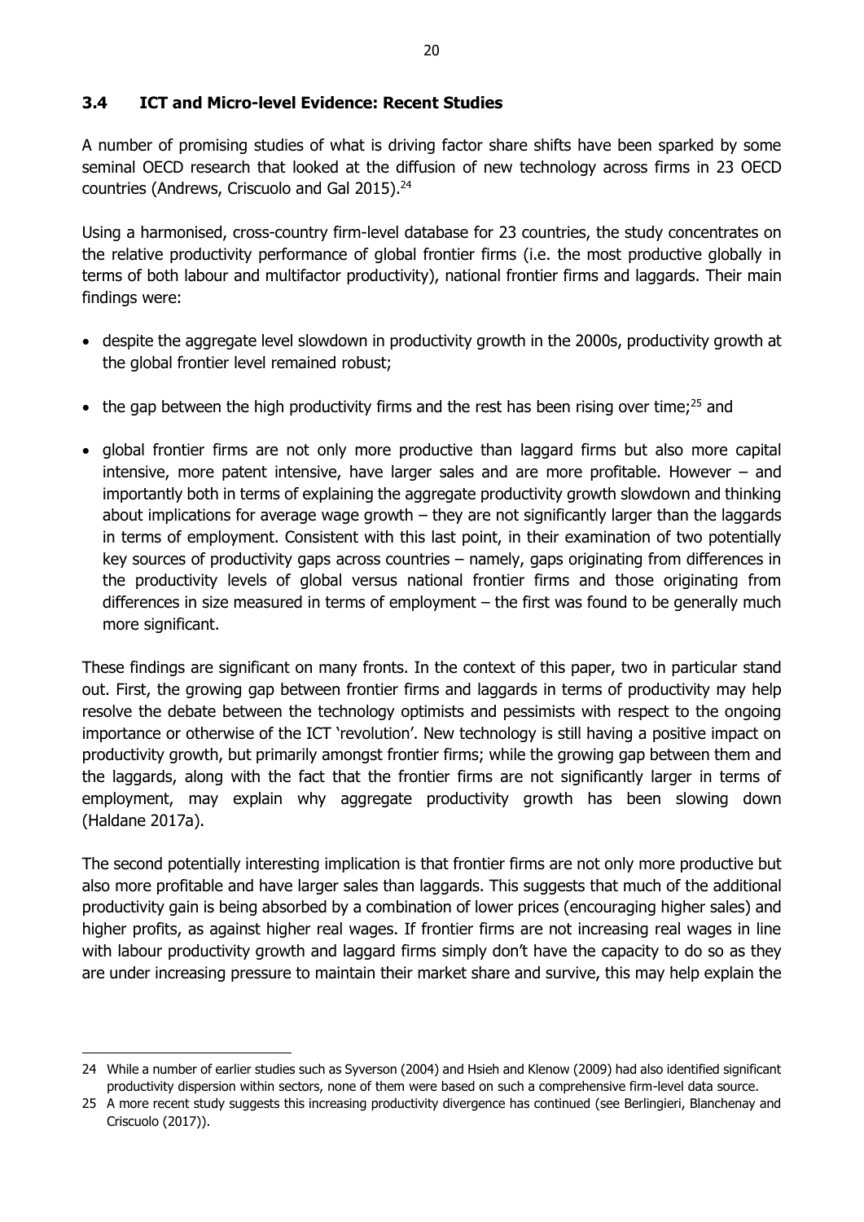### 3.4 ICT and Micro-level Evidence: Recent Studies

A number of promising studies of what is driving factor share shifts have been sparked by some seminal OECD research that looked at the diffusion of new technology across firms in 23 OECD countries (Andrews, Criscuolo and Gal 2015).[24]

Using a harmonised, cross-country firm-level database for 23 countries, the study concentrates on the relative productivity performance of global frontier firms (i.e. the most productive globally in terms of both labour and multifactor productivity), national frontier firms and laggards. Their main findings were:

- despite the aggregate level slowdown in productivity growth in the 2000s, productivity growth at the global frontier level remained robust;
- the gap between the high productivity firms and the rest has been rising over time;[25] and
- global frontier firms are not only more productive than laggard firms but also more capital intensive, more patent intensive, have larger sales and are more profitable. However – and importantly both in terms of explaining the aggregate productivity growth slowdown and thinking about implications for average wage growth – they are not significantly larger than the laggards in terms of employment. Consistent with this last point, in their examination of two potentially key sources of productivity gaps across countries – namely, gaps originating from differences in the productivity levels of global versus national frontier firms and those originating from differences in size measured in terms of employment – the first was found to be generally much more significant.

These findings are significant on many fronts. In the context of this paper, two in particular stand out. First, the growing gap between frontier firms and laggards in terms of productivity may help resolve the debate between the technology optimists and pessimists with respect to the ongoing importance or otherwise of the ICT 'revolution'. New technology is still having a positive impact on productivity growth, but primarily amongst frontier firms; while the growing gap between them and the laggards, along with the fact that the frontier firms are not significantly larger in terms of employment, may explain why aggregate productivity growth has been slowing down (Haldane 2017a).

The second potentially interesting implication is that frontier firms are not only more productive but also more profitable and have larger sales than laggards. This suggests that much of the additional productivity gain is being absorbed by a combination of lower prices (encouraging higher sales) and higher profits, as against higher real wages. If frontier firms are not increasing real wages in line with labour productivity growth and laggard firms simply don't have the capacity to do so as they are under increasing pressure to maintain their market share and survive, this may help explain the

---

24 While a number of earlier studies such as Syverson (2004) and Hsieh and Klenow (2009) had also identified significant productivity dispersion within sectors, none of them were based on such a comprehensive firm-level data source.

25 A more recent study suggests this increasing productivity divergence has continued (see Berlingieri, Blanchenay and Criscuolo (2017)).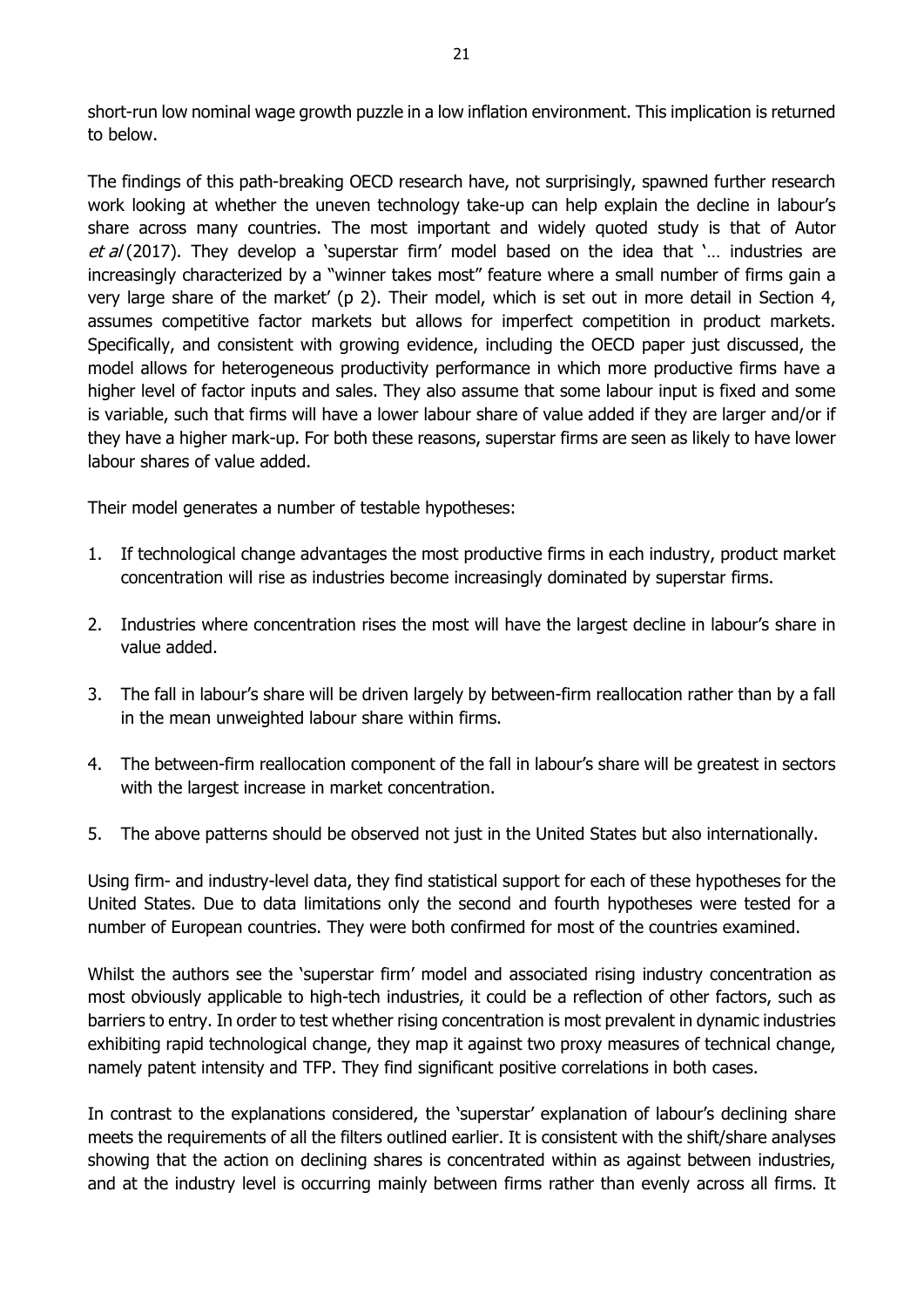short-run low nominal wage growth puzzle in a low inflation environment. This implication is returned to below.

The findings of this path-breaking OECD research have, not surprisingly, spawned further research work looking at whether the uneven technology take-up can help explain the decline in labour's share across many countries. The most important and widely quoted study is that of Autor *et al* (2017). They develop a 'superstar firm' model based on the idea that '… industries are increasingly characterized by a "winner takes most" feature where a small number of firms gain a very large share of the market' (p 2). Their model, which is set out in more detail in Section 4, assumes competitive factor markets but allows for imperfect competition in product markets. Specifically, and consistent with growing evidence, including the OECD paper just discussed, the model allows for heterogeneous productivity performance in which more productive firms have a higher level of factor inputs and sales. They also assume that some labour input is fixed and some is variable, such that firms will have a lower labour share of value added if they are larger and/or if they have a higher mark-up. For both these reasons, superstar firms are seen as likely to have lower labour shares of value added.

Their model generates a number of testable hypotheses:

1. If technological change advantages the most productive firms in each industry, product market concentration will rise as industries become increasingly dominated by superstar firms.
2. Industries where concentration rises the most will have the largest decline in labour's share in value added.
3. The fall in labour's share will be driven largely by between-firm reallocation rather than by a fall in the mean unweighted labour share within firms.
4. The between-firm reallocation component of the fall in labour's share will be greatest in sectors with the largest increase in market concentration.
5. The above patterns should be observed not just in the United States but also internationally.

Using firm- and industry-level data, they find statistical support for each of these hypotheses for the United States. Due to data limitations only the second and fourth hypotheses were tested for a number of European countries. They were both confirmed for most of the countries examined.

Whilst the authors see the 'superstar firm' model and associated rising industry concentration as most obviously applicable to high-tech industries, it could be a reflection of other factors, such as barriers to entry. In order to test whether rising concentration is most prevalent in dynamic industries exhibiting rapid technological change, they map it against two proxy measures of technical change, namely patent intensity and TFP. They find significant positive correlations in both cases.

In contrast to the explanations considered, the 'superstar' explanation of labour's declining share meets the requirements of all the filters outlined earlier. It is consistent with the shift/share analyses showing that the action on declining shares is concentrated within as against between industries, and at the industry level is occurring mainly between firms rather than evenly across all firms. It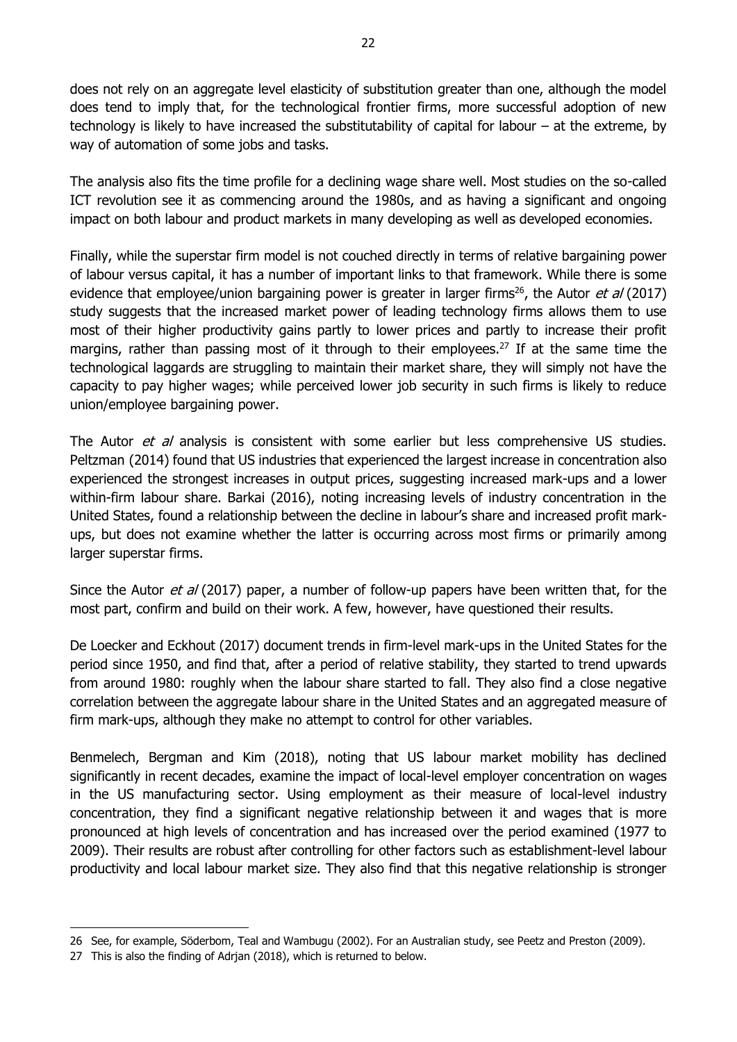does not rely on an aggregate level elasticity of substitution greater than one, although the model does tend to imply that, for the technological frontier firms, more successful adoption of new technology is likely to have increased the substitutability of capital for labour – at the extreme, by way of automation of some jobs and tasks.

The analysis also fits the time profile for a declining wage share well. Most studies on the so-called ICT revolution see it as commencing around the 1980s, and as having a significant and ongoing impact on both labour and product markets in many developing as well as developed economies.

Finally, while the superstar firm model is not couched directly in terms of relative bargaining power of labour versus capital, it has a number of important links to that framework. While there is some evidence that employee/union bargaining power is greater in larger firms[26], the Autor *et al* (2017) study suggests that the increased market power of leading technology firms allows them to use most of their higher productivity gains partly to lower prices and partly to increase their profit margins, rather than passing most of it through to their employees.[27] If at the same time the technological laggards are struggling to maintain their market share, they will simply not have the capacity to pay higher wages; while perceived lower job security in such firms is likely to reduce union/employee bargaining power.

The Autor *et al* analysis is consistent with some earlier but less comprehensive US studies. Peltzman (2014) found that US industries that experienced the largest increase in concentration also experienced the strongest increases in output prices, suggesting increased mark-ups and a lower within-firm labour share. Barkai (2016), noting increasing levels of industry concentration in the United States, found a relationship between the decline in labour's share and increased profit mark-ups, but does not examine whether the latter is occurring across most firms or primarily among larger superstar firms.

Since the Autor *et al* (2017) paper, a number of follow-up papers have been written that, for the most part, confirm and build on their work. A few, however, have questioned their results.

De Loecker and Eckhout (2017) document trends in firm-level mark-ups in the United States for the period since 1950, and find that, after a period of relative stability, they started to trend upwards from around 1980: roughly when the labour share started to fall. They also find a close negative correlation between the aggregate labour share in the United States and an aggregated measure of firm mark-ups, although they make no attempt to control for other variables.

Benmelech, Bergman and Kim (2018), noting that US labour market mobility has declined significantly in recent decades, examine the impact of local-level employer concentration on wages in the US manufacturing sector. Using employment as their measure of local-level industry concentration, they find a significant negative relationship between it and wages that is more pronounced at high levels of concentration and has increased over the period examined (1977 to 2009). Their results are robust after controlling for other factors such as establishment-level labour productivity and local labour market size. They also find that this negative relationship is stronger

---

26 See, for example, Söderbom, Teal and Wambugu (2002). For an Australian study, see Peetz and Preston (2009).

27 This is also the finding of Adrjan (2018), which is returned to below.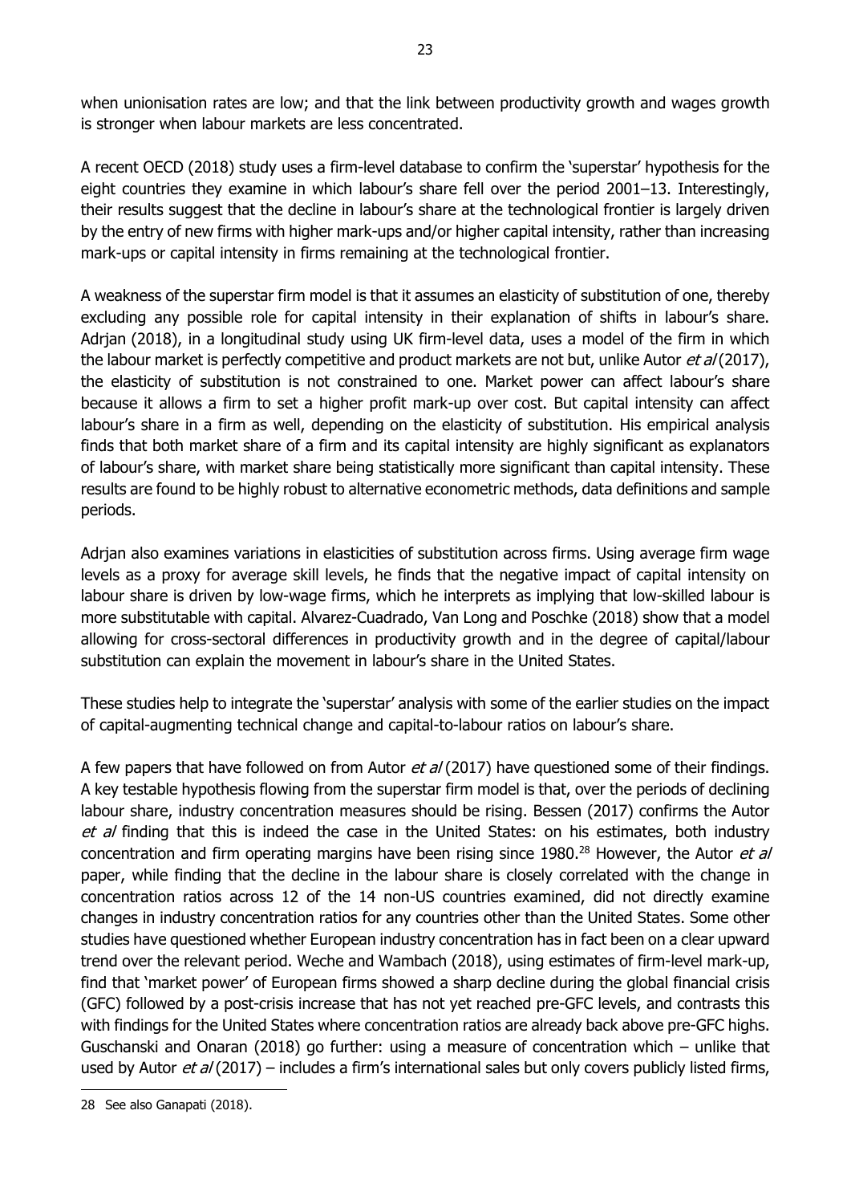when unionisation rates are low; and that the link between productivity growth and wages growth is stronger when labour markets are less concentrated.

A recent OECD (2018) study uses a firm-level database to confirm the 'superstar' hypothesis for the eight countries they examine in which labour's share fell over the period 2001–13. Interestingly, their results suggest that the decline in labour's share at the technological frontier is largely driven by the entry of new firms with higher mark-ups and/or higher capital intensity, rather than increasing mark-ups or capital intensity in firms remaining at the technological frontier.

A weakness of the superstar firm model is that it assumes an elasticity of substitution of one, thereby excluding any possible role for capital intensity in their explanation of shifts in labour's share. Adrjan (2018), in a longitudinal study using UK firm-level data, uses a model of the firm in which the labour market is perfectly competitive and product markets are not but, unlike Autor *et al* (2017), the elasticity of substitution is not constrained to one. Market power can affect labour's share because it allows a firm to set a higher profit mark-up over cost. But capital intensity can affect labour's share in a firm as well, depending on the elasticity of substitution. His empirical analysis finds that both market share of a firm and its capital intensity are highly significant as explanators of labour's share, with market share being statistically more significant than capital intensity. These results are found to be highly robust to alternative econometric methods, data definitions and sample periods.

Adrjan also examines variations in elasticities of substitution across firms. Using average firm wage levels as a proxy for average skill levels, he finds that the negative impact of capital intensity on labour share is driven by low-wage firms, which he interprets as implying that low-skilled labour is more substitutable with capital. Alvarez-Cuadrado, Van Long and Poschke (2018) show that a model allowing for cross-sectoral differences in productivity growth and in the degree of capital/labour substitution can explain the movement in labour's share in the United States.

These studies help to integrate the 'superstar' analysis with some of the earlier studies on the impact of capital-augmenting technical change and capital-to-labour ratios on labour's share.

A few papers that have followed on from Autor *et al* (2017) have questioned some of their findings. A key testable hypothesis flowing from the superstar firm model is that, over the periods of declining labour share, industry concentration measures should be rising. Bessen (2017) confirms the Autor *et al* finding that this is indeed the case in the United States: on his estimates, both industry concentration and firm operating margins have been rising since 1980.[28] However, the Autor *et al* paper, while finding that the decline in the labour share is closely correlated with the change in concentration ratios across 12 of the 14 non-US countries examined, did not directly examine changes in industry concentration ratios for any countries other than the United States. Some other studies have questioned whether European industry concentration has in fact been on a clear upward trend over the relevant period. Weche and Wambach (2018), using estimates of firm-level mark-up, find that 'market power' of European firms showed a sharp decline during the global financial crisis (GFC) followed by a post-crisis increase that has not yet reached pre-GFC levels, and contrasts this with findings for the United States where concentration ratios are already back above pre-GFC highs. Guschanski and Onaran (2018) go further: using a measure of concentration which – unlike that used by Autor *et al* (2017) – includes a firm's international sales but only covers publicly listed firms,

28 See also Ganapati (2018).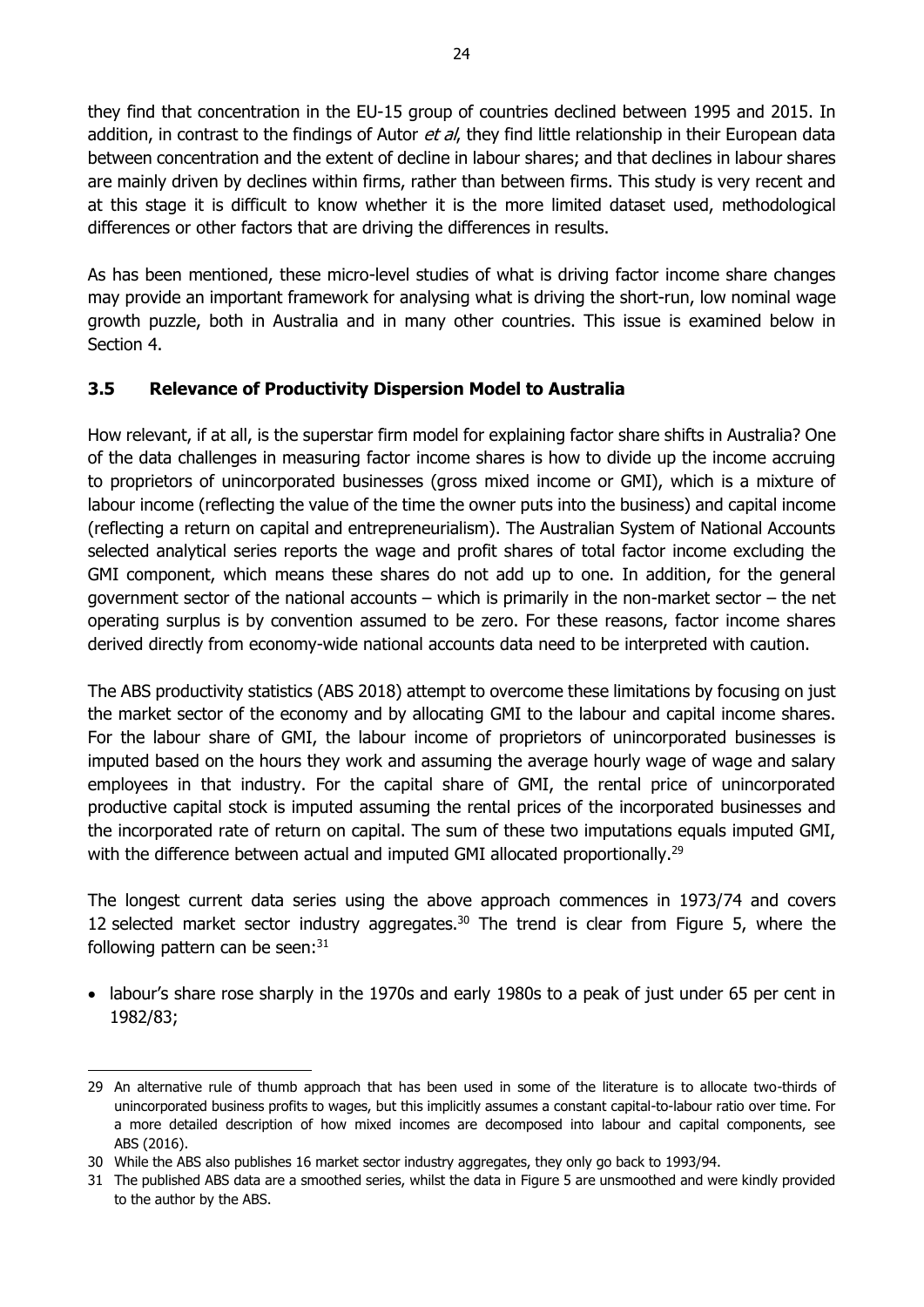they find that concentration in the EU-15 group of countries declined between 1995 and 2015. In addition, in contrast to the findings of Autor *et al*, they find little relationship in their European data between concentration and the extent of decline in labour shares; and that declines in labour shares are mainly driven by declines within firms, rather than between firms. This study is very recent and at this stage it is difficult to know whether it is the more limited dataset used, methodological differences or other factors that are driving the differences in results.

As has been mentioned, these micro-level studies of what is driving factor income share changes may provide an important framework for analysing what is driving the short-run, low nominal wage growth puzzle, both in Australia and in many other countries. This issue is examined below in Section 4.

### 3.5 Relevance of Productivity Dispersion Model to Australia

How relevant, if at all, is the superstar firm model for explaining factor share shifts in Australia? One of the data challenges in measuring factor income shares is how to divide up the income accruing to proprietors of unincorporated businesses (gross mixed income or GMI), which is a mixture of labour income (reflecting the value of the time the owner puts into the business) and capital income (reflecting a return on capital and entrepreneurialism). The Australian System of National Accounts selected analytical series reports the wage and profit shares of total factor income excluding the GMI component, which means these shares do not add up to one. In addition, for the general government sector of the national accounts – which is primarily in the non-market sector – the net operating surplus is by convention assumed to be zero. For these reasons, factor income shares derived directly from economy-wide national accounts data need to be interpreted with caution.

The ABS productivity statistics (ABS 2018) attempt to overcome these limitations by focusing on just the market sector of the economy and by allocating GMI to the labour and capital income shares. For the labour share of GMI, the labour income of proprietors of unincorporated businesses is imputed based on the hours they work and assuming the average hourly wage of wage and salary employees in that industry. For the capital share of GMI, the rental price of unincorporated productive capital stock is imputed assuming the rental prices of the incorporated businesses and the incorporated rate of return on capital. The sum of these two imputations equals imputed GMI, with the difference between actual and imputed GMI allocated proportionally.[29]

The longest current data series using the above approach commences in 1973/74 and covers 12 selected market sector industry aggregates.[30] The trend is clear from Figure 5, where the following pattern can be seen:[31]

- labour's share rose sharply in the 1970s and early 1980s to a peak of just under 65 per cent in 1982/83;

---

29 An alternative rule of thumb approach that has been used in some of the literature is to allocate two-thirds of unincorporated business profits to wages, but this implicitly assumes a constant capital-to-labour ratio over time. For a more detailed description of how mixed incomes are decomposed into labour and capital components, see ABS (2016).

30 While the ABS also publishes 16 market sector industry aggregates, they only go back to 1993/94.

31 The published ABS data are a smoothed series, whilst the data in Figure 5 are unsmoothed and were kindly provided to the author by the ABS.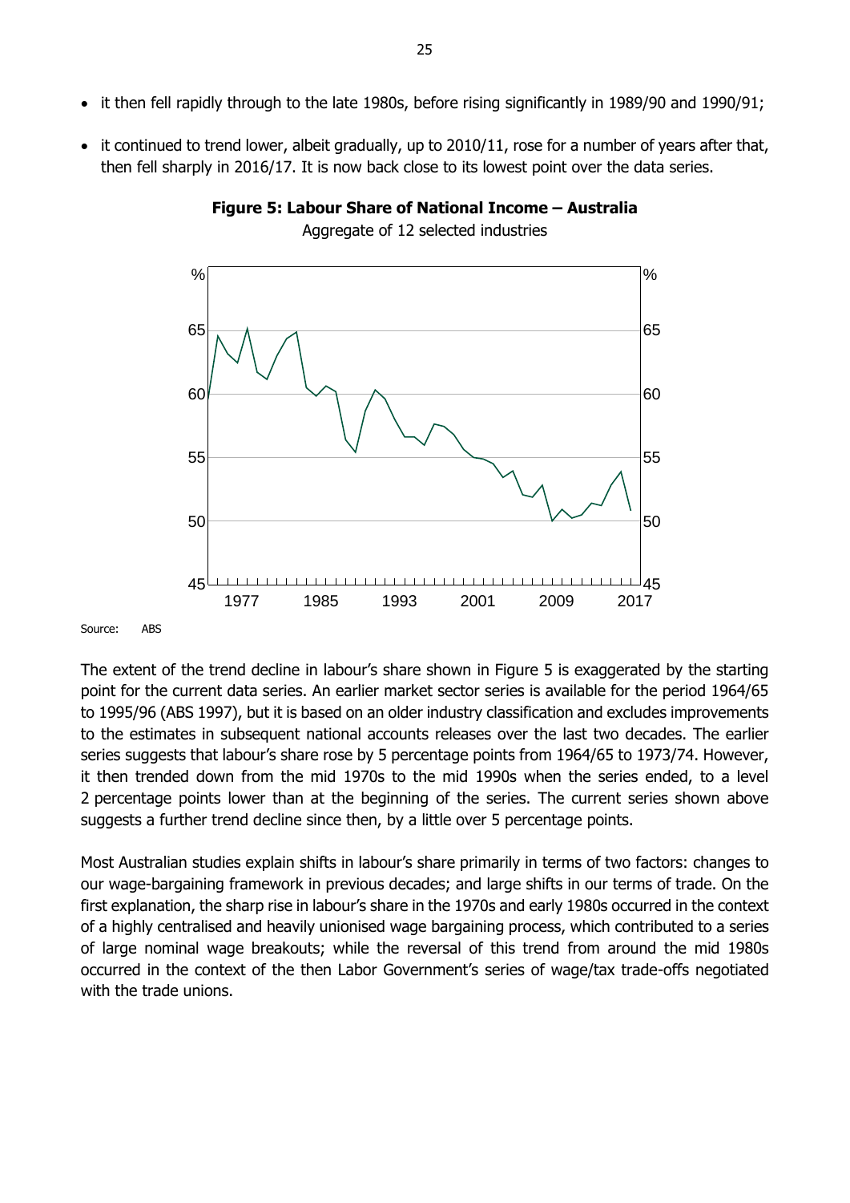- it then fell rapidly through to the late 1980s, before rising significantly in 1989/90 and 1990/91;
- it continued to trend lower, albeit gradually, up to 2010/11, rose for a number of years after that, then fell sharply in 2016/17. It is now back close to its lowest point over the data series.

**Figure 5: Labour Share of National Income – Australia**

Aggregate of 12 selected industries

Source: ABS

The extent of the trend decline in labour's share shown in Figure 5 is exaggerated by the starting point for the current data series. An earlier market sector series is available for the period 1964/65 to 1995/96 (ABS 1997), but it is based on an older industry classification and excludes improvements to the estimates in subsequent national accounts releases over the last two decades. The earlier series suggests that labour's share rose by 5 percentage points from 1964/65 to 1973/74. However, it then trended down from the mid 1970s to the mid 1990s when the series ended, to a level 2 percentage points lower than at the beginning of the series. The current series shown above suggests a further trend decline since then, by a little over 5 percentage points.

Most Australian studies explain shifts in labour's share primarily in terms of two factors: changes to our wage-bargaining framework in previous decades; and large shifts in our terms of trade. On the first explanation, the sharp rise in labour's share in the 1970s and early 1980s occurred in the context of a highly centralised and heavily unionised wage bargaining process, which contributed to a series of large nominal wage breakouts; while the reversal of this trend from around the mid 1980s occurred in the context of the then Labor Government's series of wage/tax trade-offs negotiated with the trade unions.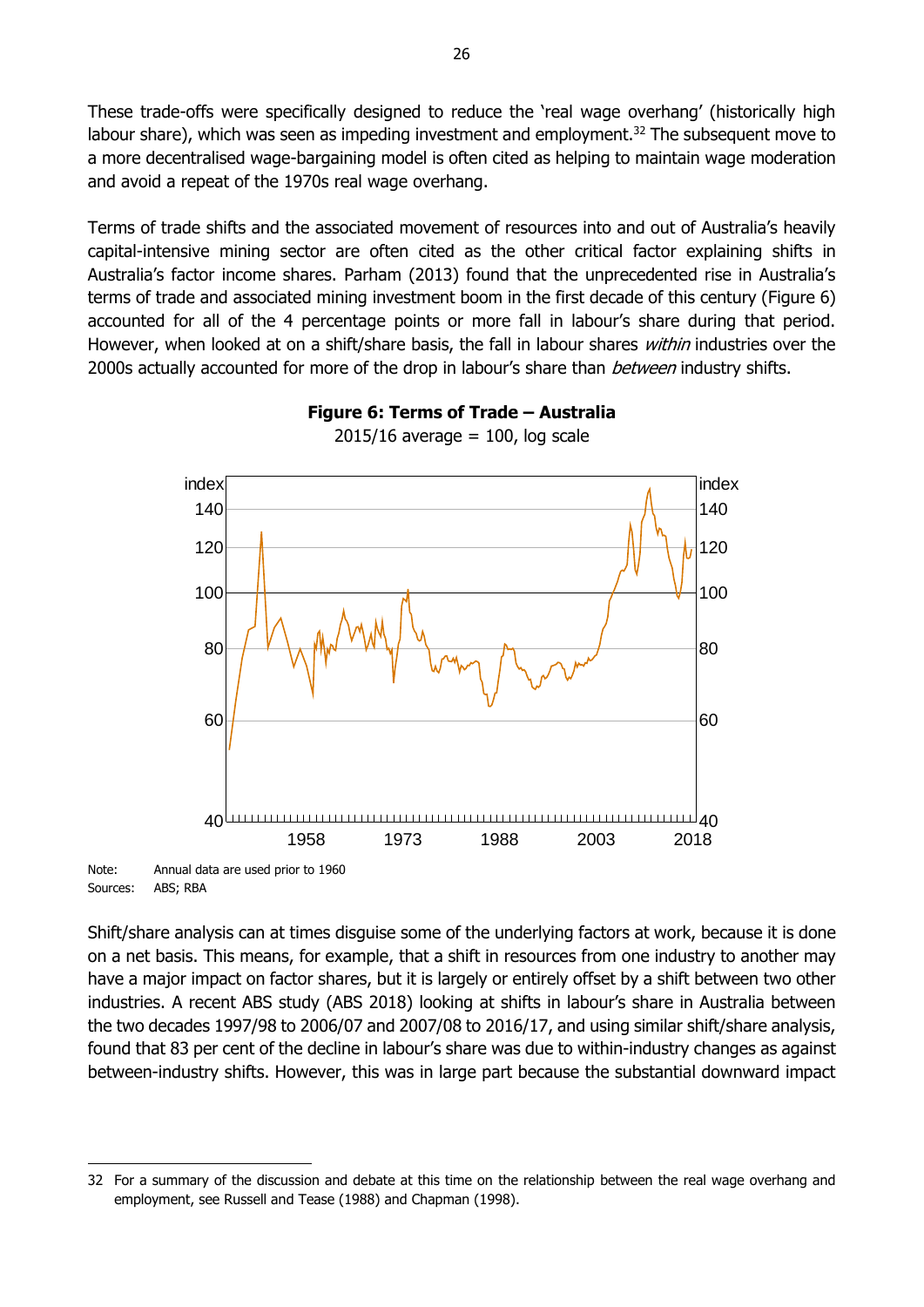These trade-offs were specifically designed to reduce the 'real wage overhang' (historically high labour share), which was seen as impeding investment and employment.[32] The subsequent move to a more decentralised wage-bargaining model is often cited as helping to maintain wage moderation and avoid a repeat of the 1970s real wage overhang.

Terms of trade shifts and the associated movement of resources into and out of Australia's heavily capital-intensive mining sector are often cited as the other critical factor explaining shifts in Australia's factor income shares. Parham (2013) found that the unprecedented rise in Australia's terms of trade and associated mining investment boom in the first decade of this century (Figure 6) accounted for all of the 4 percentage points or more fall in labour's share during that period. However, when looked at on a shift/share basis, the fall in labour shares *within* industries over the 2000s actually accounted for more of the drop in labour's share than *between* industry shifts.

**Figure 6: Terms of Trade – Australia**

2015/16 average = 100, log scale

Note: Annual data are used prior to 1960

Sources: ABS; RBA

Shift/share analysis can at times disguise some of the underlying factors at work, because it is done on a net basis. This means, for example, that a shift in resources from one industry to another may have a major impact on factor shares, but it is largely or entirely offset by a shift between two other industries. A recent ABS study (ABS 2018) looking at shifts in labour's share in Australia between the two decades 1997/98 to 2006/07 and 2007/08 to 2016/17, and using similar shift/share analysis, found that 83 per cent of the decline in labour's share was due to within-industry changes as against between-industry shifts. However, this was in large part because the substantial downward impact

---

32 For a summary of the discussion and debate at this time on the relationship between the real wage overhang and employment, see Russell and Tease (1988) and Chapman (1998).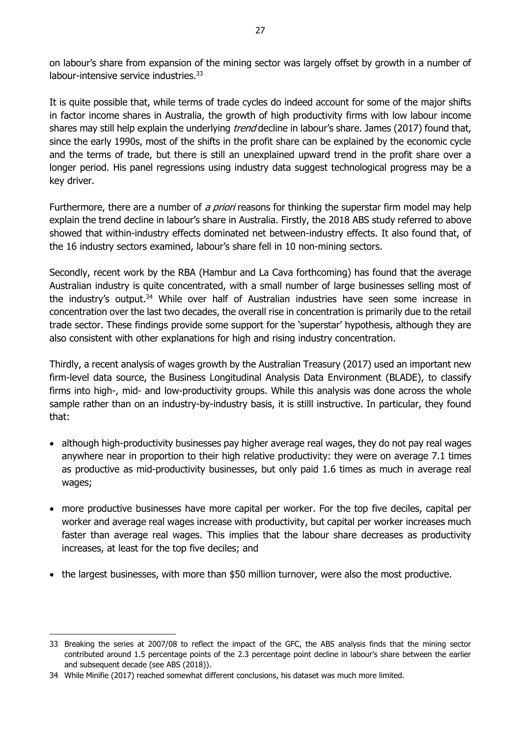on labour's share from expansion of the mining sector was largely offset by growth in a number of labour-intensive service industries.[33]

It is quite possible that, while terms of trade cycles do indeed account for some of the major shifts in factor income shares in Australia, the growth of high productivity firms with low labour income shares may still help explain the underlying *trend* decline in labour's share. James (2017) found that, since the early 1990s, most of the shifts in the profit share can be explained by the economic cycle and the terms of trade, but there is still an unexplained upward trend in the profit share over a longer period. His panel regressions using industry data suggest technological progress may be a key driver.

Furthermore, there are a number of *a priori* reasons for thinking the superstar firm model may help explain the trend decline in labour's share in Australia. Firstly, the 2018 ABS study referred to above showed that within-industry effects dominated net between-industry effects. It also found that, of the 16 industry sectors examined, labour's share fell in 10 non-mining sectors.

Secondly, recent work by the RBA (Hambur and La Cava forthcoming) has found that the average Australian industry is quite concentrated, with a small number of large businesses selling most of the industry's output.[34] While over half of Australian industries have seen some increase in concentration over the last two decades, the overall rise in concentration is primarily due to the retail trade sector. These findings provide some support for the 'superstar' hypothesis, although they are also consistent with other explanations for high and rising industry concentration.

Thirdly, a recent analysis of wages growth by the Australian Treasury (2017) used an important new firm-level data source, the Business Longitudinal Analysis Data Environment (BLADE), to classify firms into high-, mid- and low-productivity groups. While this analysis was done across the whole sample rather than on an industry-by-industry basis, it is stilll instructive. In particular, they found that:

- although high-productivity businesses pay higher average real wages, they do not pay real wages anywhere near in proportion to their high relative productivity: they were on average 7.1 times as productive as mid-productivity businesses, but only paid 1.6 times as much in average real wages;
- more productive businesses have more capital per worker. For the top five deciles, capital per worker and average real wages increase with productivity, but capital per worker increases much faster than average real wages. This implies that the labour share decreases as productivity increases, at least for the top five deciles; and
- the largest businesses, with more than $50 million turnover, were also the most productive.

---

33 Breaking the series at 2007/08 to reflect the impact of the GFC, the ABS analysis finds that the mining sector contributed around 1.5 percentage points of the 2.3 percentage point decline in labour's share between the earlier and subsequent decade (see ABS (2018)).

34 While Minifie (2017) reached somewhat different conclusions, his dataset was much more limited.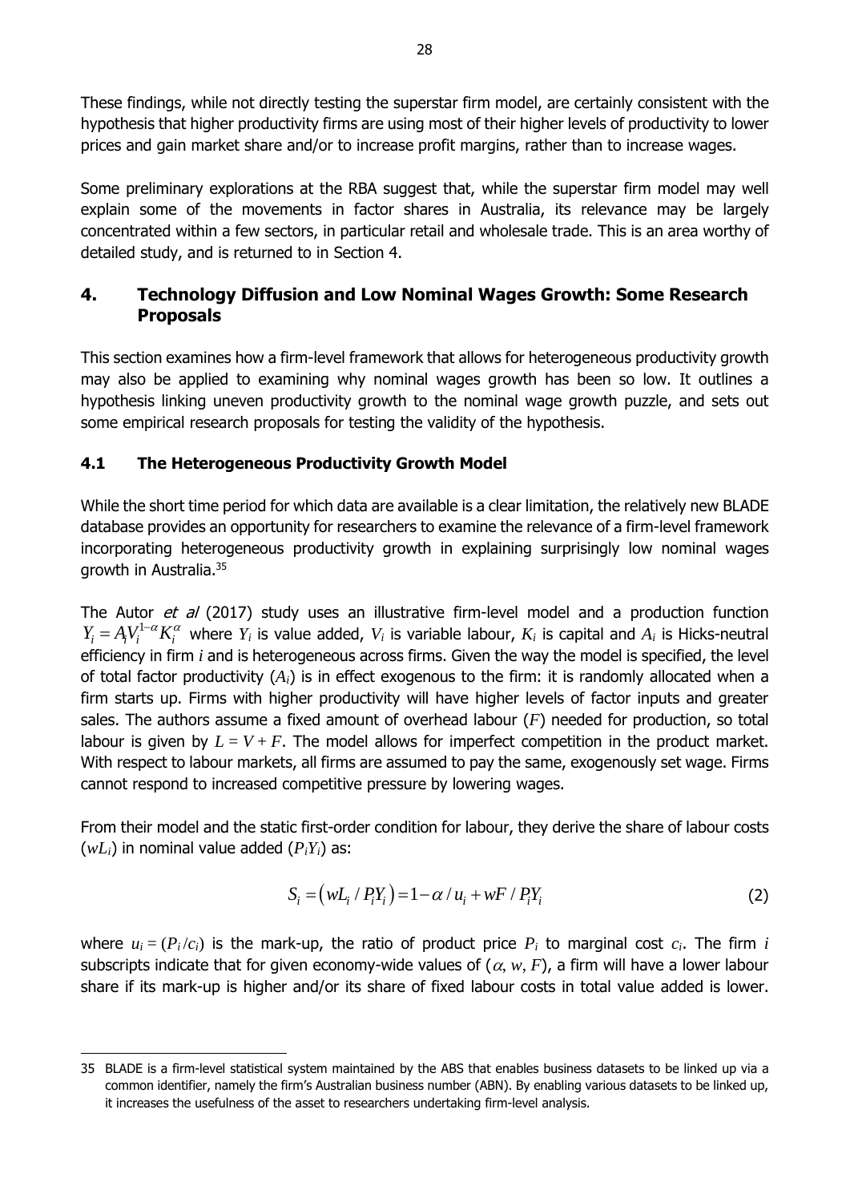These findings, while not directly testing the superstar firm model, are certainly consistent with the hypothesis that higher productivity firms are using most of their higher levels of productivity to lower prices and gain market share and/or to increase profit margins, rather than to increase wages.

Some preliminary explorations at the RBA suggest that, while the superstar firm model may well explain some of the movements in factor shares in Australia, its relevance may be largely concentrated within a few sectors, in particular retail and wholesale trade. This is an area worthy of detailed study, and is returned to in Section 4.

## 4. Technology Diffusion and Low Nominal Wages Growth: Some Research Proposals

This section examines how a firm-level framework that allows for heterogeneous productivity growth may also be applied to examining why nominal wages growth has been so low. It outlines a hypothesis linking uneven productivity growth to the nominal wage growth puzzle, and sets out some empirical research proposals for testing the validity of the hypothesis.

### 4.1 The Heterogeneous Productivity Growth Model

While the short time period for which data are available is a clear limitation, the relatively new BLADE database provides an opportunity for researchers to examine the relevance of a firm-level framework incorporating heterogeneous productivity growth in explaining surprisingly low nominal wages growth in Australia.[35]

The Autor *et al* (2017) study uses an illustrative firm-level model and a production function $Y_i = A_i V_i^{1-\alpha} K_i^{\alpha}$ where $Y_i$ is value added, $V_i$ is variable labour, $K_i$ is capital and $A_i$ is Hicks-neutral efficiency in firm $i$ and is heterogeneous across firms. Given the way the model is specified, the level of total factor productivity ($A_i$) is in effect exogenous to the firm: it is randomly allocated when a firm starts up. Firms with higher productivity will have higher levels of factor inputs and greater sales. The authors assume a fixed amount of overhead labour ($F$) needed for production, so total labour is given by $L = V + F$. The model allows for imperfect competition in the product market. With respect to labour markets, all firms are assumed to pay the same, exogenously set wage. Firms cannot respond to increased competitive pressure by lowering wages.

From their model and the static first-order condition for labour, they derive the share of labour costs ($wL_i$) in nominal value added ($P_iY_i$) as:

$$S_i = \left( wL_i / P_i Y_i \right) = 1 - \alpha / u_i + wF / P_i Y_i \tag{2}$$

where $u_i = (P_i / c_i)$ is the mark-up, the ratio of product price $P_i$ to marginal cost $c_i$. The firm $i$ subscripts indicate that for given economy-wide values of ($\alpha$, $w$, $F$), a firm will have a lower labour share if its mark-up is higher and/or its share of fixed labour costs in total value added is lower.

35 BLADE is a firm-level statistical system maintained by the ABS that enables business datasets to be linked up via a common identifier, namely the firm's Australian business number (ABN). By enabling various datasets to be linked up, it increases the usefulness of the asset to researchers undertaking firm-level analysis.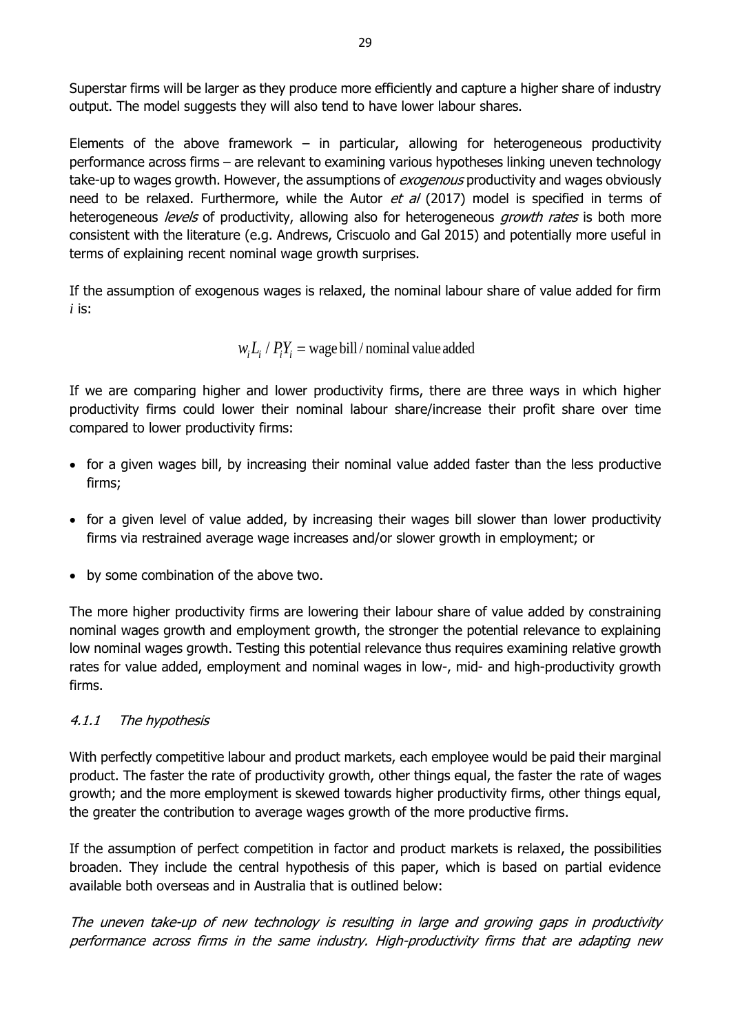Superstar firms will be larger as they produce more efficiently and capture a higher share of industry output. The model suggests they will also tend to have lower labour shares.

Elements of the above framework – in particular, allowing for heterogeneous productivity performance across firms – are relevant to examining various hypotheses linking uneven technology take-up to wages growth. However, the assumptions of *exogenous* productivity and wages obviously need to be relaxed. Furthermore, while the Autor *et al* (2017) model is specified in terms of heterogeneous *levels* of productivity, allowing also for heterogeneous *growth rates* is both more consistent with the literature (e.g. Andrews, Criscuolo and Gal 2015) and potentially more useful in terms of explaining recent nominal wage growth surprises.

If the assumption of exogenous wages is relaxed, the nominal labour share of value added for firm *i* is:

$$w_i L_i \,/\, P_i Y_i = \text{wage bill} \,/\, \text{nominal value added}$$

If we are comparing higher and lower productivity firms, there are three ways in which higher productivity firms could lower their nominal labour share/increase their profit share over time compared to lower productivity firms:

- for a given wages bill, by increasing their nominal value added faster than the less productive firms;
- for a given level of value added, by increasing their wages bill slower than lower productivity firms via restrained average wage increases and/or slower growth in employment; or
- by some combination of the above two.

The more higher productivity firms are lowering their labour share of value added by constraining nominal wages growth and employment growth, the stronger the potential relevance to explaining low nominal wages growth. Testing this potential relevance thus requires examining relative growth rates for value added, employment and nominal wages in low-, mid- and high-productivity growth firms.

### *4.1.1 The hypothesis*

With perfectly competitive labour and product markets, each employee would be paid their marginal product. The faster the rate of productivity growth, other things equal, the faster the rate of wages growth; and the more employment is skewed towards higher productivity firms, other things equal, the greater the contribution to average wages growth of the more productive firms.

If the assumption of perfect competition in factor and product markets is relaxed, the possibilities broaden. They include the central hypothesis of this paper, which is based on partial evidence available both overseas and in Australia that is outlined below:

*The uneven take-up of new technology is resulting in large and growing gaps in productivity performance across firms in the same industry. High-productivity firms that are adapting new*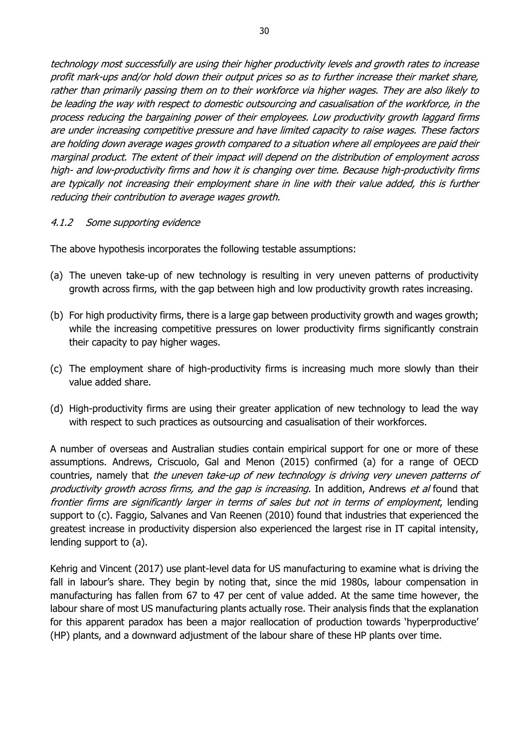*technology most successfully are using their higher productivity levels and growth rates to increase profit mark-ups and/or hold down their output prices so as to further increase their market share, rather than primarily passing them on to their workforce via higher wages. They are also likely to be leading the way with respect to domestic outsourcing and casualisation of the workforce, in the process reducing the bargaining power of their employees. Low productivity growth laggard firms are under increasing competitive pressure and have limited capacity to raise wages. These factors are holding down average wages growth compared to a situation where all employees are paid their marginal product. The extent of their impact will depend on the distribution of employment across high- and low-productivity firms and how it is changing over time. Because high-productivity firms are typically not increasing their employment share in line with their value added, this is further reducing their contribution to average wages growth.*

#### *4.1.2 Some supporting evidence*

The above hypothesis incorporates the following testable assumptions:

(a) The uneven take-up of new technology is resulting in very uneven patterns of productivity growth across firms, with the gap between high and low productivity growth rates increasing.

(b) For high productivity firms, there is a large gap between productivity growth and wages growth; while the increasing competitive pressures on lower productivity firms significantly constrain their capacity to pay higher wages.

(c) The employment share of high-productivity firms is increasing much more slowly than their value added share.

(d) High-productivity firms are using their greater application of new technology to lead the way with respect to such practices as outsourcing and casualisation of their workforces.

A number of overseas and Australian studies contain empirical support for one or more of these assumptions. Andrews, Criscuolo, Gal and Menon (2015) confirmed (a) for a range of OECD countries, namely that *the uneven take-up of new technology is driving very uneven patterns of productivity growth across firms, and the gap is increasing*. In addition, Andrews *et al* found that *frontier firms are significantly larger in terms of sales but not in terms of employment*, lending support to (c). Faggio, Salvanes and Van Reenen (2010) found that industries that experienced the greatest increase in productivity dispersion also experienced the largest rise in IT capital intensity, lending support to (a).

Kehrig and Vincent (2017) use plant-level data for US manufacturing to examine what is driving the fall in labour's share. They begin by noting that, since the mid 1980s, labour compensation in manufacturing has fallen from 67 to 47 per cent of value added. At the same time however, the labour share of most US manufacturing plants actually rose. Their analysis finds that the explanation for this apparent paradox has been a major reallocation of production towards 'hyperproductive' (HP) plants, and a downward adjustment of the labour share of these HP plants over time.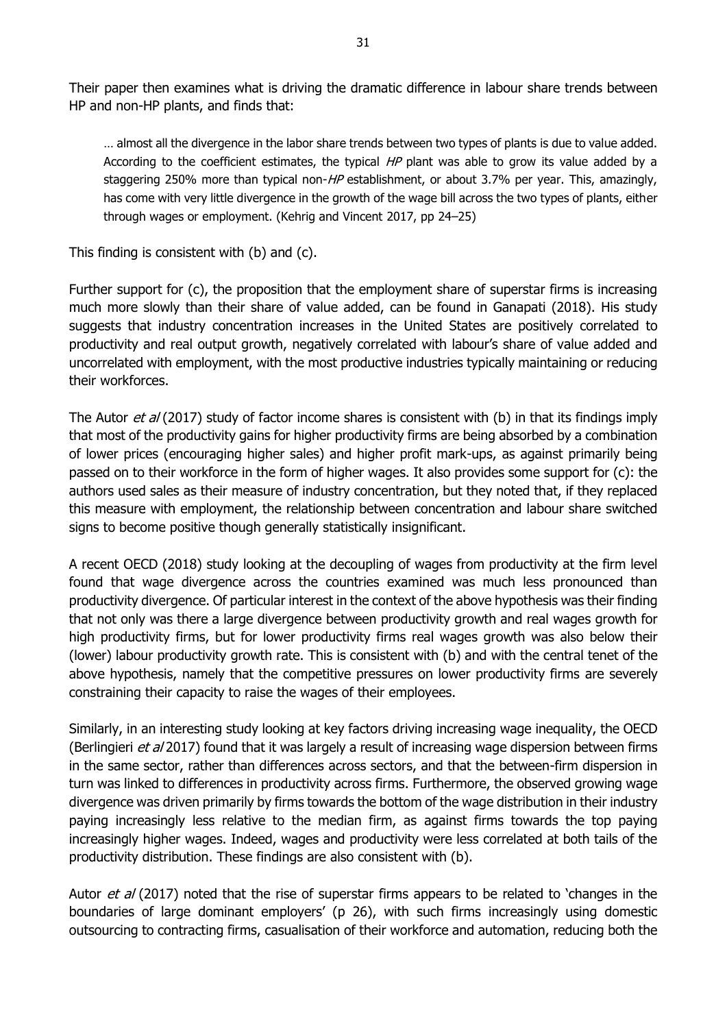Their paper then examines what is driving the dramatic difference in labour share trends between HP and non-HP plants, and finds that:

> … almost all the divergence in the labor share trends between two types of plants is due to value added. According to the coefficient estimates, the typical *HP* plant was able to grow its value added by a staggering 250% more than typical non-*HP* establishment, or about 3.7% per year. This, amazingly, has come with very little divergence in the growth of the wage bill across the two types of plants, either through wages or employment. (Kehrig and Vincent 2017, pp 24–25)

This finding is consistent with (b) and (c).

Further support for (c), the proposition that the employment share of superstar firms is increasing much more slowly than their share of value added, can be found in Ganapati (2018). His study suggests that industry concentration increases in the United States are positively correlated to productivity and real output growth, negatively correlated with labour's share of value added and uncorrelated with employment, with the most productive industries typically maintaining or reducing their workforces.

The Autor *et al* (2017) study of factor income shares is consistent with (b) in that its findings imply that most of the productivity gains for higher productivity firms are being absorbed by a combination of lower prices (encouraging higher sales) and higher profit mark-ups, as against primarily being passed on to their workforce in the form of higher wages. It also provides some support for (c): the authors used sales as their measure of industry concentration, but they noted that, if they replaced this measure with employment, the relationship between concentration and labour share switched signs to become positive though generally statistically insignificant.

A recent OECD (2018) study looking at the decoupling of wages from productivity at the firm level found that wage divergence across the countries examined was much less pronounced than productivity divergence. Of particular interest in the context of the above hypothesis was their finding that not only was there a large divergence between productivity growth and real wages growth for high productivity firms, but for lower productivity firms real wages growth was also below their (lower) labour productivity growth rate. This is consistent with (b) and with the central tenet of the above hypothesis, namely that the competitive pressures on lower productivity firms are severely constraining their capacity to raise the wages of their employees.

Similarly, in an interesting study looking at key factors driving increasing wage inequality, the OECD (Berlingieri *et al* 2017) found that it was largely a result of increasing wage dispersion between firms in the same sector, rather than differences across sectors, and that the between-firm dispersion in turn was linked to differences in productivity across firms. Furthermore, the observed growing wage divergence was driven primarily by firms towards the bottom of the wage distribution in their industry paying increasingly less relative to the median firm, as against firms towards the top paying increasingly higher wages. Indeed, wages and productivity were less correlated at both tails of the productivity distribution. These findings are also consistent with (b).

Autor *et al* (2017) noted that the rise of superstar firms appears to be related to 'changes in the boundaries of large dominant employers' (p 26), with such firms increasingly using domestic outsourcing to contracting firms, casualisation of their workforce and automation, reducing both the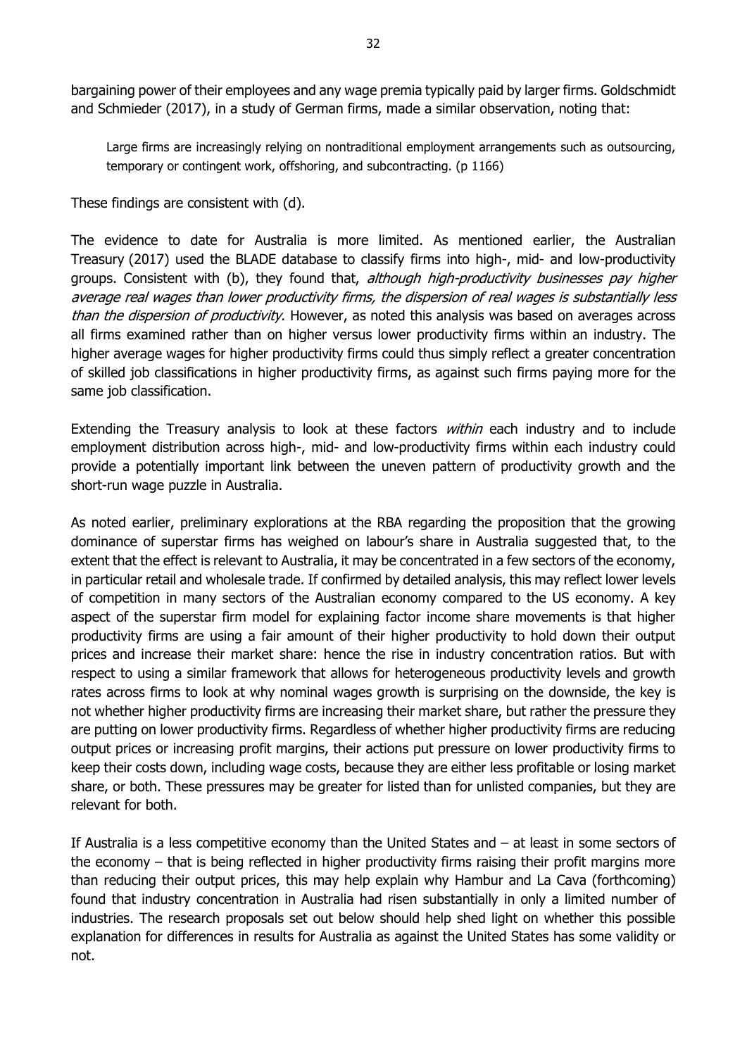bargaining power of their employees and any wage premia typically paid by larger firms. Goldschmidt and Schmieder (2017), in a study of German firms, made a similar observation, noting that:

> Large firms are increasingly relying on nontraditional employment arrangements such as outsourcing, temporary or contingent work, offshoring, and subcontracting. (p 1166)

These findings are consistent with (d).

The evidence to date for Australia is more limited. As mentioned earlier, the Australian Treasury (2017) used the BLADE database to classify firms into high-, mid- and low-productivity groups. Consistent with (b), they found that, *although high-productivity businesses pay higher average real wages than lower productivity firms, the dispersion of real wages is substantially less than the dispersion of productivity*. However, as noted this analysis was based on averages across all firms examined rather than on higher versus lower productivity firms within an industry. The higher average wages for higher productivity firms could thus simply reflect a greater concentration of skilled job classifications in higher productivity firms, as against such firms paying more for the same job classification.

Extending the Treasury analysis to look at these factors *within* each industry and to include employment distribution across high-, mid- and low-productivity firms within each industry could provide a potentially important link between the uneven pattern of productivity growth and the short-run wage puzzle in Australia.

As noted earlier, preliminary explorations at the RBA regarding the proposition that the growing dominance of superstar firms has weighed on labour's share in Australia suggested that, to the extent that the effect is relevant to Australia, it may be concentrated in a few sectors of the economy, in particular retail and wholesale trade. If confirmed by detailed analysis, this may reflect lower levels of competition in many sectors of the Australian economy compared to the US economy. A key aspect of the superstar firm model for explaining factor income share movements is that higher productivity firms are using a fair amount of their higher productivity to hold down their output prices and increase their market share: hence the rise in industry concentration ratios. But with respect to using a similar framework that allows for heterogeneous productivity levels and growth rates across firms to look at why nominal wages growth is surprising on the downside, the key is not whether higher productivity firms are increasing their market share, but rather the pressure they are putting on lower productivity firms. Regardless of whether higher productivity firms are reducing output prices or increasing profit margins, their actions put pressure on lower productivity firms to keep their costs down, including wage costs, because they are either less profitable or losing market share, or both. These pressures may be greater for listed than for unlisted companies, but they are relevant for both.

If Australia is a less competitive economy than the United States and – at least in some sectors of the economy – that is being reflected in higher productivity firms raising their profit margins more than reducing their output prices, this may help explain why Hambur and La Cava (forthcoming) found that industry concentration in Australia had risen substantially in only a limited number of industries. The research proposals set out below should help shed light on whether this possible explanation for differences in results for Australia as against the United States has some validity or not.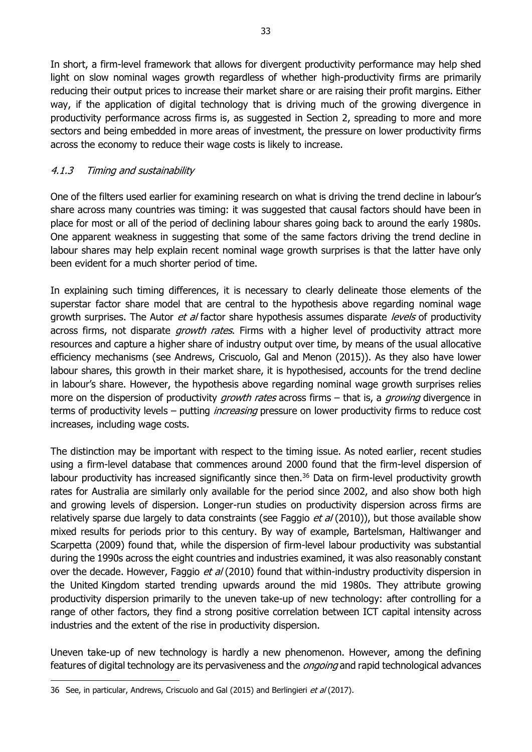In short, a firm-level framework that allows for divergent productivity performance may help shed light on slow nominal wages growth regardless of whether high-productivity firms are primarily reducing their output prices to increase their market share or are raising their profit margins. Either way, if the application of digital technology that is driving much of the growing divergence in productivity performance across firms is, as suggested in Section 2, spreading to more and more sectors and being embedded in more areas of investment, the pressure on lower productivity firms across the economy to reduce their wage costs is likely to increase.

#### *4.1.3 Timing and sustainability*

One of the filters used earlier for examining research on what is driving the trend decline in labour's share across many countries was timing: it was suggested that causal factors should have been in place for most or all of the period of declining labour shares going back to around the early 1980s. One apparent weakness in suggesting that some of the same factors driving the trend decline in labour shares may help explain recent nominal wage growth surprises is that the latter have only been evident for a much shorter period of time.

In explaining such timing differences, it is necessary to clearly delineate those elements of the superstar factor share model that are central to the hypothesis above regarding nominal wage growth surprises. The Autor *et al* factor share hypothesis assumes disparate *levels* of productivity across firms, not disparate *growth rates*. Firms with a higher level of productivity attract more resources and capture a higher share of industry output over time, by means of the usual allocative efficiency mechanisms (see Andrews, Criscuolo, Gal and Menon (2015)). As they also have lower labour shares, this growth in their market share, it is hypothesised, accounts for the trend decline in labour's share. However, the hypothesis above regarding nominal wage growth surprises relies more on the dispersion of productivity *growth rates* across firms – that is, a *growing* divergence in terms of productivity levels – putting *increasing* pressure on lower productivity firms to reduce cost increases, including wage costs.

The distinction may be important with respect to the timing issue. As noted earlier, recent studies using a firm-level database that commences around 2000 found that the firm-level dispersion of labour productivity has increased significantly since then.[36] Data on firm-level productivity growth rates for Australia are similarly only available for the period since 2002, and also show both high and growing levels of dispersion. Longer-run studies on productivity dispersion across firms are relatively sparse due largely to data constraints (see Faggio *et al* (2010)), but those available show mixed results for periods prior to this century. By way of example, Bartelsman, Haltiwanger and Scarpetta (2009) found that, while the dispersion of firm-level labour productivity was substantial during the 1990s across the eight countries and industries examined, it was also reasonably constant over the decade. However, Faggio *et al* (2010) found that within-industry productivity dispersion in the United Kingdom started trending upwards around the mid 1980s. They attribute growing productivity dispersion primarily to the uneven take-up of new technology: after controlling for a range of other factors, they find a strong positive correlation between ICT capital intensity across industries and the extent of the rise in productivity dispersion.

Uneven take-up of new technology is hardly a new phenomenon. However, among the defining features of digital technology are its pervasiveness and the *ongoing* and rapid technological advances

36 See, in particular, Andrews, Criscuolo and Gal (2015) and Berlingieri *et al* (2017).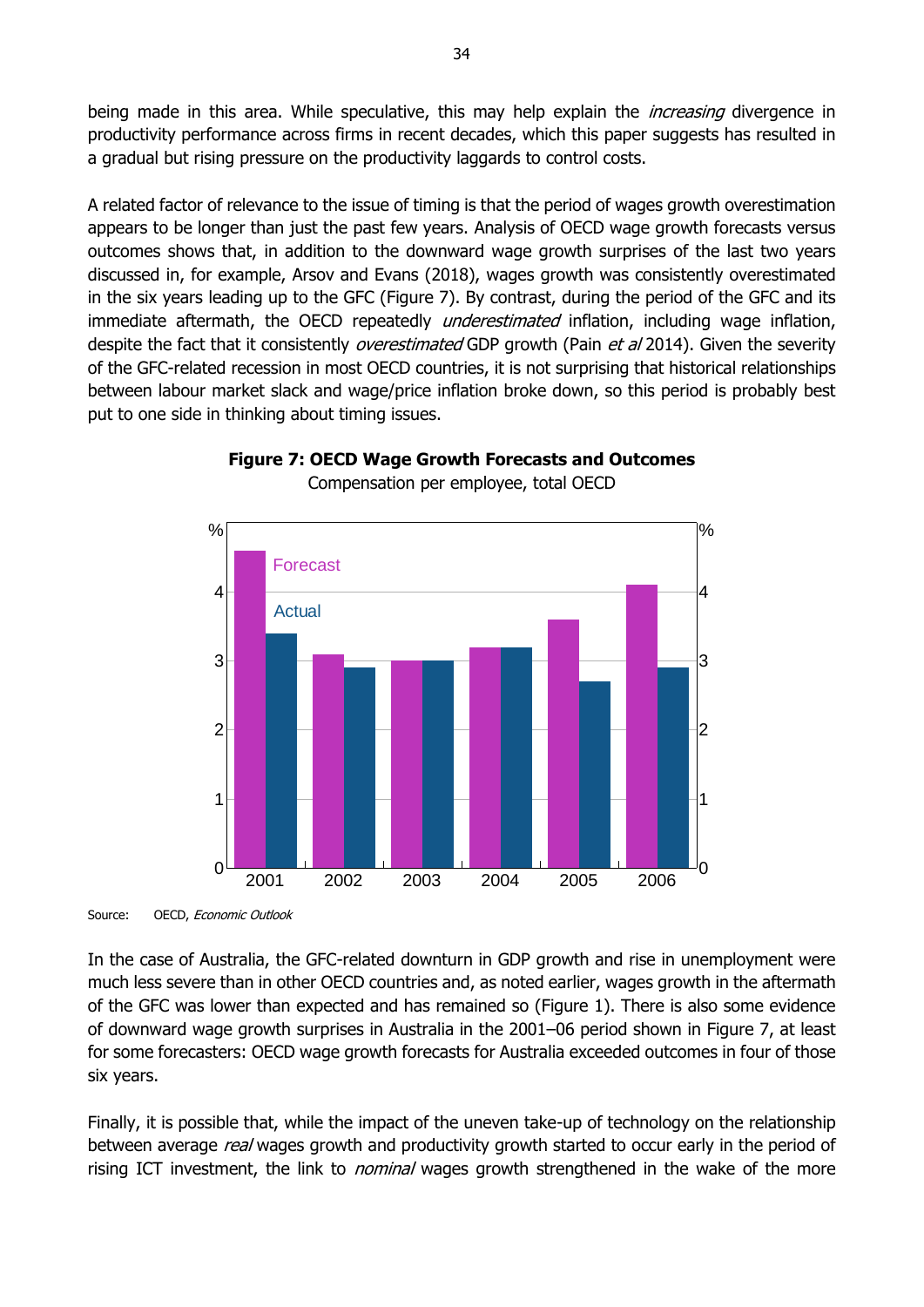being made in this area. While speculative, this may help explain the *increasing* divergence in productivity performance across firms in recent decades, which this paper suggests has resulted in a gradual but rising pressure on the productivity laggards to control costs.

A related factor of relevance to the issue of timing is that the period of wages growth overestimation appears to be longer than just the past few years. Analysis of OECD wage growth forecasts versus outcomes shows that, in addition to the downward wage growth surprises of the last two years discussed in, for example, Arsov and Evans (2018), wages growth was consistently overestimated in the six years leading up to the GFC (Figure 7). By contrast, during the period of the GFC and its immediate aftermath, the OECD repeatedly *underestimated* inflation, including wage inflation, despite the fact that it consistently *overestimated* GDP growth (Pain *et al* 2014). Given the severity of the GFC-related recession in most OECD countries, it is not surprising that historical relationships between labour market slack and wage/price inflation broke down, so this period is probably best put to one side in thinking about timing issues.

**Figure 7: OECD Wage Growth Forecasts and Outcomes**

Compensation per employee, total OECD

Source: OECD, *Economic Outlook*

In the case of Australia, the GFC-related downturn in GDP growth and rise in unemployment were much less severe than in other OECD countries and, as noted earlier, wages growth in the aftermath of the GFC was lower than expected and has remained so (Figure 1). There is also some evidence of downward wage growth surprises in Australia in the 2001–06 period shown in Figure 7, at least for some forecasters: OECD wage growth forecasts for Australia exceeded outcomes in four of those six years.

Finally, it is possible that, while the impact of the uneven take-up of technology on the relationship between average *real* wages growth and productivity growth started to occur early in the period of rising ICT investment, the link to *nominal* wages growth strengthened in the wake of the more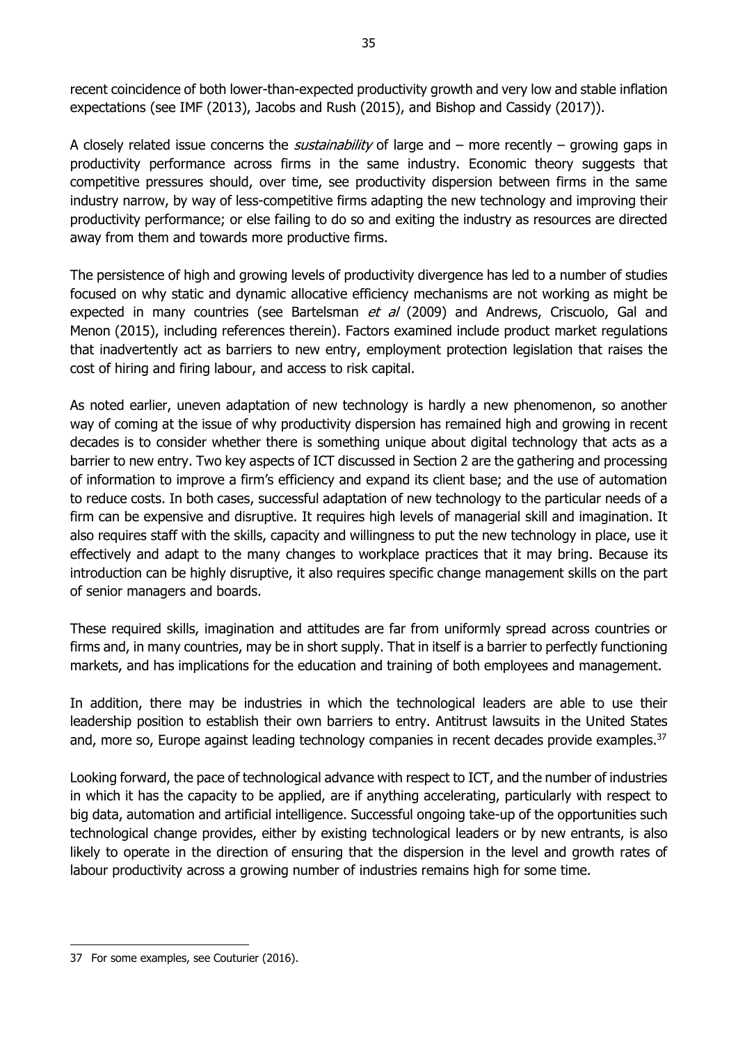recent coincidence of both lower-than-expected productivity growth and very low and stable inflation expectations (see IMF (2013), Jacobs and Rush (2015), and Bishop and Cassidy (2017)).

A closely related issue concerns the *sustainability* of large and – more recently – growing gaps in productivity performance across firms in the same industry. Economic theory suggests that competitive pressures should, over time, see productivity dispersion between firms in the same industry narrow, by way of less-competitive firms adapting the new technology and improving their productivity performance; or else failing to do so and exiting the industry as resources are directed away from them and towards more productive firms.

The persistence of high and growing levels of productivity divergence has led to a number of studies focused on why static and dynamic allocative efficiency mechanisms are not working as might be expected in many countries (see Bartelsman *et al* (2009) and Andrews, Criscuolo, Gal and Menon (2015), including references therein). Factors examined include product market regulations that inadvertently act as barriers to new entry, employment protection legislation that raises the cost of hiring and firing labour, and access to risk capital.

As noted earlier, uneven adaptation of new technology is hardly a new phenomenon, so another way of coming at the issue of why productivity dispersion has remained high and growing in recent decades is to consider whether there is something unique about digital technology that acts as a barrier to new entry. Two key aspects of ICT discussed in Section 2 are the gathering and processing of information to improve a firm's efficiency and expand its client base; and the use of automation to reduce costs. In both cases, successful adaptation of new technology to the particular needs of a firm can be expensive and disruptive. It requires high levels of managerial skill and imagination. It also requires staff with the skills, capacity and willingness to put the new technology in place, use it effectively and adapt to the many changes to workplace practices that it may bring. Because its introduction can be highly disruptive, it also requires specific change management skills on the part of senior managers and boards.

These required skills, imagination and attitudes are far from uniformly spread across countries or firms and, in many countries, may be in short supply. That in itself is a barrier to perfectly functioning markets, and has implications for the education and training of both employees and management.

In addition, there may be industries in which the technological leaders are able to use their leadership position to establish their own barriers to entry. Antitrust lawsuits in the United States and, more so, Europe against leading technology companies in recent decades provide examples.[37]

Looking forward, the pace of technological advance with respect to ICT, and the number of industries in which it has the capacity to be applied, are if anything accelerating, particularly with respect to big data, automation and artificial intelligence. Successful ongoing take-up of the opportunities such technological change provides, either by existing technological leaders or by new entrants, is also likely to operate in the direction of ensuring that the dispersion in the level and growth rates of labour productivity across a growing number of industries remains high for some time.

---

37 For some examples, see Couturier (2016).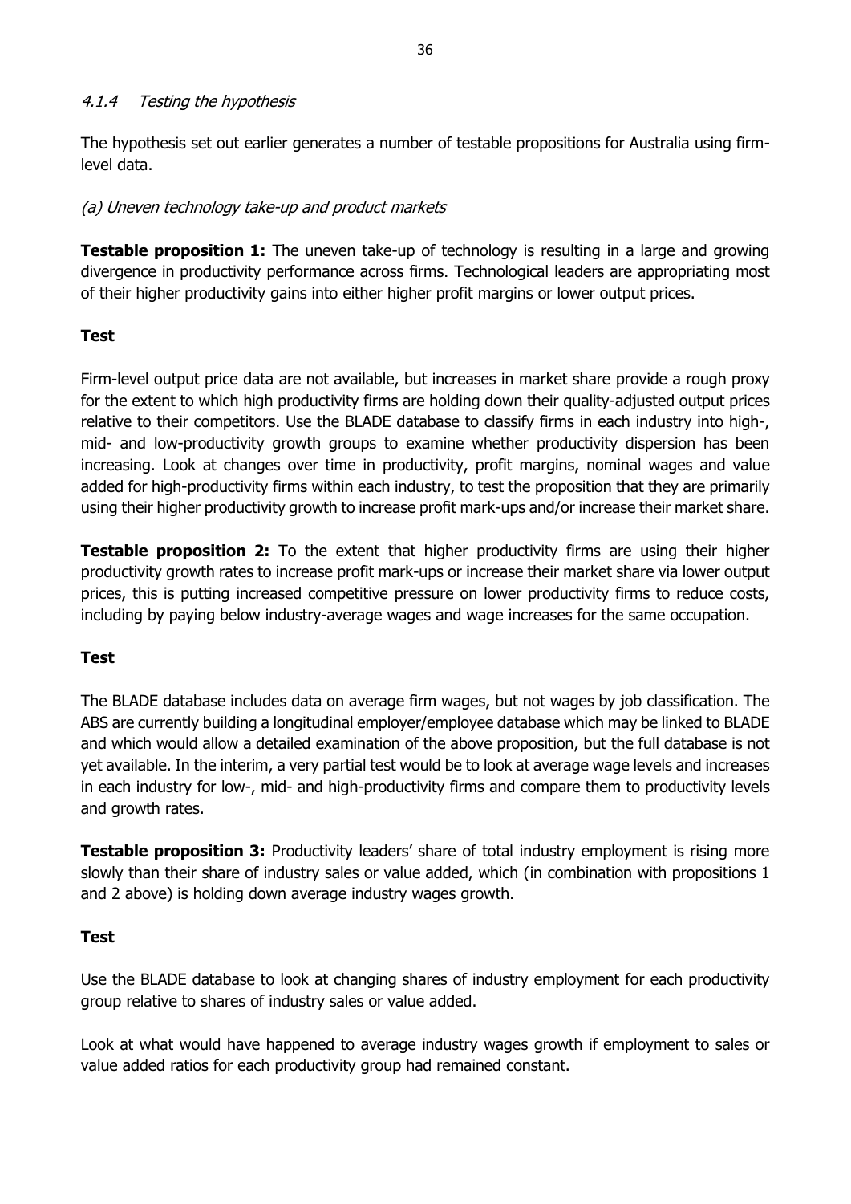#### *4.1.4 Testing the hypothesis*

The hypothesis set out earlier generates a number of testable propositions for Australia using firm-level data.

*(a) Uneven technology take-up and product markets*

**Testable proposition 1:** The uneven take-up of technology is resulting in a large and growing divergence in productivity performance across firms. Technological leaders are appropriating most of their higher productivity gains into either higher profit margins or lower output prices.

**Test**

Firm-level output price data are not available, but increases in market share provide a rough proxy for the extent to which high productivity firms are holding down their quality-adjusted output prices relative to their competitors. Use the BLADE database to classify firms in each industry into high-, mid- and low-productivity growth groups to examine whether productivity dispersion has been increasing. Look at changes over time in productivity, profit margins, nominal wages and value added for high-productivity firms within each industry, to test the proposition that they are primarily using their higher productivity growth to increase profit mark-ups and/or increase their market share.

**Testable proposition 2:** To the extent that higher productivity firms are using their higher productivity growth rates to increase profit mark-ups or increase their market share via lower output prices, this is putting increased competitive pressure on lower productivity firms to reduce costs, including by paying below industry-average wages and wage increases for the same occupation.

**Test**

The BLADE database includes data on average firm wages, but not wages by job classification. The ABS are currently building a longitudinal employer/employee database which may be linked to BLADE and which would allow a detailed examination of the above proposition, but the full database is not yet available. In the interim, a very partial test would be to look at average wage levels and increases in each industry for low-, mid- and high-productivity firms and compare them to productivity levels and growth rates.

**Testable proposition 3:** Productivity leaders' share of total industry employment is rising more slowly than their share of industry sales or value added, which (in combination with propositions 1 and 2 above) is holding down average industry wages growth.

**Test**

Use the BLADE database to look at changing shares of industry employment for each productivity group relative to shares of industry sales or value added.

Look at what would have happened to average industry wages growth if employment to sales or value added ratios for each productivity group had remained constant.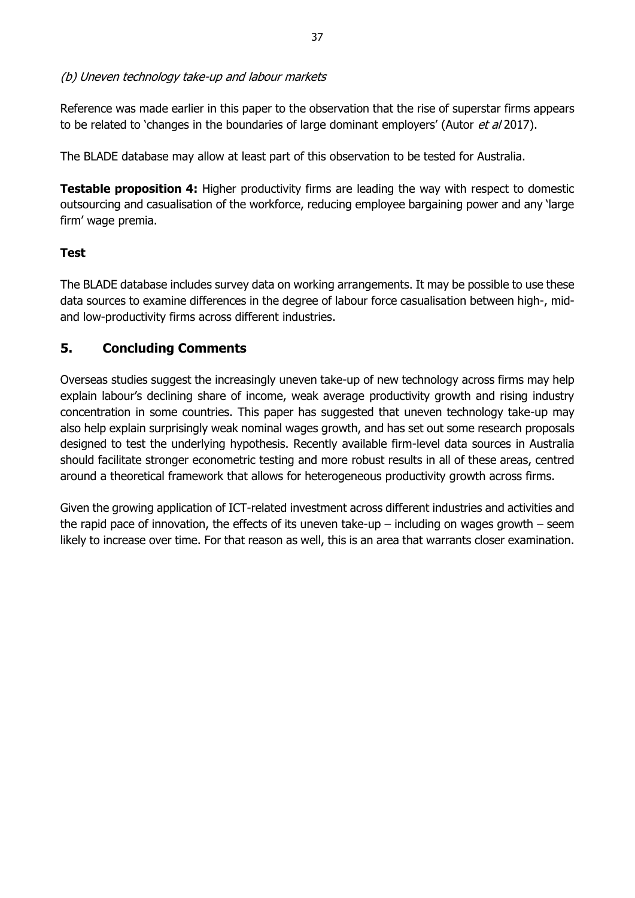*(b) Uneven technology take-up and labour markets*

Reference was made earlier in this paper to the observation that the rise of superstar firms appears to be related to 'changes in the boundaries of large dominant employers' (Autor *et al* 2017).

The BLADE database may allow at least part of this observation to be tested for Australia.

**Testable proposition 4:** Higher productivity firms are leading the way with respect to domestic outsourcing and casualisation of the workforce, reducing employee bargaining power and any 'large firm' wage premia.

**Test**

The BLADE database includes survey data on working arrangements. It may be possible to use these data sources to examine differences in the degree of labour force casualisation between high-, mid- and low-productivity firms across different industries.

## 5. Concluding Comments

Overseas studies suggest the increasingly uneven take-up of new technology across firms may help explain labour's declining share of income, weak average productivity growth and rising industry concentration in some countries. This paper has suggested that uneven technology take-up may also help explain surprisingly weak nominal wages growth, and has set out some research proposals designed to test the underlying hypothesis. Recently available firm-level data sources in Australia should facilitate stronger econometric testing and more robust results in all of these areas, centred around a theoretical framework that allows for heterogeneous productivity growth across firms.

Given the growing application of ICT-related investment across different industries and activities and the rapid pace of innovation, the effects of its uneven take-up – including on wages growth – seem likely to increase over time. For that reason as well, this is an area that warrants closer examination.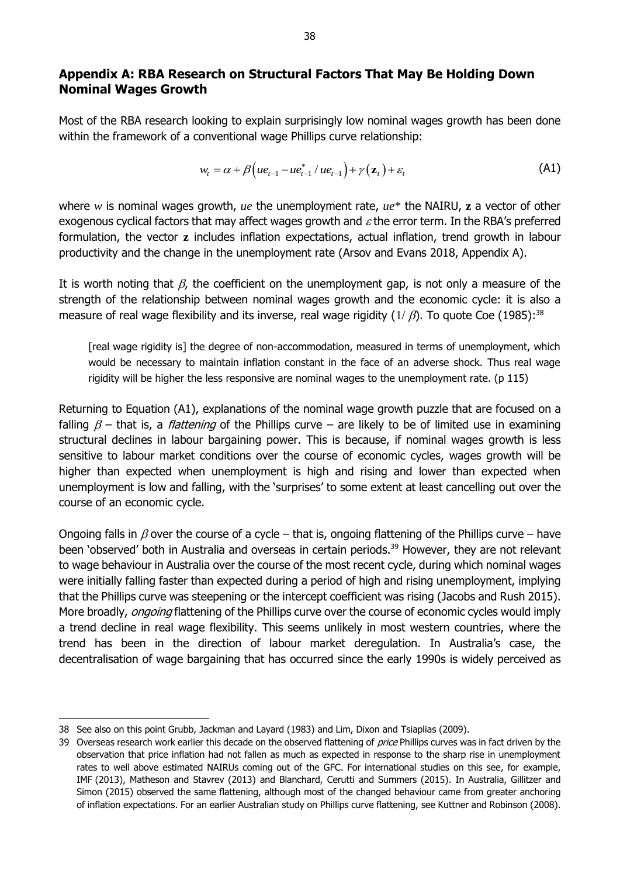## Appendix A: RBA Research on Structural Factors That May Be Holding Down Nominal Wages Growth

Most of the RBA research looking to explain surprisingly low nominal wages growth has been done within the framework of a conventional wage Phillips curve relationship:

$$w_t = \alpha + \beta\left(ue_{t-1} - ue^*_{t-1} / ue_{t-1}\right) + \gamma\left(\mathbf{z}_t\right) + \varepsilon_t \tag{A1}$$

where $w$ is nominal wages growth, $ue$ the unemployment rate, $ue^*$ the NAIRU, $\mathbf{z}$ a vector of other exogenous cyclical factors that may affect wages growth and $\varepsilon$ the error term. In the RBA's preferred formulation, the vector $\mathbf{z}$ includes inflation expectations, actual inflation, trend growth in labour productivity and the change in the unemployment rate (Arsov and Evans 2018, Appendix A).

It is worth noting that $\beta$, the coefficient on the unemployment gap, is not only a measure of the strength of the relationship between nominal wages growth and the economic cycle: it is also a measure of real wage flexibility and its inverse, real wage rigidity ($1/\beta$). To quote Coe (1985):[38]

> [real wage rigidity is] the degree of non-accommodation, measured in terms of unemployment, which would be necessary to maintain inflation constant in the face of an adverse shock. Thus real wage rigidity will be higher the less responsive are nominal wages to the unemployment rate. (p 115)

Returning to Equation (A1), explanations of the nominal wage growth puzzle that are focused on a falling $\beta$ – that is, a *flattening* of the Phillips curve – are likely to be of limited use in examining structural declines in labour bargaining power. This is because, if nominal wages growth is less sensitive to labour market conditions over the course of economic cycles, wages growth will be higher than expected when unemployment is high and rising and lower than expected when unemployment is low and falling, with the 'surprises' to some extent at least cancelling out over the course of an economic cycle.

Ongoing falls in $\beta$ over the course of a cycle – that is, ongoing flattening of the Phillips curve – have been 'observed' both in Australia and overseas in certain periods.[39] However, they are not relevant to wage behaviour in Australia over the course of the most recent cycle, during which nominal wages were initially falling faster than expected during a period of high and rising unemployment, implying that the Phillips curve was steepening or the intercept coefficient was rising (Jacobs and Rush 2015). More broadly, *ongoing* flattening of the Phillips curve over the course of economic cycles would imply a trend decline in real wage flexibility. This seems unlikely in most western countries, where the trend has been in the direction of labour market deregulation. In Australia's case, the decentralisation of wage bargaining that has occurred since the early 1990s is widely perceived as

---

38 See also on this point Grubb, Jackman and Layard (1983) and Lim, Dixon and Tsiaplias (2009).

39 Overseas research work earlier this decade on the observed flattening of *price* Phillips curves was in fact driven by the observation that price inflation had not fallen as much as expected in response to the sharp rise in unemployment rates to well above estimated NAIRUs coming out of the GFC. For international studies on this see, for example, IMF (2013), Matheson and Stavrev (2013) and Blanchard, Cerutti and Summers (2015). In Australia, Gillitzer and Simon (2015) observed the same flattening, although most of the changed behaviour came from greater anchoring of inflation expectations. For an earlier Australian study on Phillips curve flattening, see Kuttner and Robinson (2008).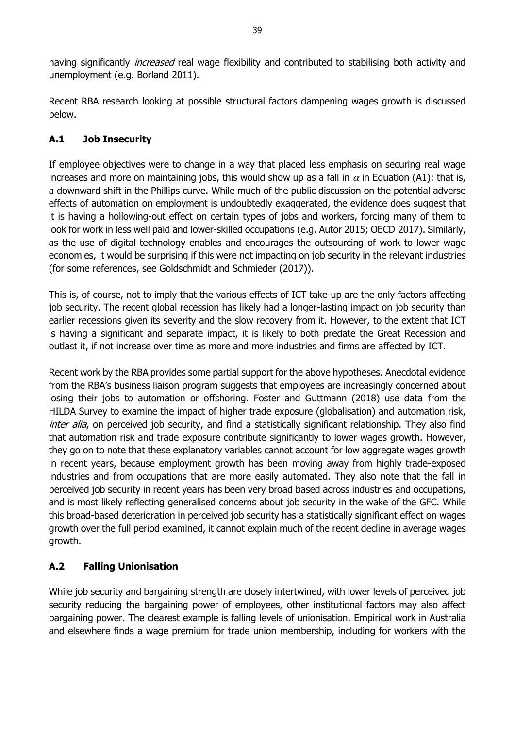having significantly *increased* real wage flexibility and contributed to stabilising both activity and unemployment (e.g. Borland 2011).

Recent RBA research looking at possible structural factors dampening wages growth is discussed below.

## A.1 Job Insecurity

If employee objectives were to change in a way that placed less emphasis on securing real wage increases and more on maintaining jobs, this would show up as a fall in $\alpha$ in Equation (A1): that is, a downward shift in the Phillips curve. While much of the public discussion on the potential adverse effects of automation on employment is undoubtedly exaggerated, the evidence does suggest that it is having a hollowing-out effect on certain types of jobs and workers, forcing many of them to look for work in less well paid and lower-skilled occupations (e.g. Autor 2015; OECD 2017). Similarly, as the use of digital technology enables and encourages the outsourcing of work to lower wage economies, it would be surprising if this were not impacting on job security in the relevant industries (for some references, see Goldschmidt and Schmieder (2017)).

This is, of course, not to imply that the various effects of ICT take-up are the only factors affecting job security. The recent global recession has likely had a longer-lasting impact on job security than earlier recessions given its severity and the slow recovery from it. However, to the extent that ICT is having a significant and separate impact, it is likely to both predate the Great Recession and outlast it, if not increase over time as more and more industries and firms are affected by ICT.

Recent work by the RBA provides some partial support for the above hypotheses. Anecdotal evidence from the RBA's business liaison program suggests that employees are increasingly concerned about losing their jobs to automation or offshoring. Foster and Guttmann (2018) use data from the HILDA Survey to examine the impact of higher trade exposure (globalisation) and automation risk, *inter alia*, on perceived job security, and find a statistically significant relationship. They also find that automation risk and trade exposure contribute significantly to lower wages growth. However, they go on to note that these explanatory variables cannot account for low aggregate wages growth in recent years, because employment growth has been moving away from highly trade-exposed industries and from occupations that are more easily automated. They also note that the fall in perceived job security in recent years has been very broad based across industries and occupations, and is most likely reflecting generalised concerns about job security in the wake of the GFC. While this broad-based deterioration in perceived job security has a statistically significant effect on wages growth over the full period examined, it cannot explain much of the recent decline in average wages growth.

## A.2 Falling Unionisation

While job security and bargaining strength are closely intertwined, with lower levels of perceived job security reducing the bargaining power of employees, other institutional factors may also affect bargaining power. The clearest example is falling levels of unionisation. Empirical work in Australia and elsewhere finds a wage premium for trade union membership, including for workers with the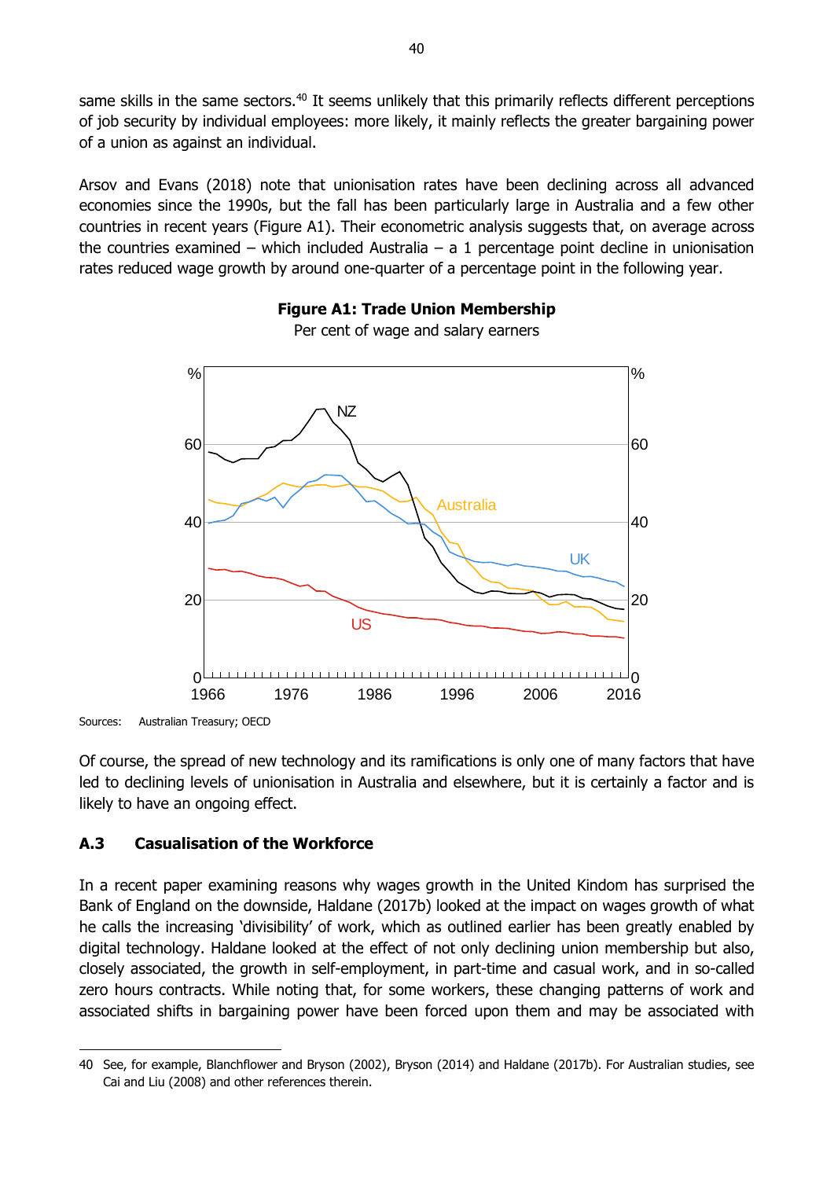same skills in the same sectors.[40] It seems unlikely that this primarily reflects different perceptions of job security by individual employees: more likely, it mainly reflects the greater bargaining power of a union as against an individual.

Arsov and Evans (2018) note that unionisation rates have been declining across all advanced economies since the 1990s, but the fall has been particularly large in Australia and a few other countries in recent years (Figure A1). Their econometric analysis suggests that, on average across the countries examined – which included Australia – a 1 percentage point decline in unionisation rates reduced wage growth by around one-quarter of a percentage point in the following year.

**Figure A1: Trade Union Membership**

Per cent of wage and salary earners

Sources: Australian Treasury; OECD

Of course, the spread of new technology and its ramifications is only one of many factors that have led to declining levels of unionisation in Australia and elsewhere, but it is certainly a factor and is likely to have an ongoing effect.

### A.3 Casualisation of the Workforce

In a recent paper examining reasons why wages growth in the United Kindom has surprised the Bank of England on the downside, Haldane (2017b) looked at the impact on wages growth of what he calls the increasing 'divisibility' of work, which as outlined earlier has been greatly enabled by digital technology. Haldane looked at the effect of not only declining union membership but also, closely associated, the growth in self-employment, in part-time and casual work, and in so-called zero hours contracts. While noting that, for some workers, these changing patterns of work and associated shifts in bargaining power have been forced upon them and may be associated with

40 See, for example, Blanchflower and Bryson (2002), Bryson (2014) and Haldane (2017b). For Australian studies, see Cai and Liu (2008) and other references therein.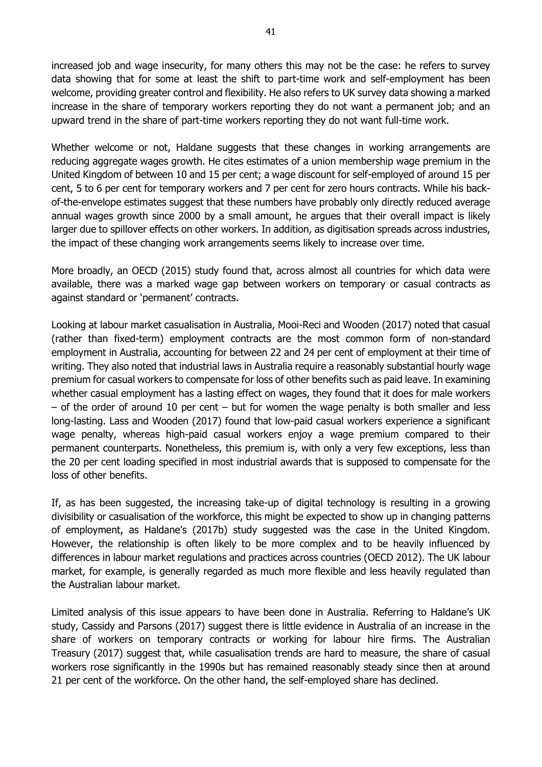increased job and wage insecurity, for many others this may not be the case: he refers to survey data showing that for some at least the shift to part-time work and self-employment has been welcome, providing greater control and flexibility. He also refers to UK survey data showing a marked increase in the share of temporary workers reporting they do not want a permanent job; and an upward trend in the share of part-time workers reporting they do not want full-time work.

Whether welcome or not, Haldane suggests that these changes in working arrangements are reducing aggregate wages growth. He cites estimates of a union membership wage premium in the United Kingdom of between 10 and 15 per cent; a wage discount for self-employed of around 15 per cent, 5 to 6 per cent for temporary workers and 7 per cent for zero hours contracts. While his back-of-the-envelope estimates suggest that these numbers have probably only directly reduced average annual wages growth since 2000 by a small amount, he argues that their overall impact is likely larger due to spillover effects on other workers. In addition, as digitisation spreads across industries, the impact of these changing work arrangements seems likely to increase over time.

More broadly, an OECD (2015) study found that, across almost all countries for which data were available, there was a marked wage gap between workers on temporary or casual contracts as against standard or 'permanent' contracts.

Looking at labour market casualisation in Australia, Mooi-Reci and Wooden (2017) noted that casual (rather than fixed-term) employment contracts are the most common form of non-standard employment in Australia, accounting for between 22 and 24 per cent of employment at their time of writing. They also noted that industrial laws in Australia require a reasonably substantial hourly wage premium for casual workers to compensate for loss of other benefits such as paid leave. In examining whether casual employment has a lasting effect on wages, they found that it does for male workers – of the order of around 10 per cent – but for women the wage penalty is both smaller and less long-lasting. Lass and Wooden (2017) found that low-paid casual workers experience a significant wage penalty, whereas high-paid casual workers enjoy a wage premium compared to their permanent counterparts. Nonetheless, this premium is, with only a very few exceptions, less than the 20 per cent loading specified in most industrial awards that is supposed to compensate for the loss of other benefits.

If, as has been suggested, the increasing take-up of digital technology is resulting in a growing divisibility or casualisation of the workforce, this might be expected to show up in changing patterns of employment, as Haldane's (2017b) study suggested was the case in the United Kingdom. However, the relationship is often likely to be more complex and to be heavily influenced by differences in labour market regulations and practices across countries (OECD 2012). The UK labour market, for example, is generally regarded as much more flexible and less heavily regulated than the Australian labour market.

Limited analysis of this issue appears to have been done in Australia. Referring to Haldane's UK study, Cassidy and Parsons (2017) suggest there is little evidence in Australia of an increase in the share of workers on temporary contracts or working for labour hire firms. The Australian Treasury (2017) suggest that, while casualisation trends are hard to measure, the share of casual workers rose significantly in the 1990s but has remained reasonably steady since then at around 21 per cent of the workforce. On the other hand, the self-employed share has declined.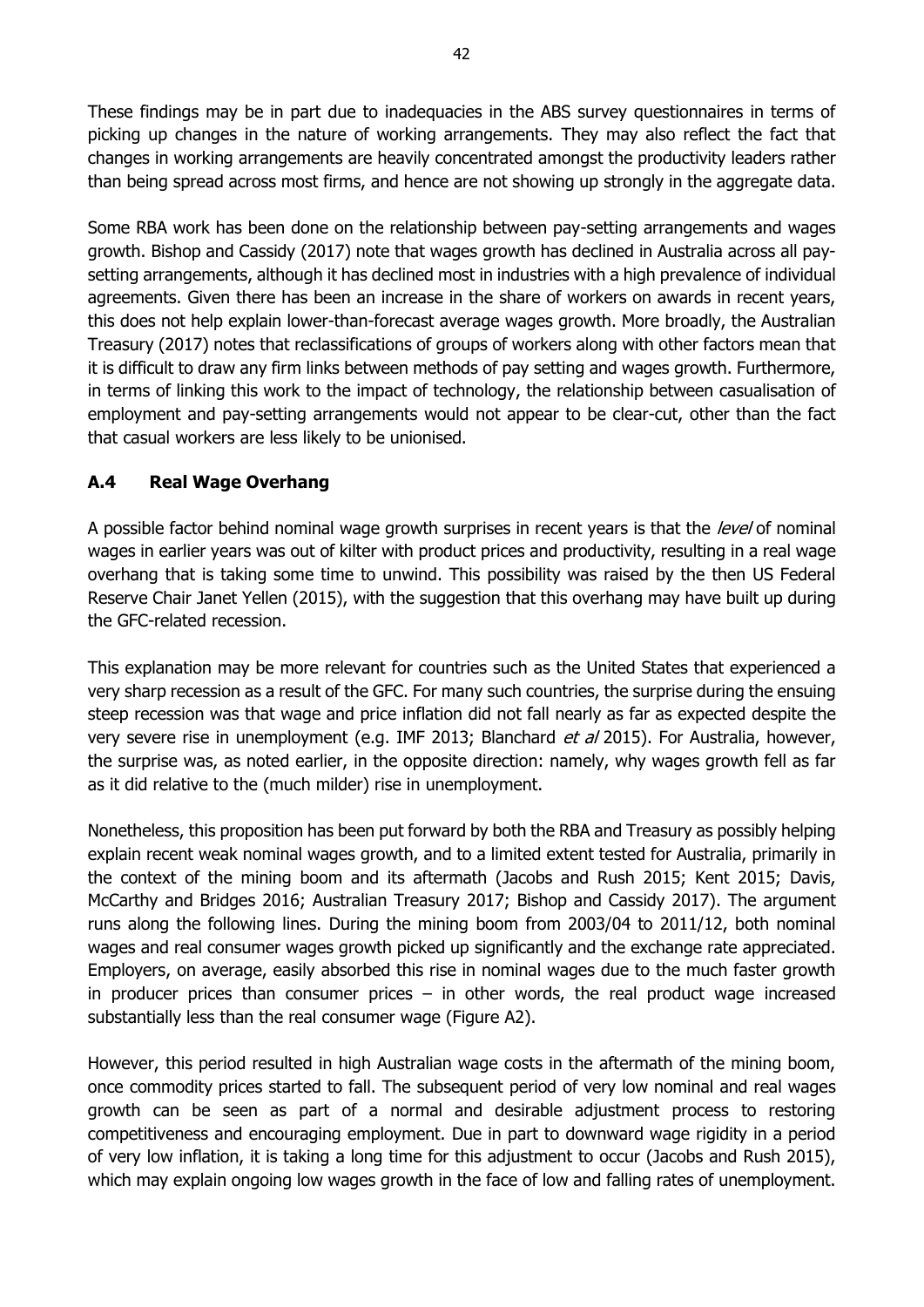These findings may be in part due to inadequacies in the ABS survey questionnaires in terms of picking up changes in the nature of working arrangements. They may also reflect the fact that changes in working arrangements are heavily concentrated amongst the productivity leaders rather than being spread across most firms, and hence are not showing up strongly in the aggregate data.

Some RBA work has been done on the relationship between pay-setting arrangements and wages growth. Bishop and Cassidy (2017) note that wages growth has declined in Australia across all pay-setting arrangements, although it has declined most in industries with a high prevalence of individual agreements. Given there has been an increase in the share of workers on awards in recent years, this does not help explain lower-than-forecast average wages growth. More broadly, the Australian Treasury (2017) notes that reclassifications of groups of workers along with other factors mean that it is difficult to draw any firm links between methods of pay setting and wages growth. Furthermore, in terms of linking this work to the impact of technology, the relationship between casualisation of employment and pay-setting arrangements would not appear to be clear-cut, other than the fact that casual workers are less likely to be unionised.

### A.4 Real Wage Overhang

A possible factor behind nominal wage growth surprises in recent years is that the *level* of nominal wages in earlier years was out of kilter with product prices and productivity, resulting in a real wage overhang that is taking some time to unwind. This possibility was raised by the then US Federal Reserve Chair Janet Yellen (2015), with the suggestion that this overhang may have built up during the GFC-related recession.

This explanation may be more relevant for countries such as the United States that experienced a very sharp recession as a result of the GFC. For many such countries, the surprise during the ensuing steep recession was that wage and price inflation did not fall nearly as far as expected despite the very severe rise in unemployment (e.g. IMF 2013; Blanchard *et al* 2015). For Australia, however, the surprise was, as noted earlier, in the opposite direction: namely, why wages growth fell as far as it did relative to the (much milder) rise in unemployment.

Nonetheless, this proposition has been put forward by both the RBA and Treasury as possibly helping explain recent weak nominal wages growth, and to a limited extent tested for Australia, primarily in the context of the mining boom and its aftermath (Jacobs and Rush 2015; Kent 2015; Davis, McCarthy and Bridges 2016; Australian Treasury 2017; Bishop and Cassidy 2017). The argument runs along the following lines. During the mining boom from 2003/04 to 2011/12, both nominal wages and real consumer wages growth picked up significantly and the exchange rate appreciated. Employers, on average, easily absorbed this rise in nominal wages due to the much faster growth in producer prices than consumer prices – in other words, the real product wage increased substantially less than the real consumer wage (Figure A2).

However, this period resulted in high Australian wage costs in the aftermath of the mining boom, once commodity prices started to fall. The subsequent period of very low nominal and real wages growth can be seen as part of a normal and desirable adjustment process to restoring competitiveness and encouraging employment. Due in part to downward wage rigidity in a period of very low inflation, it is taking a long time for this adjustment to occur (Jacobs and Rush 2015), which may explain ongoing low wages growth in the face of low and falling rates of unemployment.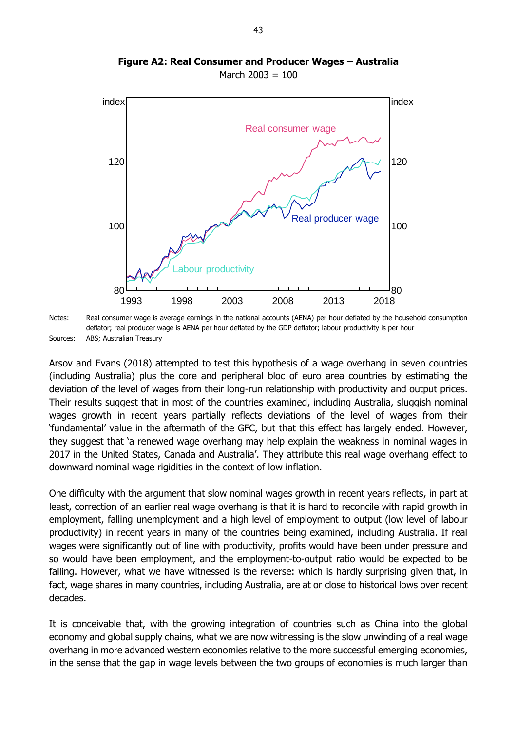**Figure A2: Real Consumer and Producer Wages – Australia**

March 2003 = 100

Notes: Real consumer wage is average earnings in the national accounts (AENA) per hour deflated by the household consumption deflator; real producer wage is AENA per hour deflated by the GDP deflator; labour productivity is per hour

Sources: ABS; Australian Treasury

Arsov and Evans (2018) attempted to test this hypothesis of a wage overhang in seven countries (including Australia) plus the core and peripheral bloc of euro area countries by estimating the deviation of the level of wages from their long-run relationship with productivity and output prices. Their results suggest that in most of the countries examined, including Australia, sluggish nominal wages growth in recent years partially reflects deviations of the level of wages from their 'fundamental' value in the aftermath of the GFC, but that this effect has largely ended. However, they suggest that 'a renewed wage overhang may help explain the weakness in nominal wages in 2017 in the United States, Canada and Australia'. They attribute this real wage overhang effect to downward nominal wage rigidities in the context of low inflation.

One difficulty with the argument that slow nominal wages growth in recent years reflects, in part at least, correction of an earlier real wage overhang is that it is hard to reconcile with rapid growth in employment, falling unemployment and a high level of employment to output (low level of labour productivity) in recent years in many of the countries being examined, including Australia. If real wages were significantly out of line with productivity, profits would have been under pressure and so would have been employment, and the employment-to-output ratio would be expected to be falling. However, what we have witnessed is the reverse: which is hardly surprising given that, in fact, wage shares in many countries, including Australia, are at or close to historical lows over recent decades.

It is conceivable that, with the growing integration of countries such as China into the global economy and global supply chains, what we are now witnessing is the slow unwinding of a real wage overhang in more advanced western economies relative to the more successful emerging economies, in the sense that the gap in wage levels between the two groups of economies is much larger than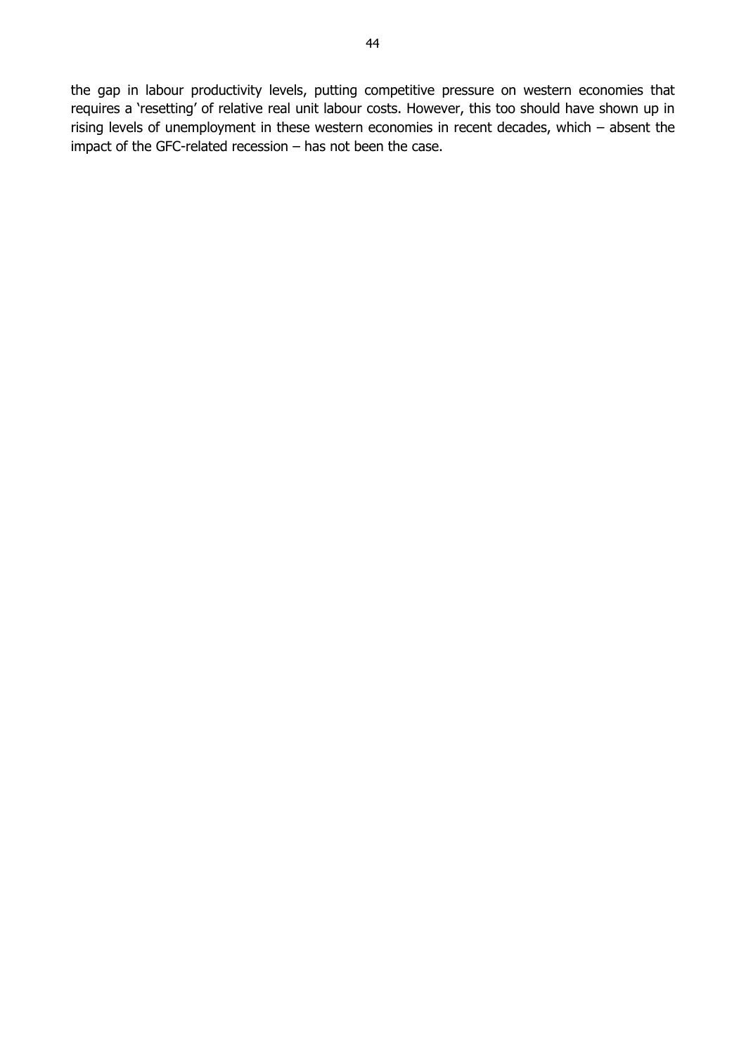the gap in labour productivity levels, putting competitive pressure on western economies that requires a 'resetting' of relative real unit labour costs. However, this too should have shown up in rising levels of unemployment in these western economies in recent decades, which – absent the impact of the GFC-related recession – has not been the case.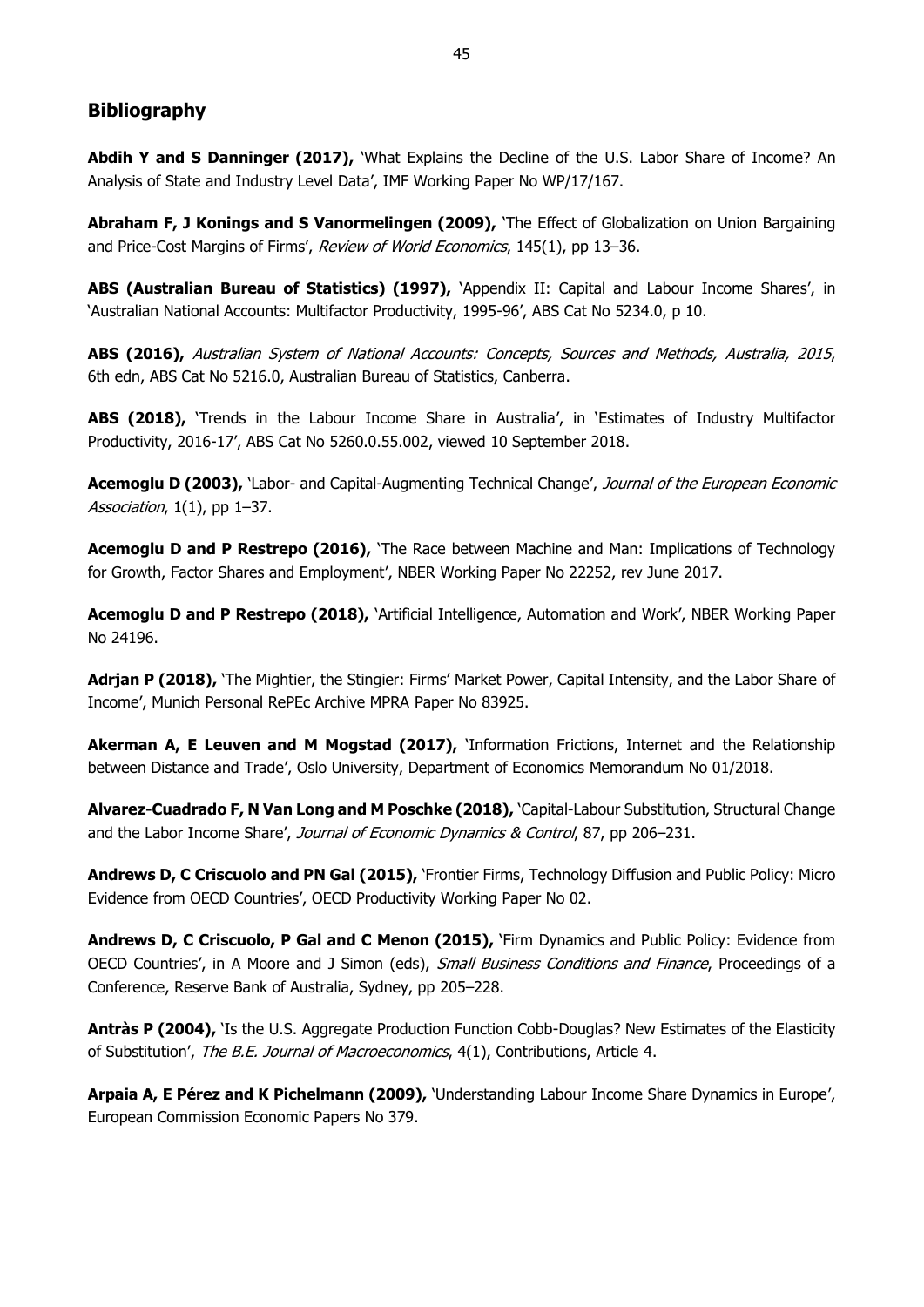## Bibliography

**Abdih Y and S Danninger (2017),** 'What Explains the Decline of the U.S. Labor Share of Income? An Analysis of State and Industry Level Data', IMF Working Paper No WP/17/167.

**Abraham F, J Konings and S Vanormelingen (2009),** 'The Effect of Globalization on Union Bargaining and Price-Cost Margins of Firms', *Review of World Economics*, 145(1), pp 13–36.

**ABS (Australian Bureau of Statistics) (1997),** 'Appendix II: Capital and Labour Income Shares', in 'Australian National Accounts: Multifactor Productivity, 1995-96', ABS Cat No 5234.0, p 10.

**ABS (2016),** *Australian System of National Accounts: Concepts, Sources and Methods, Australia, 2015*, 6th edn, ABS Cat No 5216.0, Australian Bureau of Statistics, Canberra.

**ABS (2018),** 'Trends in the Labour Income Share in Australia', in 'Estimates of Industry Multifactor Productivity, 2016-17', ABS Cat No 5260.0.55.002, viewed 10 September 2018.

**Acemoglu D (2003),** 'Labor- and Capital-Augmenting Technical Change', *Journal of the European Economic Association*, 1(1), pp 1–37.

**Acemoglu D and P Restrepo (2016),** 'The Race between Machine and Man: Implications of Technology for Growth, Factor Shares and Employment', NBER Working Paper No 22252, rev June 2017.

**Acemoglu D and P Restrepo (2018),** 'Artificial Intelligence, Automation and Work', NBER Working Paper No 24196.

**Adrjan P (2018),** 'The Mightier, the Stingier: Firms' Market Power, Capital Intensity, and the Labor Share of Income', Munich Personal RePEc Archive MPRA Paper No 83925.

**Akerman A, E Leuven and M Mogstad (2017),** 'Information Frictions, Internet and the Relationship between Distance and Trade', Oslo University, Department of Economics Memorandum No 01/2018.

**Alvarez-Cuadrado F, N Van Long and M Poschke (2018),** 'Capital-Labour Substitution, Structural Change and the Labor Income Share', *Journal of Economic Dynamics & Control*, 87, pp 206–231.

**Andrews D, C Criscuolo and PN Gal (2015),** 'Frontier Firms, Technology Diffusion and Public Policy: Micro Evidence from OECD Countries', OECD Productivity Working Paper No 02.

**Andrews D, C Criscuolo, P Gal and C Menon (2015),** 'Firm Dynamics and Public Policy: Evidence from OECD Countries', in A Moore and J Simon (eds), *Small Business Conditions and Finance*, Proceedings of a Conference, Reserve Bank of Australia, Sydney, pp 205–228.

**Antràs P (2004),** 'Is the U.S. Aggregate Production Function Cobb-Douglas? New Estimates of the Elasticity of Substitution', *The B.E. Journal of Macroeconomics*, 4(1), Contributions, Article 4.

**Arpaia A, E Pérez and K Pichelmann (2009),** 'Understanding Labour Income Share Dynamics in Europe', European Commission Economic Papers No 379.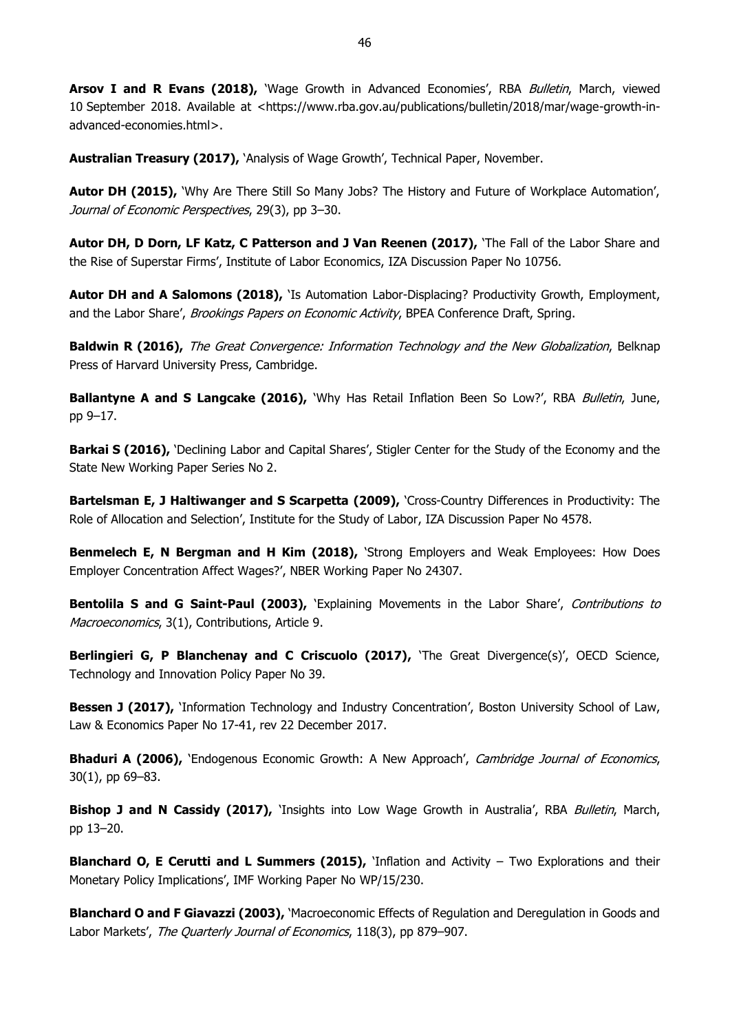**Arsov I and R Evans (2018),** 'Wage Growth in Advanced Economies', RBA *Bulletin*, March, viewed 10 September 2018. Available at <https://www.rba.gov.au/publications/bulletin/2018/mar/wage-growth-in-advanced-economies.html>.

**Australian Treasury (2017),** 'Analysis of Wage Growth', Technical Paper, November.

**Autor DH (2015),** 'Why Are There Still So Many Jobs? The History and Future of Workplace Automation', *Journal of Economic Perspectives*, 29(3), pp 3–30.

**Autor DH, D Dorn, LF Katz, C Patterson and J Van Reenen (2017),** 'The Fall of the Labor Share and the Rise of Superstar Firms', Institute of Labor Economics, IZA Discussion Paper No 10756.

**Autor DH and A Salomons (2018),** 'Is Automation Labor-Displacing? Productivity Growth, Employment, and the Labor Share', *Brookings Papers on Economic Activity*, BPEA Conference Draft, Spring.

**Baldwin R (2016),** *The Great Convergence: Information Technology and the New Globalization*, Belknap Press of Harvard University Press, Cambridge.

**Ballantyne A and S Langcake (2016),** 'Why Has Retail Inflation Been So Low?', RBA *Bulletin*, June, pp 9–17.

**Barkai S (2016),** 'Declining Labor and Capital Shares', Stigler Center for the Study of the Economy and the State New Working Paper Series No 2.

**Bartelsman E, J Haltiwanger and S Scarpetta (2009),** 'Cross-Country Differences in Productivity: The Role of Allocation and Selection', Institute for the Study of Labor, IZA Discussion Paper No 4578.

**Benmelech E, N Bergman and H Kim (2018),** 'Strong Employers and Weak Employees: How Does Employer Concentration Affect Wages?', NBER Working Paper No 24307.

**Bentolila S and G Saint-Paul (2003),** 'Explaining Movements in the Labor Share', *Contributions to Macroeconomics*, 3(1), Contributions, Article 9.

**Berlingieri G, P Blanchenay and C Criscuolo (2017),** 'The Great Divergence(s)', OECD Science, Technology and Innovation Policy Paper No 39.

**Bessen J (2017),** 'Information Technology and Industry Concentration', Boston University School of Law, Law & Economics Paper No 17-41, rev 22 December 2017.

**Bhaduri A (2006),** 'Endogenous Economic Growth: A New Approach', *Cambridge Journal of Economics*, 30(1), pp 69–83.

**Bishop J and N Cassidy (2017),** 'Insights into Low Wage Growth in Australia', RBA *Bulletin*, March, pp 13–20.

**Blanchard O, E Cerutti and L Summers (2015),** 'Inflation and Activity – Two Explorations and their Monetary Policy Implications', IMF Working Paper No WP/15/230.

**Blanchard O and F Giavazzi (2003),** 'Macroeconomic Effects of Regulation and Deregulation in Goods and Labor Markets', *The Quarterly Journal of Economics*, 118(3), pp 879–907.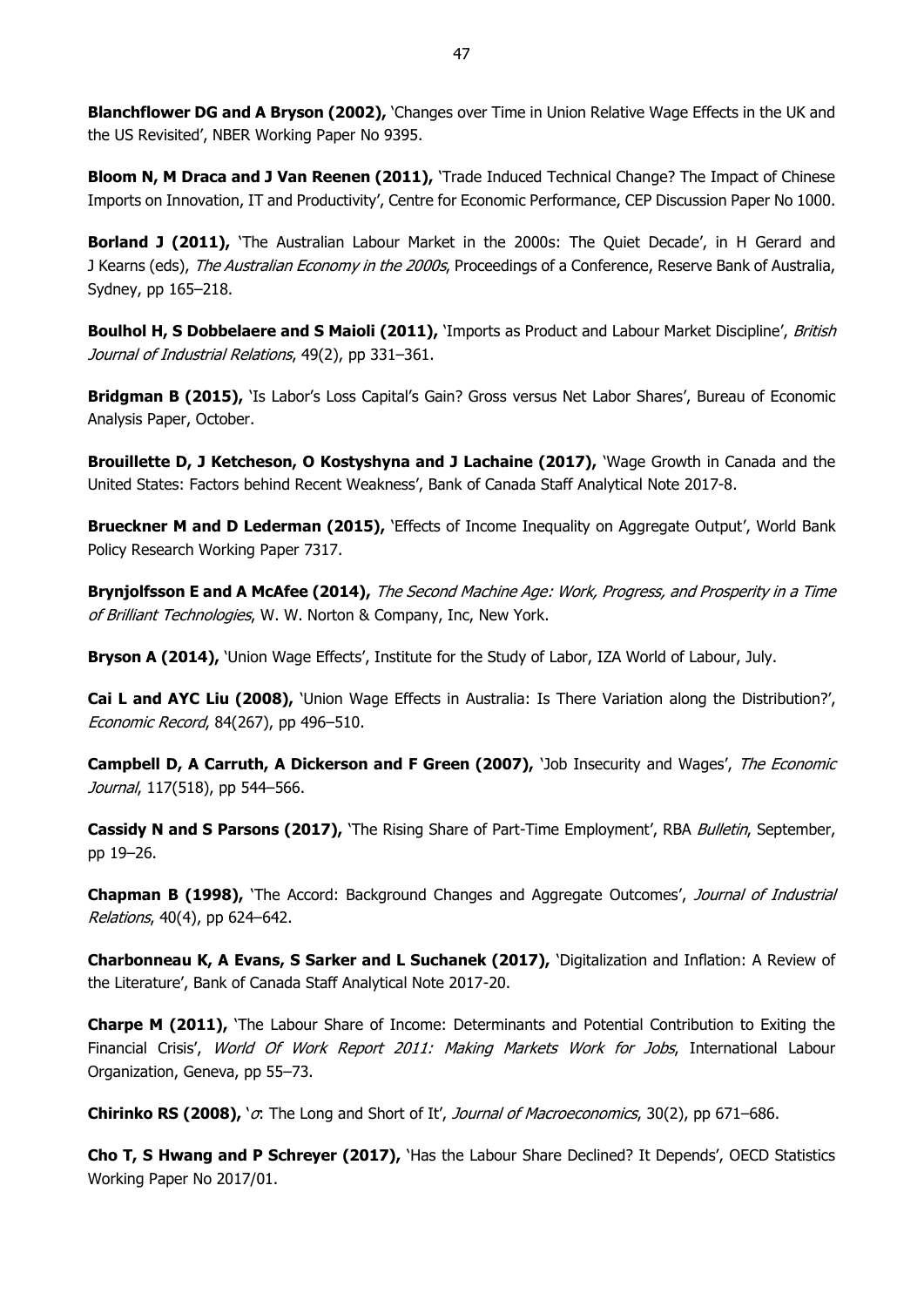**Blanchflower DG and A Bryson (2002),** 'Changes over Time in Union Relative Wage Effects in the UK and the US Revisited', NBER Working Paper No 9395.

**Bloom N, M Draca and J Van Reenen (2011),** 'Trade Induced Technical Change? The Impact of Chinese Imports on Innovation, IT and Productivity', Centre for Economic Performance, CEP Discussion Paper No 1000.

**Borland J (2011),** 'The Australian Labour Market in the 2000s: The Quiet Decade', in H Gerard and J Kearns (eds), *The Australian Economy in the 2000s*, Proceedings of a Conference, Reserve Bank of Australia, Sydney, pp 165–218.

**Boulhol H, S Dobbelaere and S Maioli (2011),** 'Imports as Product and Labour Market Discipline', *British Journal of Industrial Relations*, 49(2), pp 331–361.

**Bridgman B (2015),** 'Is Labor's Loss Capital's Gain? Gross versus Net Labor Shares', Bureau of Economic Analysis Paper, October.

**Brouillette D, J Ketcheson, O Kostyshyna and J Lachaine (2017),** 'Wage Growth in Canada and the United States: Factors behind Recent Weakness', Bank of Canada Staff Analytical Note 2017-8.

**Brueckner M and D Lederman (2015),** 'Effects of Income Inequality on Aggregate Output', World Bank Policy Research Working Paper 7317.

**Brynjolfsson E and A McAfee (2014),** *The Second Machine Age: Work, Progress, and Prosperity in a Time of Brilliant Technologies*, W. W. Norton & Company, Inc, New York.

**Bryson A (2014),** 'Union Wage Effects', Institute for the Study of Labor, IZA World of Labour, July.

**Cai L and AYC Liu (2008),** 'Union Wage Effects in Australia: Is There Variation along the Distribution?', *Economic Record*, 84(267), pp 496–510.

**Campbell D, A Carruth, A Dickerson and F Green (2007),** 'Job Insecurity and Wages', *The Economic Journal*, 117(518), pp 544–566.

**Cassidy N and S Parsons (2017),** 'The Rising Share of Part-Time Employment', RBA *Bulletin*, September, pp 19–26.

**Chapman B (1998),** 'The Accord: Background Changes and Aggregate Outcomes', *Journal of Industrial Relations*, 40(4), pp 624–642.

**Charbonneau K, A Evans, S Sarker and L Suchanek (2017),** 'Digitalization and Inflation: A Review of the Literature', Bank of Canada Staff Analytical Note 2017-20.

**Charpe M (2011),** 'The Labour Share of Income: Determinants and Potential Contribution to Exiting the Financial Crisis', *World Of Work Report 2011: Making Markets Work for Jobs*, International Labour Organization, Geneva, pp 55–73.

**Chirinko RS (2008),** '$\sigma$: The Long and Short of It', *Journal of Macroeconomics*, 30(2), pp 671–686.

**Cho T, S Hwang and P Schreyer (2017),** 'Has the Labour Share Declined? It Depends', OECD Statistics Working Paper No 2017/01.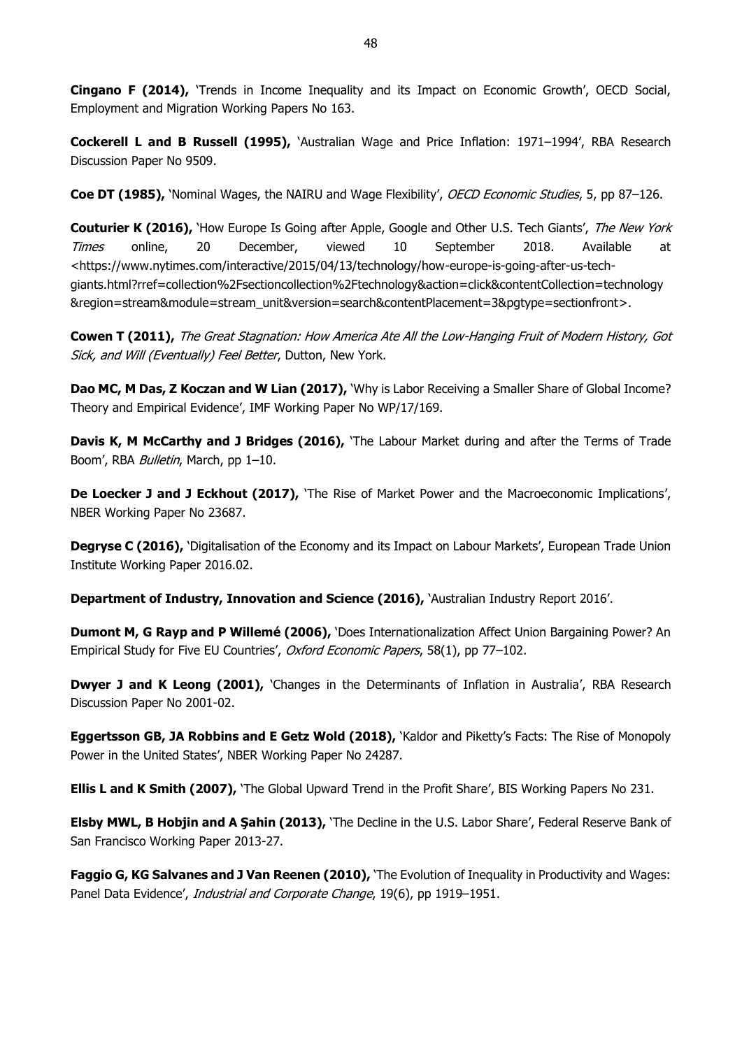**Cingano F (2014),** 'Trends in Income Inequality and its Impact on Economic Growth', OECD Social, Employment and Migration Working Papers No 163.

**Cockerell L and B Russell (1995),** 'Australian Wage and Price Inflation: 1971–1994', RBA Research Discussion Paper No 9509.

**Coe DT (1985),** 'Nominal Wages, the NAIRU and Wage Flexibility', *OECD Economic Studies*, 5, pp 87–126.

**Couturier K (2016),** 'How Europe Is Going after Apple, Google and Other U.S. Tech Giants', *The New York Times* online, 20 December, viewed 10 September 2018. Available at <https://www.nytimes.com/interactive/2015/04/13/technology/how-europe-is-going-after-us-tech-giants.html?rref=collection%2Fsectioncollection%2Ftechnology&action=click&contentCollection=technology&region=stream&module=stream_unit&version=search&contentPlacement=3&pgtype=sectionfront>.

**Cowen T (2011),** *The Great Stagnation: How America Ate All the Low-Hanging Fruit of Modern History, Got Sick, and Will (Eventually) Feel Better*, Dutton, New York.

**Dao MC, M Das, Z Koczan and W Lian (2017),** 'Why is Labor Receiving a Smaller Share of Global Income? Theory and Empirical Evidence', IMF Working Paper No WP/17/169.

**Davis K, M McCarthy and J Bridges (2016),** 'The Labour Market during and after the Terms of Trade Boom', RBA *Bulletin*, March, pp 1–10.

**De Loecker J and J Eckhout (2017),** 'The Rise of Market Power and the Macroeconomic Implications', NBER Working Paper No 23687.

**Degryse C (2016),** 'Digitalisation of the Economy and its Impact on Labour Markets', European Trade Union Institute Working Paper 2016.02.

**Department of Industry, Innovation and Science (2016),** 'Australian Industry Report 2016'.

**Dumont M, G Rayp and P Willemé (2006),** 'Does Internationalization Affect Union Bargaining Power? An Empirical Study for Five EU Countries', *Oxford Economic Papers*, 58(1), pp 77–102.

**Dwyer J and K Leong (2001),** 'Changes in the Determinants of Inflation in Australia', RBA Research Discussion Paper No 2001-02.

**Eggertsson GB, JA Robbins and E Getz Wold (2018),** 'Kaldor and Piketty's Facts: The Rise of Monopoly Power in the United States', NBER Working Paper No 24287.

**Ellis L and K Smith (2007),** 'The Global Upward Trend in the Profit Share', BIS Working Papers No 231.

**Elsby MWL, B Hobjin and A Şahin (2013),** 'The Decline in the U.S. Labor Share', Federal Reserve Bank of San Francisco Working Paper 2013-27.

**Faggio G, KG Salvanes and J Van Reenen (2010),** 'The Evolution of Inequality in Productivity and Wages: Panel Data Evidence', *Industrial and Corporate Change*, 19(6), pp 1919–1951.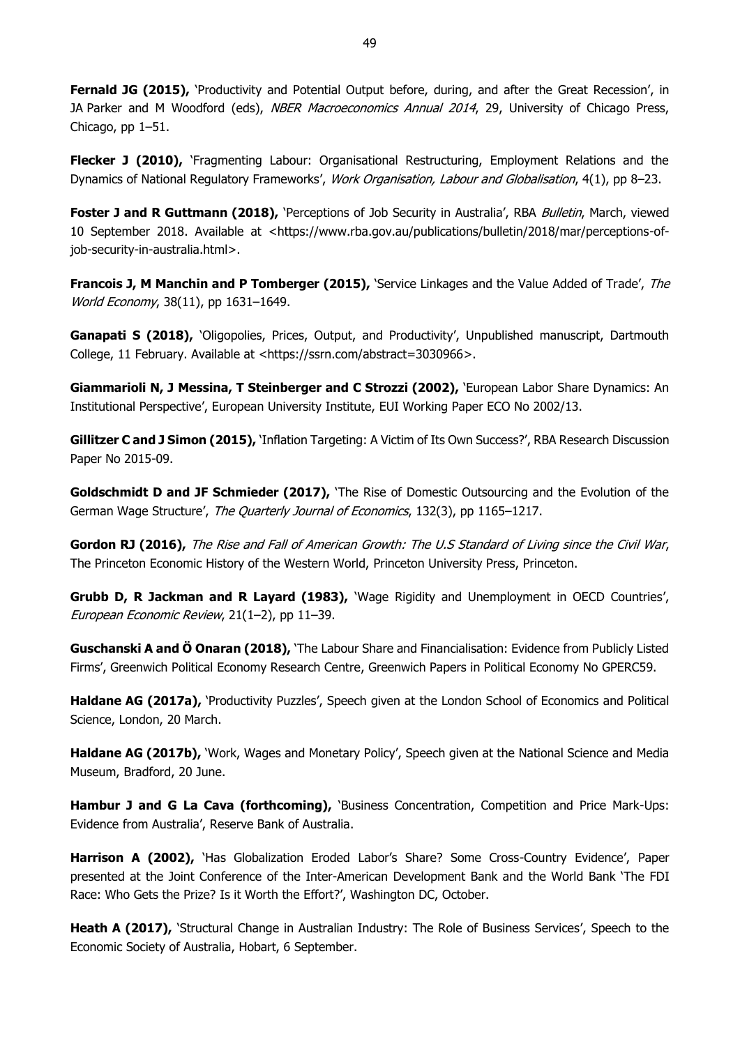**Fernald JG (2015),** 'Productivity and Potential Output before, during, and after the Great Recession', in JA Parker and M Woodford (eds), *NBER Macroeconomics Annual 2014*, 29, University of Chicago Press, Chicago, pp 1–51.

**Flecker J (2010),** 'Fragmenting Labour: Organisational Restructuring, Employment Relations and the Dynamics of National Regulatory Frameworks', *Work Organisation, Labour and Globalisation*, 4(1), pp 8–23.

**Foster J and R Guttmann (2018),** 'Perceptions of Job Security in Australia', RBA *Bulletin*, March, viewed 10 September 2018. Available at <https://www.rba.gov.au/publications/bulletin/2018/mar/perceptions-of-job-security-in-australia.html>.

**Francois J, M Manchin and P Tomberger (2015),** 'Service Linkages and the Value Added of Trade', *The World Economy*, 38(11), pp 1631–1649.

**Ganapati S (2018),** 'Oligopolies, Prices, Output, and Productivity', Unpublished manuscript, Dartmouth College, 11 February. Available at <https://ssrn.com/abstract=3030966>.

**Giammarioli N, J Messina, T Steinberger and C Strozzi (2002),** 'European Labor Share Dynamics: An Institutional Perspective', European University Institute, EUI Working Paper ECO No 2002/13.

**Gillitzer C and J Simon (2015),** 'Inflation Targeting: A Victim of Its Own Success?', RBA Research Discussion Paper No 2015-09.

**Goldschmidt D and JF Schmieder (2017),** 'The Rise of Domestic Outsourcing and the Evolution of the German Wage Structure', *The Quarterly Journal of Economics*, 132(3), pp 1165–1217.

**Gordon RJ (2016),** *The Rise and Fall of American Growth: The U.S Standard of Living since the Civil War*, The Princeton Economic History of the Western World, Princeton University Press, Princeton.

**Grubb D, R Jackman and R Layard (1983),** 'Wage Rigidity and Unemployment in OECD Countries', *European Economic Review*, 21(1–2), pp 11–39.

**Guschanski A and Ö Onaran (2018),** 'The Labour Share and Financialisation: Evidence from Publicly Listed Firms', Greenwich Political Economy Research Centre, Greenwich Papers in Political Economy No GPERC59.

**Haldane AG (2017a),** 'Productivity Puzzles', Speech given at the London School of Economics and Political Science, London, 20 March.

**Haldane AG (2017b),** 'Work, Wages and Monetary Policy', Speech given at the National Science and Media Museum, Bradford, 20 June.

**Hambur J and G La Cava (forthcoming),** 'Business Concentration, Competition and Price Mark-Ups: Evidence from Australia', Reserve Bank of Australia.

**Harrison A (2002),** 'Has Globalization Eroded Labor's Share? Some Cross-Country Evidence', Paper presented at the Joint Conference of the Inter-American Development Bank and the World Bank 'The FDI Race: Who Gets the Prize? Is it Worth the Effort?', Washington DC, October.

**Heath A (2017),** 'Structural Change in Australian Industry: The Role of Business Services', Speech to the Economic Society of Australia, Hobart, 6 September.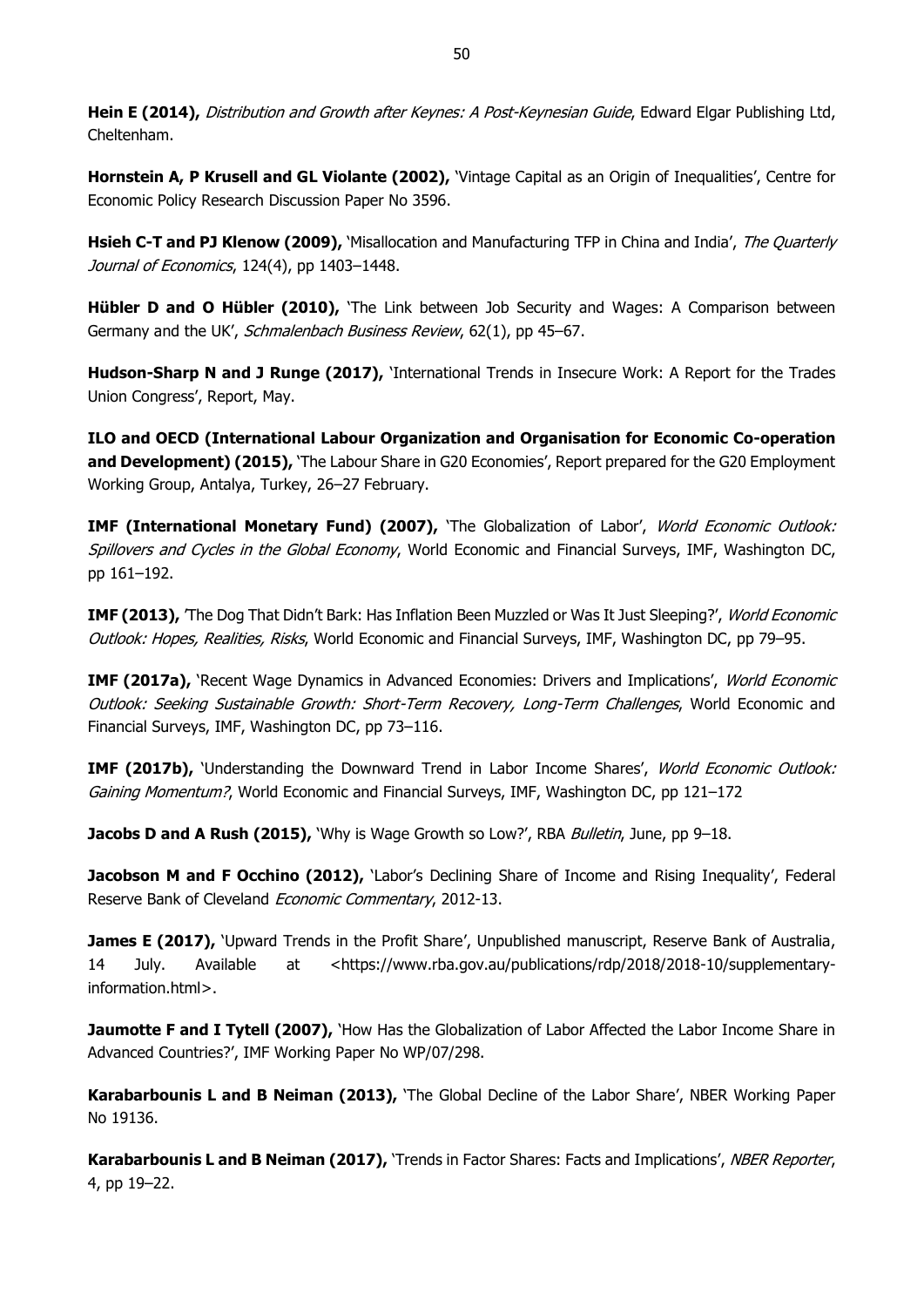**Hein E (2014),** *Distribution and Growth after Keynes: A Post-Keynesian Guide*, Edward Elgar Publishing Ltd, Cheltenham.

**Hornstein A, P Krusell and GL Violante (2002),** 'Vintage Capital as an Origin of Inequalities', Centre for Economic Policy Research Discussion Paper No 3596.

**Hsieh C-T and PJ Klenow (2009),** 'Misallocation and Manufacturing TFP in China and India', *The Quarterly Journal of Economics*, 124(4), pp 1403–1448.

**Hübler D and O Hübler (2010),** 'The Link between Job Security and Wages: A Comparison between Germany and the UK', *Schmalenbach Business Review*, 62(1), pp 45–67.

**Hudson-Sharp N and J Runge (2017),** 'International Trends in Insecure Work: A Report for the Trades Union Congress', Report, May.

**ILO and OECD (International Labour Organization and Organisation for Economic Co-operation and Development) (2015),** 'The Labour Share in G20 Economies', Report prepared for the G20 Employment Working Group, Antalya, Turkey, 26–27 February.

**IMF (International Monetary Fund) (2007),** 'The Globalization of Labor', *World Economic Outlook: Spillovers and Cycles in the Global Economy*, World Economic and Financial Surveys, IMF, Washington DC, pp 161–192.

**IMF (2013),** 'The Dog That Didn't Bark: Has Inflation Been Muzzled or Was It Just Sleeping?', *World Economic Outlook: Hopes, Realities, Risks*, World Economic and Financial Surveys, IMF, Washington DC, pp 79–95.

**IMF (2017a),** 'Recent Wage Dynamics in Advanced Economies: Drivers and Implications', *World Economic Outlook: Seeking Sustainable Growth: Short-Term Recovery, Long-Term Challenges*, World Economic and Financial Surveys, IMF, Washington DC, pp 73–116.

**IMF (2017b),** 'Understanding the Downward Trend in Labor Income Shares', *World Economic Outlook: Gaining Momentum?*, World Economic and Financial Surveys, IMF, Washington DC, pp 121–172

**Jacobs D and A Rush (2015),** 'Why is Wage Growth so Low?', RBA *Bulletin*, June, pp 9–18.

**Jacobson M and F Occhino (2012),** 'Labor's Declining Share of Income and Rising Inequality', Federal Reserve Bank of Cleveland *Economic Commentary*, 2012-13.

**James E (2017),** 'Upward Trends in the Profit Share', Unpublished manuscript, Reserve Bank of Australia, 14 July. Available at <https://www.rba.gov.au/publications/rdp/2018/2018-10/supplementary-information.html>.

**Jaumotte F and I Tytell (2007),** 'How Has the Globalization of Labor Affected the Labor Income Share in Advanced Countries?', IMF Working Paper No WP/07/298.

**Karabarbounis L and B Neiman (2013),** 'The Global Decline of the Labor Share', NBER Working Paper No 19136.

**Karabarbounis L and B Neiman (2017),** 'Trends in Factor Shares: Facts and Implications', *NBER Reporter*, 4, pp 19–22.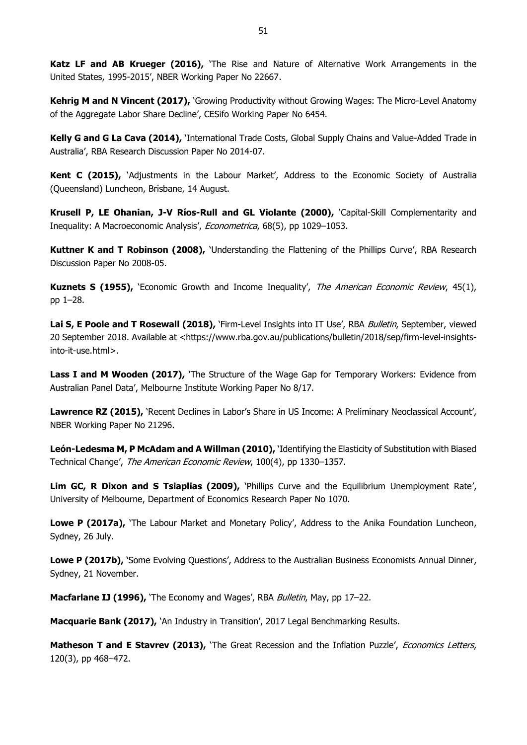**Katz LF and AB Krueger (2016),** 'The Rise and Nature of Alternative Work Arrangements in the United States, 1995-2015', NBER Working Paper No 22667.

**Kehrig M and N Vincent (2017),** 'Growing Productivity without Growing Wages: The Micro-Level Anatomy of the Aggregate Labor Share Decline', CESifo Working Paper No 6454.

**Kelly G and G La Cava (2014),** 'International Trade Costs, Global Supply Chains and Value-Added Trade in Australia', RBA Research Discussion Paper No 2014-07.

**Kent C (2015),** 'Adjustments in the Labour Market', Address to the Economic Society of Australia (Queensland) Luncheon, Brisbane, 14 August.

**Krusell P, LE Ohanian, J-V Ríos-Rull and GL Violante (2000),** 'Capital-Skill Complementarity and Inequality: A Macroeconomic Analysis', *Econometrica*, 68(5), pp 1029–1053.

**Kuttner K and T Robinson (2008),** 'Understanding the Flattening of the Phillips Curve', RBA Research Discussion Paper No 2008-05.

**Kuznets S (1955),** 'Economic Growth and Income Inequality', *The American Economic Review*, 45(1), pp 1–28.

**Lai S, E Poole and T Rosewall (2018),** 'Firm-Level Insights into IT Use', RBA *Bulletin*, September, viewed 20 September 2018. Available at <https://www.rba.gov.au/publications/bulletin/2018/sep/firm-level-insights-into-it-use.html>.

**Lass I and M Wooden (2017),** 'The Structure of the Wage Gap for Temporary Workers: Evidence from Australian Panel Data', Melbourne Institute Working Paper No 8/17.

**Lawrence RZ (2015),** 'Recent Declines in Labor's Share in US Income: A Preliminary Neoclassical Account', NBER Working Paper No 21296.

**León-Ledesma M, P McAdam and A Willman (2010),** 'Identifying the Elasticity of Substitution with Biased Technical Change', *The American Economic Review*, 100(4), pp 1330–1357.

**Lim GC, R Dixon and S Tsiaplias (2009),** 'Phillips Curve and the Equilibrium Unemployment Rate', University of Melbourne, Department of Economics Research Paper No 1070.

**Lowe P (2017a),** 'The Labour Market and Monetary Policy', Address to the Anika Foundation Luncheon, Sydney, 26 July.

**Lowe P (2017b),** 'Some Evolving Questions', Address to the Australian Business Economists Annual Dinner, Sydney, 21 November.

**Macfarlane IJ (1996),** 'The Economy and Wages', RBA *Bulletin*, May, pp 17–22.

**Macquarie Bank (2017),** 'An Industry in Transition', 2017 Legal Benchmarking Results.

**Matheson T and E Stavrev (2013),** 'The Great Recession and the Inflation Puzzle', *Economics Letters*, 120(3), pp 468–472.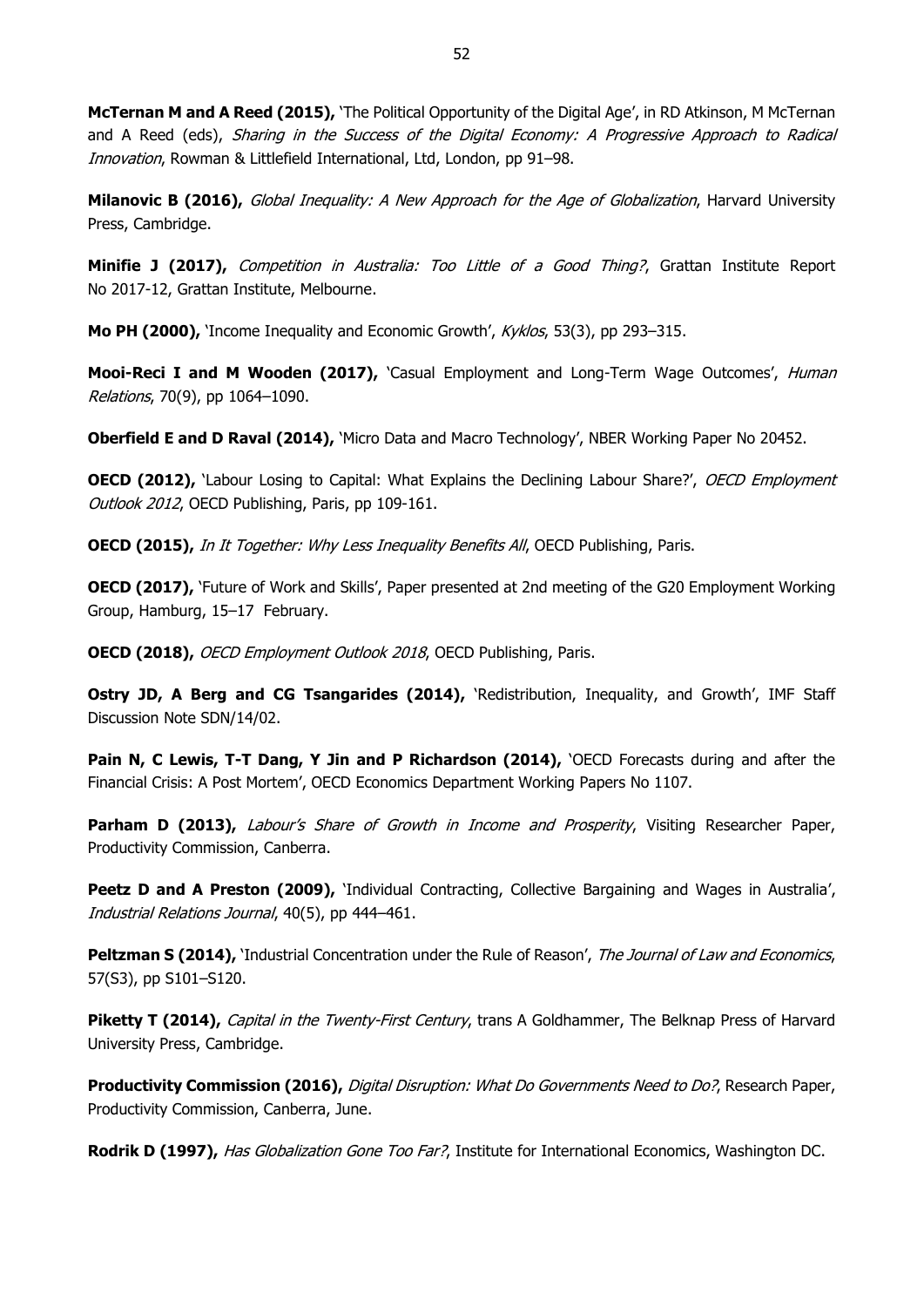**McTernan M and A Reed (2015),** 'The Political Opportunity of the Digital Age', in RD Atkinson, M McTernan and A Reed (eds), *Sharing in the Success of the Digital Economy: A Progressive Approach to Radical Innovation*, Rowman & Littlefield International, Ltd, London, pp 91–98.

**Milanovic B (2016),** *Global Inequality: A New Approach for the Age of Globalization*, Harvard University Press, Cambridge.

**Minifie J (2017),** *Competition in Australia: Too Little of a Good Thing?*, Grattan Institute Report No 2017-12, Grattan Institute, Melbourne.

**Mo PH (2000),** 'Income Inequality and Economic Growth', *Kyklos*, 53(3), pp 293–315.

**Mooi-Reci I and M Wooden (2017),** 'Casual Employment and Long-Term Wage Outcomes', *Human Relations*, 70(9), pp 1064–1090.

**Oberfield E and D Raval (2014),** 'Micro Data and Macro Technology', NBER Working Paper No 20452.

**OECD (2012),** 'Labour Losing to Capital: What Explains the Declining Labour Share?', *OECD Employment Outlook 2012*, OECD Publishing, Paris, pp 109-161.

**OECD (2015),** *In It Together: Why Less Inequality Benefits All*, OECD Publishing, Paris.

**OECD (2017),** 'Future of Work and Skills', Paper presented at 2nd meeting of the G20 Employment Working Group, Hamburg, 15–17 February.

**OECD (2018),** *OECD Employment Outlook 2018*, OECD Publishing, Paris.

**Ostry JD, A Berg and CG Tsangarides (2014),** 'Redistribution, Inequality, and Growth', IMF Staff Discussion Note SDN/14/02.

**Pain N, C Lewis, T-T Dang, Y Jin and P Richardson (2014),** 'OECD Forecasts during and after the Financial Crisis: A Post Mortem', OECD Economics Department Working Papers No 1107.

**Parham D (2013),** *Labour's Share of Growth in Income and Prosperity*, Visiting Researcher Paper, Productivity Commission, Canberra.

**Peetz D and A Preston (2009),** 'Individual Contracting, Collective Bargaining and Wages in Australia', *Industrial Relations Journal*, 40(5), pp 444–461.

**Peltzman S (2014),** 'Industrial Concentration under the Rule of Reason', *The Journal of Law and Economics*, 57(S3), pp S101–S120.

**Piketty T (2014),** *Capital in the Twenty-First Century*, trans A Goldhammer, The Belknap Press of Harvard University Press, Cambridge.

**Productivity Commission (2016),** *Digital Disruption: What Do Governments Need to Do?*, Research Paper, Productivity Commission, Canberra, June.

**Rodrik D (1997),** *Has Globalization Gone Too Far?*, Institute for International Economics, Washington DC.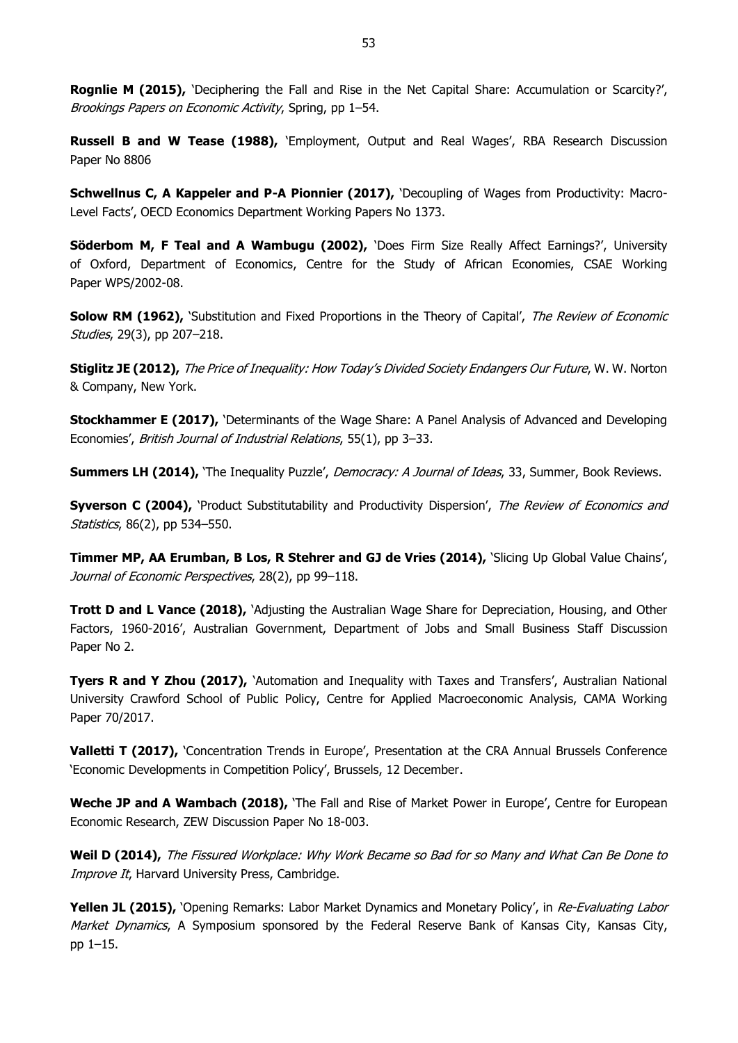**Rognlie M (2015),** 'Deciphering the Fall and Rise in the Net Capital Share: Accumulation or Scarcity?', *Brookings Papers on Economic Activity*, Spring, pp 1–54.

**Russell B and W Tease (1988),** 'Employment, Output and Real Wages', RBA Research Discussion Paper No 8806

**Schwellnus C, A Kappeler and P-A Pionnier (2017),** 'Decoupling of Wages from Productivity: Macro-Level Facts', OECD Economics Department Working Papers No 1373.

**Söderbom M, F Teal and A Wambugu (2002),** 'Does Firm Size Really Affect Earnings?', University of Oxford, Department of Economics, Centre for the Study of African Economies, CSAE Working Paper WPS/2002-08.

**Solow RM (1962),** 'Substitution and Fixed Proportions in the Theory of Capital', *The Review of Economic Studies*, 29(3), pp 207–218.

**Stiglitz JE (2012),** *The Price of Inequality: How Today's Divided Society Endangers Our Future*, W. W. Norton & Company, New York.

**Stockhammer E (2017),** 'Determinants of the Wage Share: A Panel Analysis of Advanced and Developing Economies', *British Journal of Industrial Relations*, 55(1), pp 3–33.

**Summers LH (2014),** 'The Inequality Puzzle', *Democracy: A Journal of Ideas*, 33, Summer, Book Reviews.

**Syverson C (2004),** 'Product Substitutability and Productivity Dispersion', *The Review of Economics and Statistics*, 86(2), pp 534–550.

**Timmer MP, AA Erumban, B Los, R Stehrer and GJ de Vries (2014),** 'Slicing Up Global Value Chains', *Journal of Economic Perspectives*, 28(2), pp 99–118.

**Trott D and L Vance (2018),** 'Adjusting the Australian Wage Share for Depreciation, Housing, and Other Factors, 1960-2016', Australian Government, Department of Jobs and Small Business Staff Discussion Paper No 2.

**Tyers R and Y Zhou (2017),** 'Automation and Inequality with Taxes and Transfers', Australian National University Crawford School of Public Policy, Centre for Applied Macroeconomic Analysis, CAMA Working Paper 70/2017.

**Valletti T (2017),** 'Concentration Trends in Europe', Presentation at the CRA Annual Brussels Conference 'Economic Developments in Competition Policy', Brussels, 12 December.

**Weche JP and A Wambach (2018),** 'The Fall and Rise of Market Power in Europe', Centre for European Economic Research, ZEW Discussion Paper No 18-003.

**Weil D (2014),** *The Fissured Workplace: Why Work Became so Bad for so Many and What Can Be Done to Improve It*, Harvard University Press, Cambridge.

**Yellen JL (2015),** 'Opening Remarks: Labor Market Dynamics and Monetary Policy', in *Re-Evaluating Labor Market Dynamics*, A Symposium sponsored by the Federal Reserve Bank of Kansas City, Kansas City, pp 1–15.